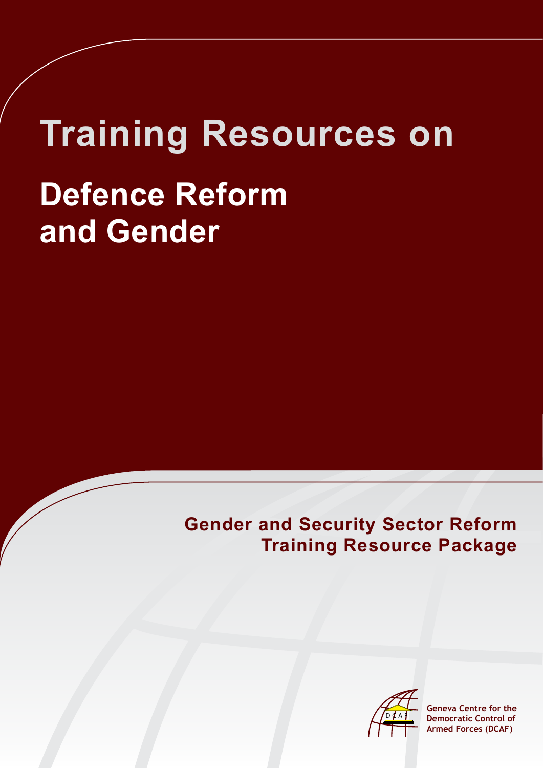# Training Resources on

# Defence Reform and Gender

## Gender and Security Sector Reform Training Resource Package

Geneva Centre for the Democratic Control of Armed Forces (DCAF)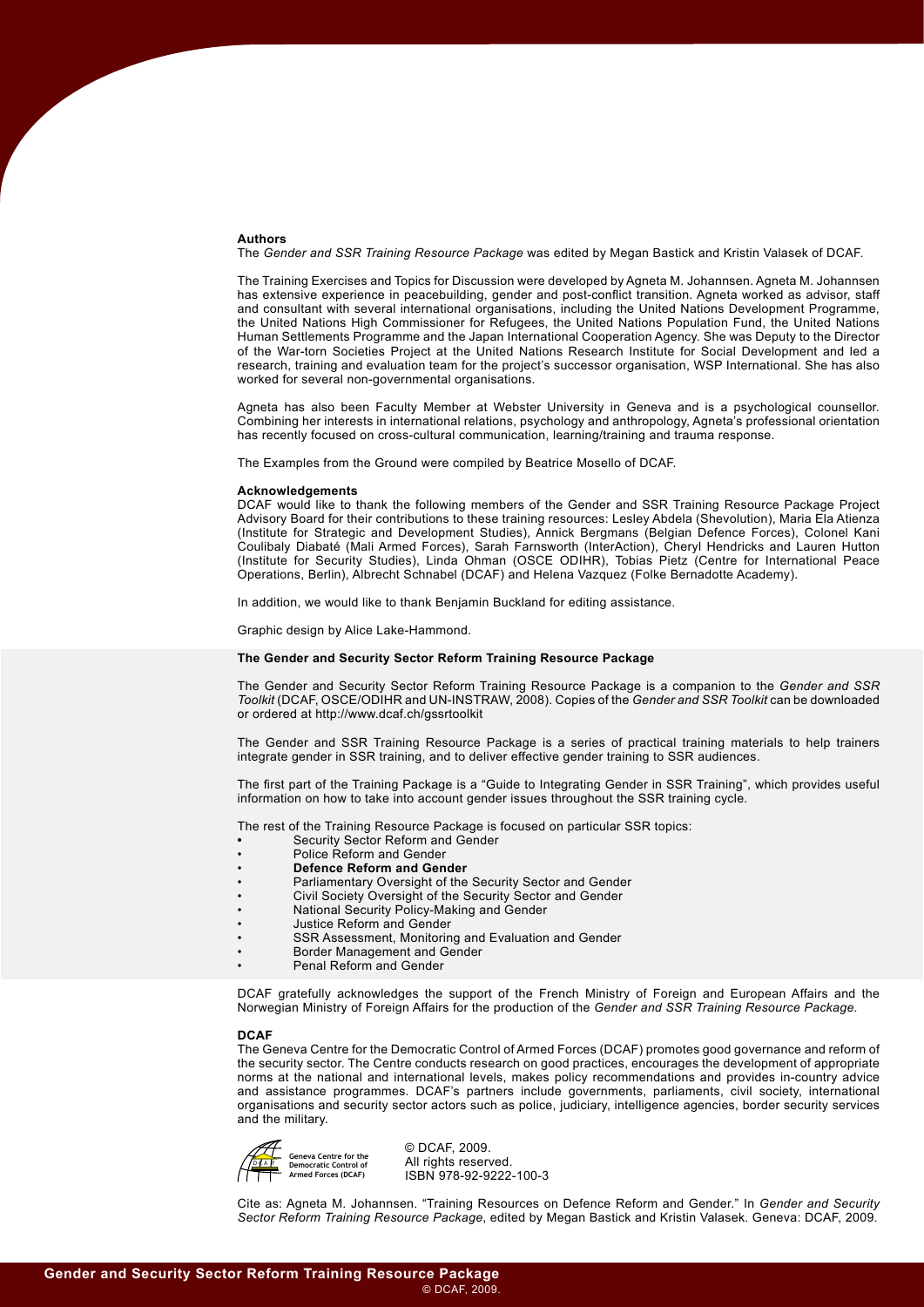**Authors**

The *Gender and SSR Training Resource Package* was edited by Megan Bastick and Kristin Valasek of DCAF.

The Training Exercises and Topics for Discussion were developed by Agneta M. Johannsen. Agneta M. Johannsen has extensive experience in peacebuilding, gender and post-conflict transition. Agneta worked as advisor, staff and consultant with several international organisations, including the United Nations Development Programme, the United Nations High Commissioner for Refugees, the United Nations Population Fund, the United Nations Human Settlements Programme and the Japan International Cooperation Agency. She was Deputy to the Director of the War-torn Societies Project at the United Nations Research Institute for Social Development and led a research, training and evaluation team for the project's successor organisation, WSP International. She has also worked for several non-governmental organisations.

Agneta has also been Faculty Member at Webster University in Geneva and is a psychological counsellor. Combining her interests in international relations, psychology and anthropology, Agneta's professional orientation has recently focused on cross-cultural communication, learning/training and trauma response.

The Examples from the Ground were compiled by Beatrice Mosello of DCAF.

**Acknowledgements**

DCAF would like to thank the following members of the Gender and SSR Training Resource Package Project Advisory Board for their contributions to these training resources: Lesley Abdela (Shevolution), Maria Ela Atienza (Institute for Strategic and Development Studies), Annick Bergmans (Belgian Defence Forces), Colonel Kani Coulibaly Diabaté (Mali Armed Forces), Sarah Farnsworth (InterAction), Cheryl Hendricks and Lauren Hutton (Institute for Security Studies), Linda Ohman (OSCE ODIHR), Tobias Pietz (Centre for International Peace Operations, Berlin), Albrecht Schnabel (DCAF) and Helena Vazquez (Folke Bernadotte Academy).

In addition, we would like to thank Benjamin Buckland for editing assistance.

Graphic design by Alice Lake-Hammond.

**The Gender and Security Sector Reform Training Resource Package**

The Gender and Security Sector Reform Training Resource Package is a companion to the *Gender and SSR Toolkit* (DCAF, OSCE/ODIHR and UN-INSTRAW, 2008). Copies of the *Gender and SSR Toolkit* can be downloaded or ordered at http://www.dcaf.ch/gssrtoolkit

The Gender and SSR Training Resource Package is a series of practical training materials to help trainers integrate gender in SSR training, and to deliver effective gender training to SSR audiences.

The first part of the Training Package is a "Guide to Integrating Gender in SSR Training", which provides useful information on how to take into account gender issues throughout the SSR training cycle.

The rest of the Training Resource Package is focused on particular SSR topics:

- Security Sector Reform and Gender
- Police Reform and Gender
- **Defence Reform and Gender**
- Parliamentary Oversight of the Security Sector and Gender
- Civil Society Oversight of the Security Sector and Gender
- National Security Policy-Making and Gender
- Justice Reform and Gender
- SSR Assessment, Monitoring and Evaluation and Gender
- Border Management and Gender
- Penal Reform and Gender

DCAF gratefully acknowledges the support of the French Ministry of Foreign and European Affairs and the Norwegian Ministry of Foreign Affairs for the production of the *Gender and SSR Training Resource Package.*

**DCAF**

The Geneva Centre for the Democratic Control of Armed Forces (DCAF) promotes good governance and reform of the security sector. The Centre conducts research on good practices, encourages the development of appropriate norms at the national and international levels, makes policy recommendations and provides in-country advice and assistance programmes. DCAF's partners include governments, parliaments, civil society, international organisations and security sector actors such as police, judiciary, intelligence agencies, border security services and the military.

Geneva Centre for the Democratic Control of Armed Forces (DCAF)

© DCAF, 2009.
All rights reserved.
ISBN 978-92-9222-100-3

Cite as: Agneta M. Johannsen. "Training Resources on Defence Reform and Gender." In *Gender and Security Sector Reform Training Resource Package*, edited by Megan Bastick and Kristin Valasek. Geneva: DCAF, 2009.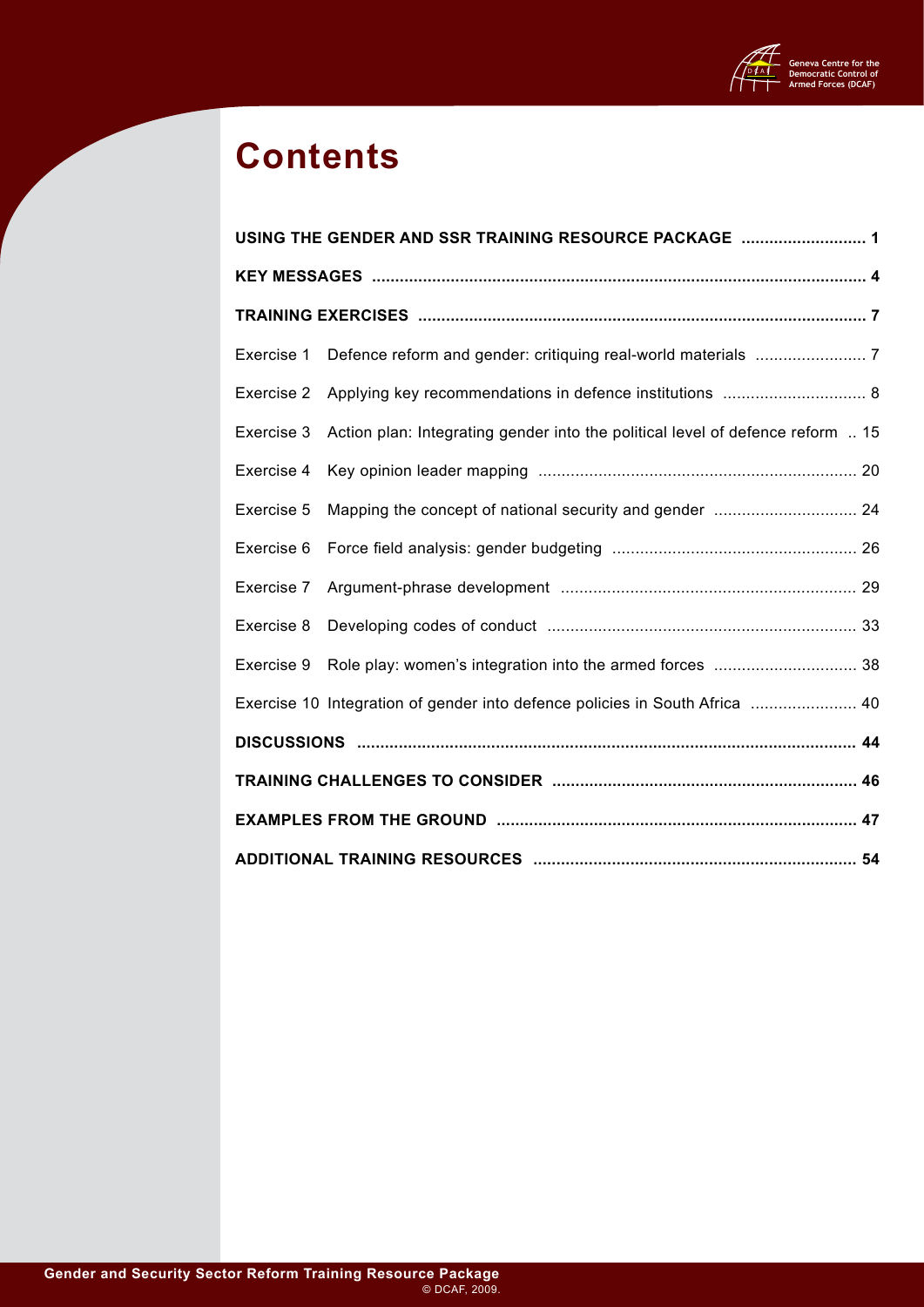# Contents

**USING THE GENDER AND SSR TRAINING RESOURCE PACKAGE ........................... 1**

**KEY MESSAGES ......................................................................................................... 4**

**TRAINING EXERCISES ............................................................................................... 7**

Exercise 1 Defence reform and gender: critiquing real-world materials ........................ 7

Exercise 2 Applying key recommendations in defence institutions ............................... 8

Exercise 3 Action plan: Integrating gender into the political level of defence reform .. 15

Exercise 4 Key opinion leader mapping .................................................................... 20

Exercise 5 Mapping the concept of national security and gender ............................... 24

Exercise 6 Force field analysis: gender budgeting ..................................................... 26

Exercise 7 Argument-phrase development ................................................................ 29

Exercise 8 Developing codes of conduct ................................................................... 33

Exercise 9 Role play: women's integration into the armed forces ............................... 38

Exercise 10 Integration of gender into defence policies in South Africa ....................... 40

**DISCUSSIONS .......................................................................................................... 44**

**TRAINING CHALLENGES TO CONSIDER ................................................................. 46**

**EXAMPLES FROM THE GROUND ............................................................................. 47**

**ADDITIONAL TRAINING RESOURCES ..................................................................... 54**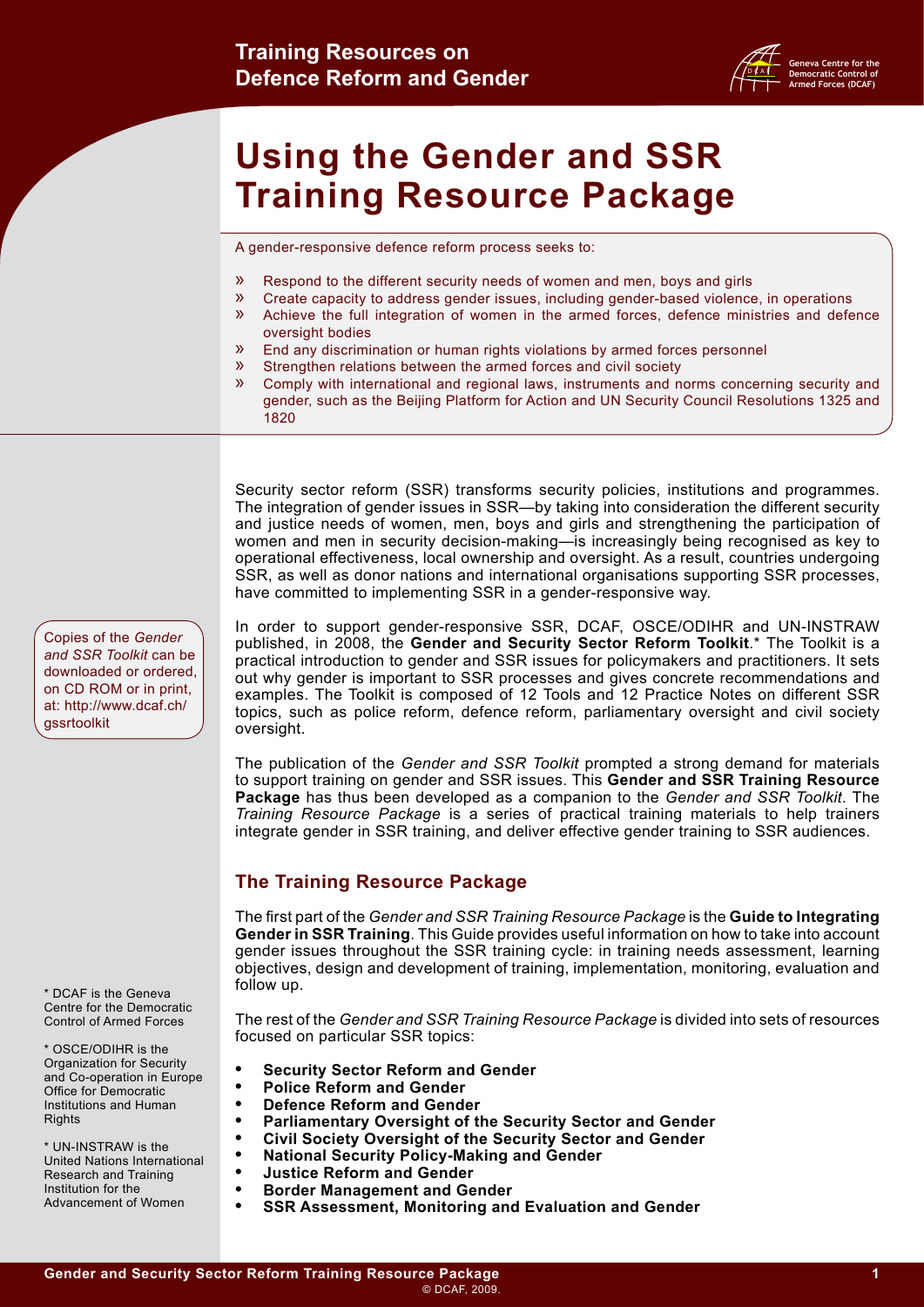# Using the Gender and SSR Training Resource Package

A gender-responsive defence reform process seeks to:

- Respond to the different security needs of women and men, boys and girls
- Create capacity to address gender issues, including gender-based violence, in operations
- Achieve the full integration of women in the armed forces, defence ministries and defence oversight bodies
- End any discrimination or human rights violations by armed forces personnel
- Strengthen relations between the armed forces and civil society
- Comply with international and regional laws, instruments and norms concerning security and gender, such as the Beijing Platform for Action and UN Security Council Resolutions 1325 and 1820

Security sector reform (SSR) transforms security policies, institutions and programmes. The integration of gender issues in SSR—by taking into consideration the different security and justice needs of women, men, boys and girls and strengthening the participation of women and men in security decision-making—is increasingly being recognised as key to operational effectiveness, local ownership and oversight. As a result, countries undergoing SSR, as well as donor nations and international organisations supporting SSR processes, have committed to implementing SSR in a gender-responsive way.

In order to support gender-responsive SSR, DCAF, OSCE/ODIHR and UN-INSTRAW published, in 2008, the **Gender and Security Sector Reform Toolkit**.* The Toolkit is a practical introduction to gender and SSR issues for policymakers and practitioners. It sets out why gender is important to SSR processes and gives concrete recommendations and examples. The Toolkit is composed of 12 Tools and 12 Practice Notes on different SSR topics, such as police reform, defence reform, parliamentary oversight and civil society oversight.

Copies of the *Gender and SSR Toolkit* can be downloaded or ordered, on CD ROM or in print, at: http://www.dcaf.ch/gssrtoolkit

The publication of the *Gender and SSR Toolkit* prompted a strong demand for materials to support training on gender and SSR issues. This **Gender and SSR Training Resource Package** has thus been developed as a companion to the *Gender and SSR Toolkit*. The *Training Resource Package* is a series of practical training materials to help trainers integrate gender in SSR training, and deliver effective gender training to SSR audiences.

## The Training Resource Package

The first part of the *Gender and SSR Training Resource Package* is the **Guide to Integrating Gender in SSR Training**. This Guide provides useful information on how to take into account gender issues throughout the SSR training cycle: in training needs assessment, learning objectives, design and development of training, implementation, monitoring, evaluation and follow up.

The rest of the *Gender and SSR Training Resource Package* is divided into sets of resources focused on particular SSR topics:

- **Security Sector Reform and Gender**
- **Police Reform and Gender**
- **Defence Reform and Gender**
- **Parliamentary Oversight of the Security Sector and Gender**
- **Civil Society Oversight of the Security Sector and Gender**
- **National Security Policy-Making and Gender**
- **Justice Reform and Gender**
- **Border Management and Gender**
- **SSR Assessment, Monitoring and Evaluation and Gender**

\* DCAF is the Geneva Centre for the Democratic Control of Armed Forces

\* OSCE/ODIHR is the Organization for Security and Co-operation in Europe Office for Democratic Institutions and Human Rights

\* UN-INSTRAW is the United Nations International Research and Training Institution for the Advancement of Women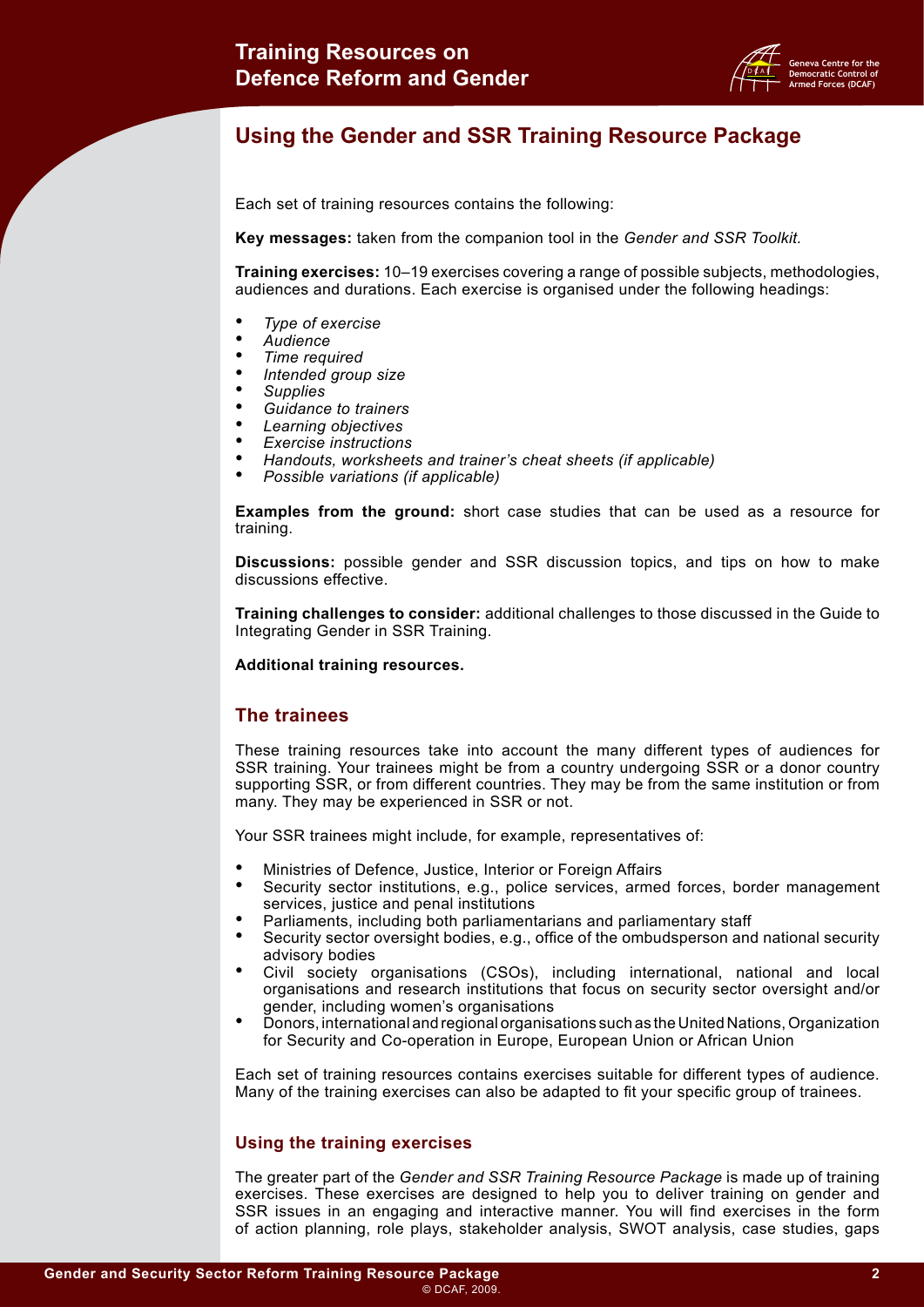## Using the Gender and SSR Training Resource Package

Each set of training resources contains the following:

**Key messages:** taken from the companion tool in the *Gender and SSR Toolkit.*

**Training exercises:** 10–19 exercises covering a range of possible subjects, methodologies, audiences and durations. Each exercise is organised under the following headings:

- *Type of exercise*
- *Audience*
- *Time required*
- *Intended group size*
- *Supplies*
- *Guidance to trainers*
- *Learning objectives*
- *Exercise instructions*
- *Handouts, worksheets and trainer's cheat sheets (if applicable)*
- *Possible variations (if applicable)*

**Examples from the ground:** short case studies that can be used as a resource for training.

**Discussions:** possible gender and SSR discussion topics, and tips on how to make discussions effective.

**Training challenges to consider:** additional challenges to those discussed in the Guide to Integrating Gender in SSR Training.

**Additional training resources.**

## The trainees

These training resources take into account the many different types of audiences for SSR training. Your trainees might be from a country undergoing SSR or a donor country supporting SSR, or from different countries. They may be from the same institution or from many. They may be experienced in SSR or not.

Your SSR trainees might include, for example, representatives of:

- Ministries of Defence, Justice, Interior or Foreign Affairs
- Security sector institutions, e.g., police services, armed forces, border management services, justice and penal institutions
- Parliaments, including both parliamentarians and parliamentary staff
- Security sector oversight bodies, e.g., office of the ombudsperson and national security advisory bodies
- Civil society organisations (CSOs), including international, national and local organisations and research institutions that focus on security sector oversight and/or gender, including women's organisations
- Donors, international and regional organisations such as the United Nations, Organization for Security and Co-operation in Europe, European Union or African Union

Each set of training resources contains exercises suitable for different types of audience. Many of the training exercises can also be adapted to fit your specific group of trainees.

### Using the training exercises

The greater part of the *Gender and SSR Training Resource Package* is made up of training exercises. These exercises are designed to help you to deliver training on gender and SSR issues in an engaging and interactive manner. You will find exercises in the form of action planning, role plays, stakeholder analysis, SWOT analysis, case studies, gaps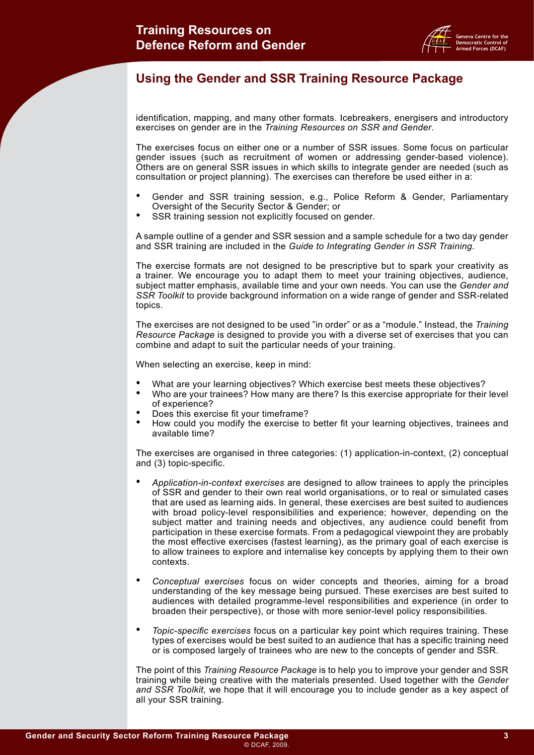## Using the Gender and SSR Training Resource Package

identification, mapping, and many other formats. Icebreakers, energisers and introductory exercises on gender are in the *Training Resources on SSR and Gender*.

The exercises focus on either one or a number of SSR issues. Some focus on particular gender issues (such as recruitment of women or addressing gender-based violence). Others are on general SSR issues in which skills to integrate gender are needed (such as consultation or project planning). The exercises can therefore be used either in a:

- Gender and SSR training session, e.g., Police Reform & Gender, Parliamentary Oversight of the Security Sector & Gender; or
- SSR training session not explicitly focused on gender.

A sample outline of a gender and SSR session and a sample schedule for a two day gender and SSR training are included in the *Guide to Integrating Gender in SSR Training.*

The exercise formats are not designed to be prescriptive but to spark your creativity as a trainer. We encourage you to adapt them to meet your training objectives, audience, subject matter emphasis, available time and your own needs. You can use the *Gender and SSR Toolkit* to provide background information on a wide range of gender and SSR-related topics.

The exercises are not designed to be used "in order" or as a "module." Instead, the *Training Resource Package* is designed to provide you with a diverse set of exercises that you can combine and adapt to suit the particular needs of your training.

When selecting an exercise, keep in mind:

- What are your learning objectives? Which exercise best meets these objectives?
- Who are your trainees? How many are there? Is this exercise appropriate for their level of experience?
- Does this exercise fit your timeframe?
- How could you modify the exercise to better fit your learning objectives, trainees and available time?

The exercises are organised in three categories: (1) application-in-context, (2) conceptual and (3) topic-specific.

- *Application-in-context exercises* are designed to allow trainees to apply the principles of SSR and gender to their own real world organisations, or to real or simulated cases that are used as learning aids. In general, these exercises are best suited to audiences with broad policy-level responsibilities and experience; however, depending on the subject matter and training needs and objectives, any audience could benefit from participation in these exercise formats. From a pedagogical viewpoint they are probably the most effective exercises (fastest learning), as the primary goal of each exercise is to allow trainees to explore and internalise key concepts by applying them to their own contexts.

- *Conceptual exercises* focus on wider concepts and theories, aiming for a broad understanding of the key message being pursued. These exercises are best suited to audiences with detailed programme-level responsibilities and experience (in order to broaden their perspective), or those with more senior-level policy responsibilities.

- *Topic-specific exercises* focus on a particular key point which requires training. These types of exercises would be best suited to an audience that has a specific training need or is composed largely of trainees who are new to the concepts of gender and SSR.

The point of this *Training Resource Package* is to help you to improve your gender and SSR training while being creative with the materials presented. Used together with the *Gender and SSR Toolkit*, we hope that it will encourage you to include gender as a key aspect of all your SSR training.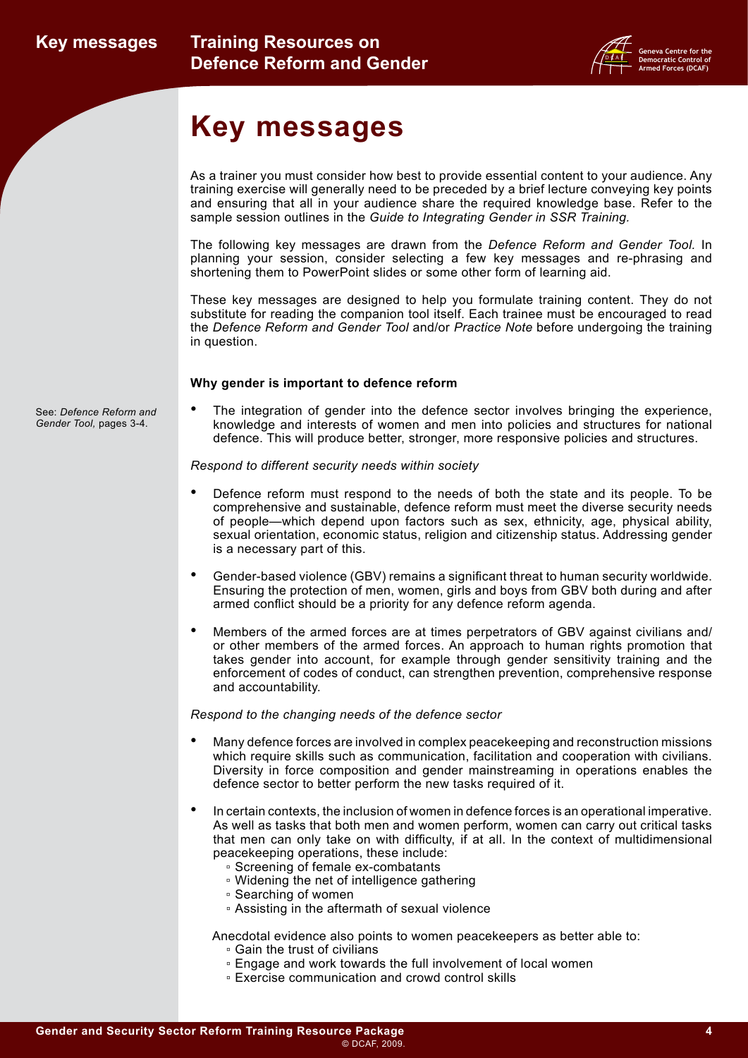# Key messages

As a trainer you must consider how best to provide essential content to your audience. Any training exercise will generally need to be preceded by a brief lecture conveying key points and ensuring that all in your audience share the required knowledge base. Refer to the sample session outlines in the *Guide to Integrating Gender in SSR Training.*

The following key messages are drawn from the *Defence Reform and Gender Tool.* In planning your session, consider selecting a few key messages and re-phrasing and shortening them to PowerPoint slides or some other form of learning aid.

These key messages are designed to help you formulate training content. They do not substitute for reading the companion tool itself. Each trainee must be encouraged to read the *Defence Reform and Gender Tool* and/or *Practice Note* before undergoing the training in question.

**Why gender is important to defence reform**

See: *Defence Reform and Gender Tool,* pages 3-4.

- The integration of gender into the defence sector involves bringing the experience, knowledge and interests of women and men into policies and structures for national defence. This will produce better, stronger, more responsive policies and structures.

*Respond to different security needs within society*

- Defence reform must respond to the needs of both the state and its people. To be comprehensive and sustainable, defence reform must meet the diverse security needs of people—which depend upon factors such as sex, ethnicity, age, physical ability, sexual orientation, economic status, religion and citizenship status. Addressing gender is a necessary part of this.
- Gender-based violence (GBV) remains a significant threat to human security worldwide. Ensuring the protection of men, women, girls and boys from GBV both during and after armed conflict should be a priority for any defence reform agenda.
- Members of the armed forces are at times perpetrators of GBV against civilians and/or other members of the armed forces. An approach to human rights promotion that takes gender into account, for example through gender sensitivity training and the enforcement of codes of conduct, can strengthen prevention, comprehensive response and accountability.

*Respond to the changing needs of the defence sector*

- Many defence forces are involved in complex peacekeeping and reconstruction missions which require skills such as communication, facilitation and cooperation with civilians. Diversity in force composition and gender mainstreaming in operations enables the defence sector to better perform the new tasks required of it.
- In certain contexts, the inclusion of women in defence forces is an operational imperative. As well as tasks that both men and women perform, women can carry out critical tasks that men can only take on with difficulty, if at all. In the context of multidimensional peacekeeping operations, these include:
  - Screening of female ex-combatants
  - Widening the net of intelligence gathering
  - Searching of women
  - Assisting in the aftermath of sexual violence

  Anecdotal evidence also points to women peacekeepers as better able to:
  - Gain the trust of civilians
  - Engage and work towards the full involvement of local women
  - Exercise communication and crowd control skills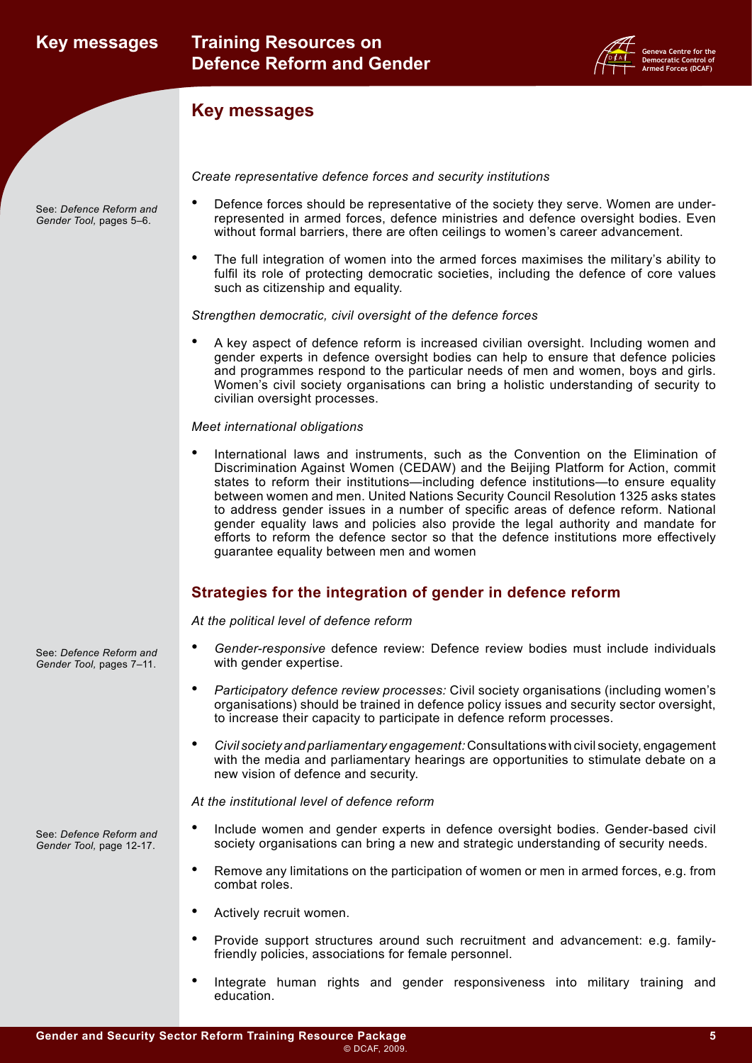## Key messages

*Create representative defence forces and security institutions*

See: *Defence Reform and Gender Tool,* pages 5–6.

- Defence forces should be representative of the society they serve. Women are under-represented in armed forces, defence ministries and defence oversight bodies. Even without formal barriers, there are often ceilings to women's career advancement.
- The full integration of women into the armed forces maximises the military's ability to fulfil its role of protecting democratic societies, including the defence of core values such as citizenship and equality.

*Strengthen democratic, civil oversight of the defence forces*

- A key aspect of defence reform is increased civilian oversight. Including women and gender experts in defence oversight bodies can help to ensure that defence policies and programmes respond to the particular needs of men and women, boys and girls. Women's civil society organisations can bring a holistic understanding of security to civilian oversight processes.

*Meet international obligations*

- International laws and instruments, such as the Convention on the Elimination of Discrimination Against Women (CEDAW) and the Beijing Platform for Action, commit states to reform their institutions—including defence institutions—to ensure equality between women and men. United Nations Security Council Resolution 1325 asks states to address gender issues in a number of specific areas of defence reform. National gender equality laws and policies also provide the legal authority and mandate for efforts to reform the defence sector so that the defence institutions more effectively guarantee equality between men and women

## Strategies for the integration of gender in defence reform

*At the political level of defence reform*

See: *Defence Reform and Gender Tool,* pages 7–11.

- *Gender-responsive* defence review: Defence review bodies must include individuals with gender expertise.
- *Participatory defence review processes:* Civil society organisations (including women's organisations) should be trained in defence policy issues and security sector oversight, to increase their capacity to participate in defence reform processes.
- *Civil society and parliamentary engagement:* Consultations with civil society, engagement with the media and parliamentary hearings are opportunities to stimulate debate on a new vision of defence and security.

*At the institutional level of defence reform*

See: *Defence Reform and Gender Tool,* page 12-17.

- Include women and gender experts in defence oversight bodies. Gender-based civil society organisations can bring a new and strategic understanding of security needs.
- Remove any limitations on the participation of women or men in armed forces, e.g. from combat roles.
- Actively recruit women.
- Provide support structures around such recruitment and advancement: e.g. family-friendly policies, associations for female personnel.
- Integrate human rights and gender responsiveness into military training and education.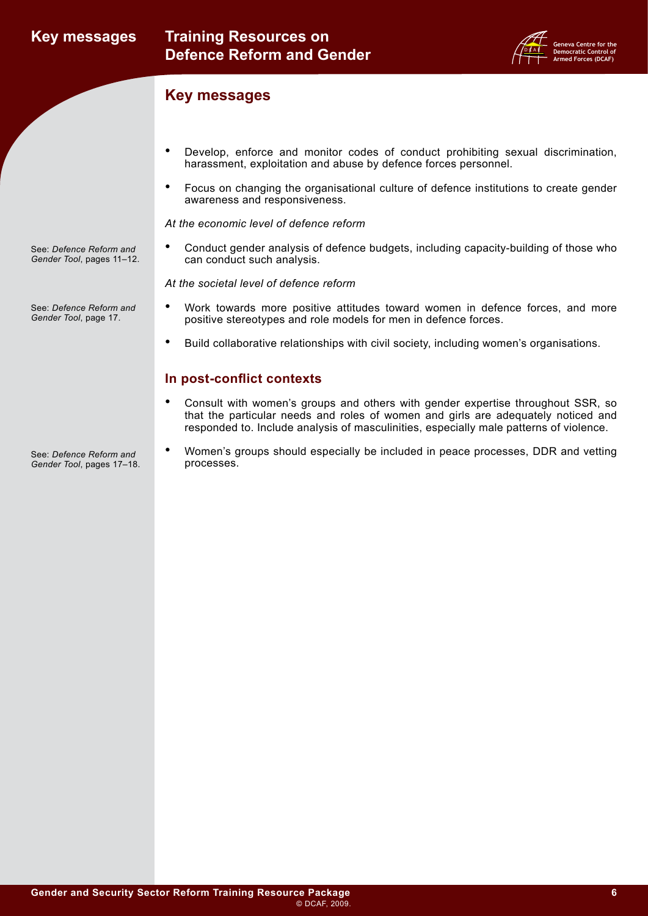## Key messages

- Develop, enforce and monitor codes of conduct prohibiting sexual discrimination, harassment, exploitation and abuse by defence forces personnel.
- Focus on changing the organisational culture of defence institutions to create gender awareness and responsiveness.

*At the economic level of defence reform*

See: *Defence Reform and Gender Tool*, pages 11–12.

- Conduct gender analysis of defence budgets, including capacity-building of those who can conduct such analysis.

*At the societal level of defence reform*

See: *Defence Reform and Gender Tool*, page 17.

- Work towards more positive attitudes toward women in defence forces, and more positive stereotypes and role models for men in defence forces.
- Build collaborative relationships with civil society, including women's organisations.

### In post-conflict contexts

- Consult with women's groups and others with gender expertise throughout SSR, so that the particular needs and roles of women and girls are adequately noticed and responded to. Include analysis of masculinities, especially male patterns of violence.

See: *Defence Reform and Gender Tool*, pages 17–18.

- Women's groups should especially be included in peace processes, DDR and vetting processes.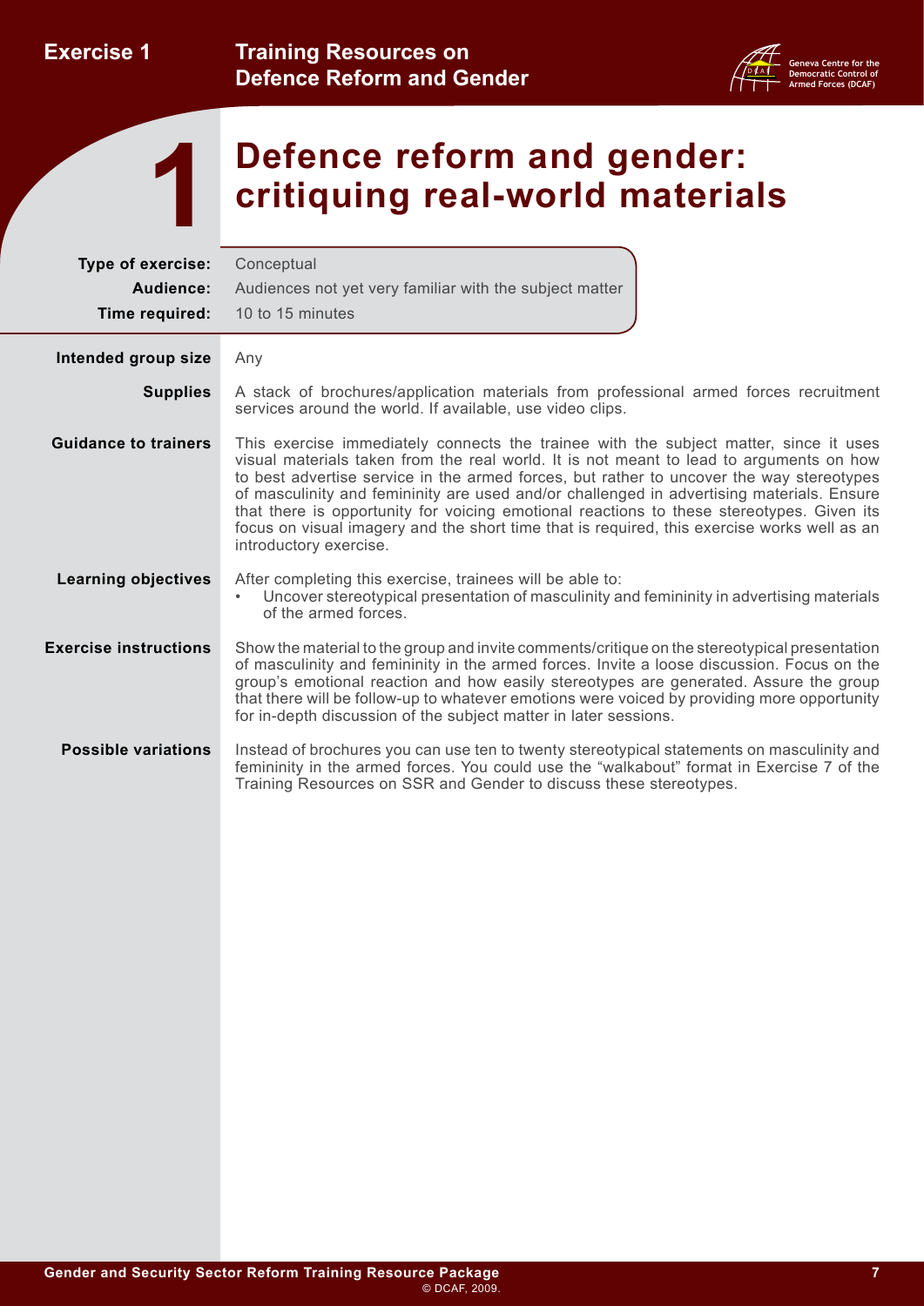# 1 Defence reform and gender: critiquing real-world materials

**Type of exercise:** Conceptual

**Audience:** Audiences not yet very familiar with the subject matter

**Time required:** 10 to 15 minutes

**Intended group size**

Any

**Supplies**

A stack of brochures/application materials from professional armed forces recruitment services around the world. If available, use video clips.

**Guidance to trainers**

This exercise immediately connects the trainee with the subject matter, since it uses visual materials taken from the real world. It is not meant to lead to arguments on how to best advertise service in the armed forces, but rather to uncover the way stereotypes of masculinity and femininity are used and/or challenged in advertising materials. Ensure that there is opportunity for voicing emotional reactions to these stereotypes. Given its focus on visual imagery and the short time that is required, this exercise works well as an introductory exercise.

**Learning objectives**

After completing this exercise, trainees will be able to:

- Uncover stereotypical presentation of masculinity and femininity in advertising materials of the armed forces.

**Exercise instructions**

Show the material to the group and invite comments/critique on the stereotypical presentation of masculinity and femininity in the armed forces. Invite a loose discussion. Focus on the group's emotional reaction and how easily stereotypes are generated. Assure the group that there will be follow-up to whatever emotions were voiced by providing more opportunity for in-depth discussion of the subject matter in later sessions.

**Possible variations**

Instead of brochures you can use ten to twenty stereotypical statements on masculinity and femininity in the armed forces. You could use the "walkabout" format in Exercise 7 of the Training Resources on SSR and Gender to discuss these stereotypes.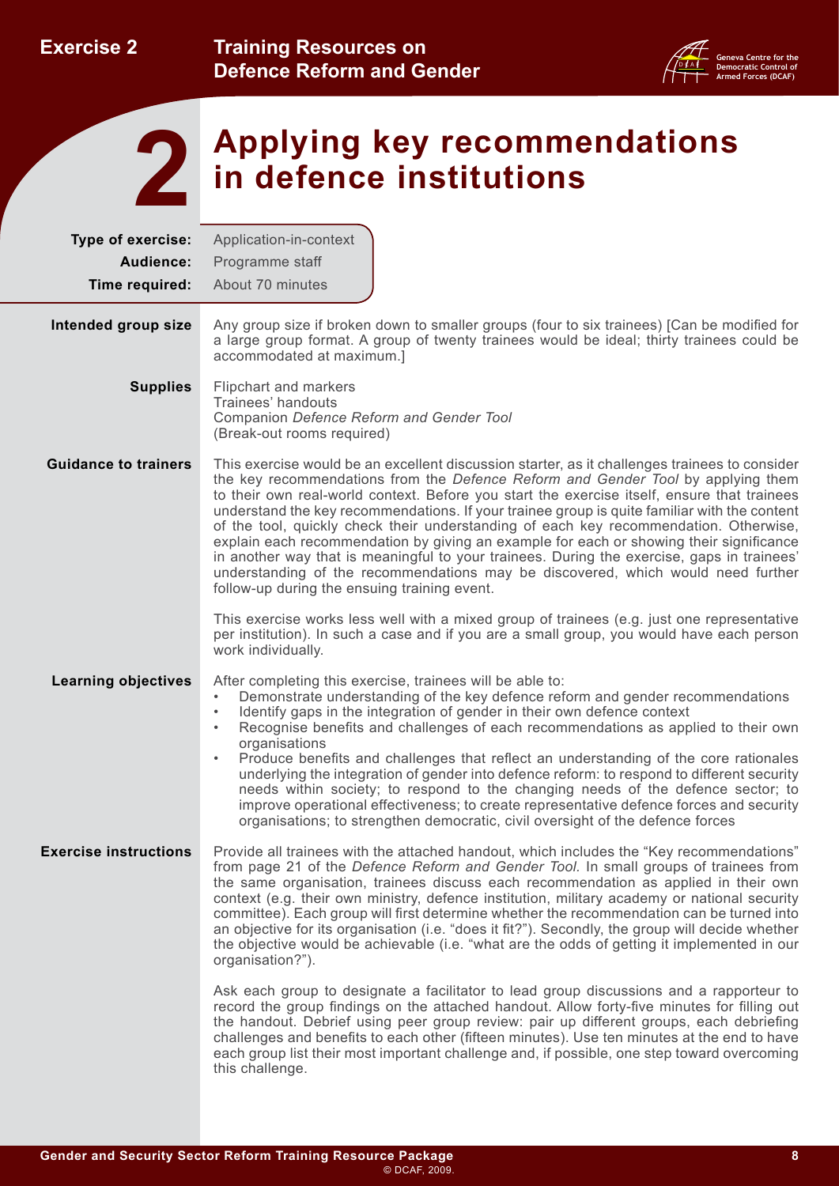# 2 Applying key recommendations in defence institutions

**Type of exercise:** Application-in-context
**Audience:** Programme staff
**Time required:** About 70 minutes

**Intended group size**

Any group size if broken down to smaller groups (four to six trainees) [Can be modified for a large group format. A group of twenty trainees would be ideal; thirty trainees could be accommodated at maximum.]

**Supplies**

Flipchart and markers
Trainees' handouts
Companion *Defence Reform and Gender Tool*
(Break-out rooms required)

**Guidance to trainers**

This exercise would be an excellent discussion starter, as it challenges trainees to consider the key recommendations from the *Defence Reform and Gender Tool* by applying them to their own real-world context. Before you start the exercise itself, ensure that trainees understand the key recommendations. If your trainee group is quite familiar with the content of the tool, quickly check their understanding of each key recommendation. Otherwise, explain each recommendation by giving an example for each or showing their significance in another way that is meaningful to your trainees. During the exercise, gaps in trainees' understanding of the recommendations may be discovered, which would need further follow-up during the ensuing training event.

This exercise works less well with a mixed group of trainees (e.g. just one representative per institution). In such a case and if you are a small group, you would have each person work individually.

**Learning objectives**

After completing this exercise, trainees will be able to:

- Demonstrate understanding of the key defence reform and gender recommendations
- Identify gaps in the integration of gender in their own defence context
- Recognise benefits and challenges of each recommendations as applied to their own organisations
- Produce benefits and challenges that reflect an understanding of the core rationales underlying the integration of gender into defence reform: to respond to different security needs within society; to respond to the changing needs of the defence sector; to improve operational effectiveness; to create representative defence forces and security organisations; to strengthen democratic, civil oversight of the defence forces

**Exercise instructions**

Provide all trainees with the attached handout, which includes the "Key recommendations" from page 21 of the *Defence Reform and Gender Tool.* In small groups of trainees from the same organisation, trainees discuss each recommendation as applied in their own context (e.g. their own ministry, defence institution, military academy or national security committee). Each group will first determine whether the recommendation can be turned into an objective for its organisation (i.e. "does it fit?"). Secondly, the group will decide whether the objective would be achievable (i.e. "what are the odds of getting it implemented in our organisation?").

Ask each group to designate a facilitator to lead group discussions and a rapporteur to record the group findings on the attached handout. Allow forty-five minutes for filling out the handout. Debrief using peer group review: pair up different groups, each debriefing challenges and benefits to each other (fifteen minutes). Use ten minutes at the end to have each group list their most important challenge and, if possible, one step toward overcoming this challenge.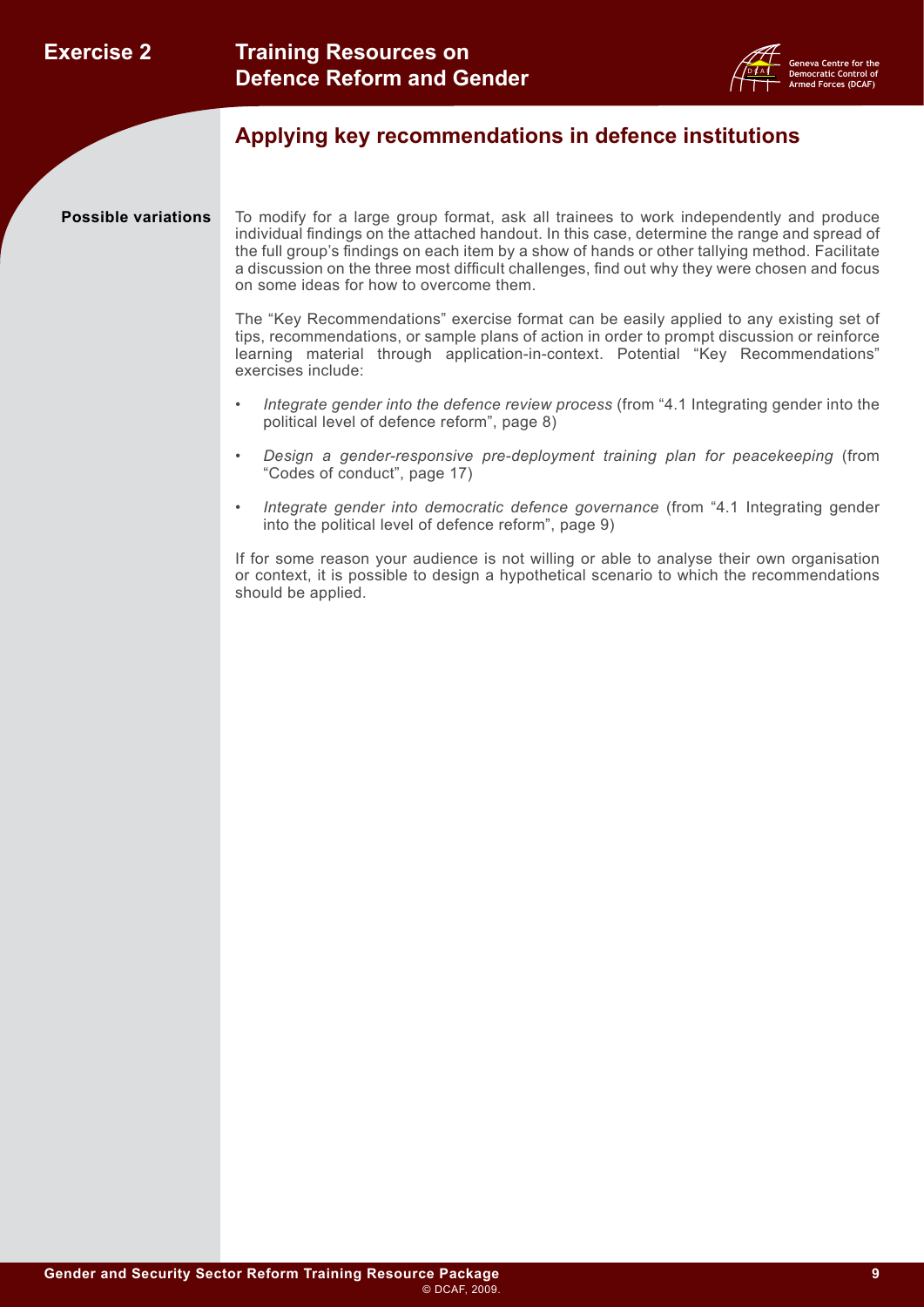## Applying key recommendations in defence institutions

**Possible variations**

To modify for a large group format, ask all trainees to work independently and produce individual findings on the attached handout. In this case, determine the range and spread of the full group's findings on each item by a show of hands or other tallying method. Facilitate a discussion on the three most difficult challenges, find out why they were chosen and focus on some ideas for how to overcome them.

The "Key Recommendations" exercise format can be easily applied to any existing set of tips, recommendations, or sample plans of action in order to prompt discussion or reinforce learning material through application-in-context. Potential "Key Recommendations" exercises include:

- *Integrate gender into the defence review process* (from "4.1 Integrating gender into the political level of defence reform", page 8)
- *Design a gender-responsive pre-deployment training plan for peacekeeping* (from "Codes of conduct", page 17)
- *Integrate gender into democratic defence governance* (from "4.1 Integrating gender into the political level of defence reform", page 9)

If for some reason your audience is not willing or able to analyse their own organisation or context, it is possible to design a hypothetical scenario to which the recommendations should be applied.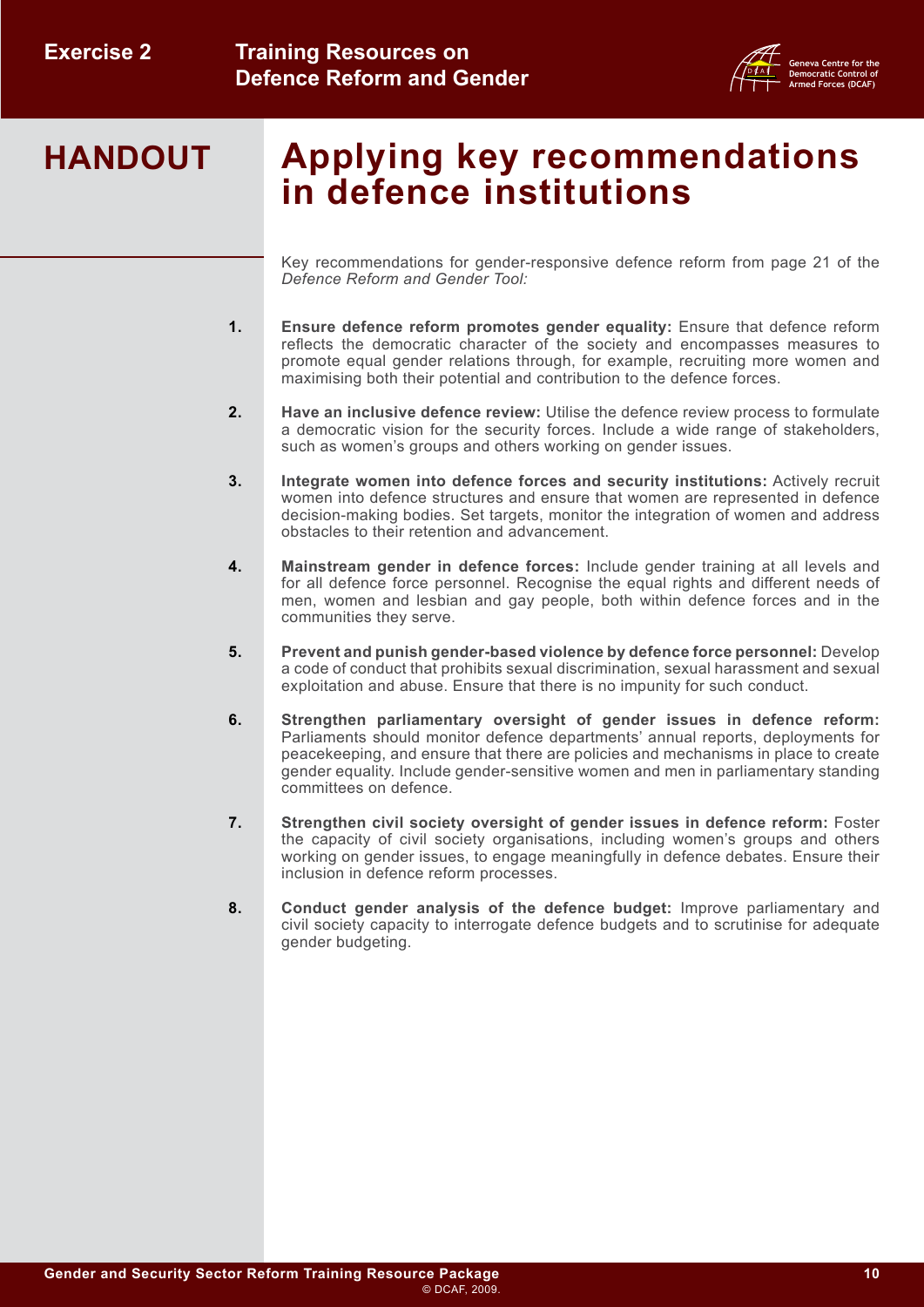# HANDOUT

## Applying key recommendations in defence institutions

Key recommendations for gender-responsive defence reform from page 21 of the *Defence Reform and Gender Tool:*

1. **Ensure defence reform promotes gender equality:** Ensure that defence reform reflects the democratic character of the society and encompasses measures to promote equal gender relations through, for example, recruiting more women and maximising both their potential and contribution to the defence forces.

2. **Have an inclusive defence review:** Utilise the defence review process to formulate a democratic vision for the security forces. Include a wide range of stakeholders, such as women's groups and others working on gender issues.

3. **Integrate women into defence forces and security institutions:** Actively recruit women into defence structures and ensure that women are represented in defence decision-making bodies. Set targets, monitor the integration of women and address obstacles to their retention and advancement.

4. **Mainstream gender in defence forces:** Include gender training at all levels and for all defence force personnel. Recognise the equal rights and different needs of men, women and lesbian and gay people, both within defence forces and in the communities they serve.

5. **Prevent and punish gender-based violence by defence force personnel:** Develop a code of conduct that prohibits sexual discrimination, sexual harassment and sexual exploitation and abuse. Ensure that there is no impunity for such conduct.

6. **Strengthen parliamentary oversight of gender issues in defence reform:** Parliaments should monitor defence departments' annual reports, deployments for peacekeeping, and ensure that there are policies and mechanisms in place to create gender equality. Include gender-sensitive women and men in parliamentary standing committees on defence.

7. **Strengthen civil society oversight of gender issues in defence reform:** Foster the capacity of civil society organisations, including women's groups and others working on gender issues, to engage meaningfully in defence debates. Ensure their inclusion in defence reform processes.

8. **Conduct gender analysis of the defence budget:** Improve parliamentary and civil society capacity to interrogate defence budgets and to scrutinise for adequate gender budgeting.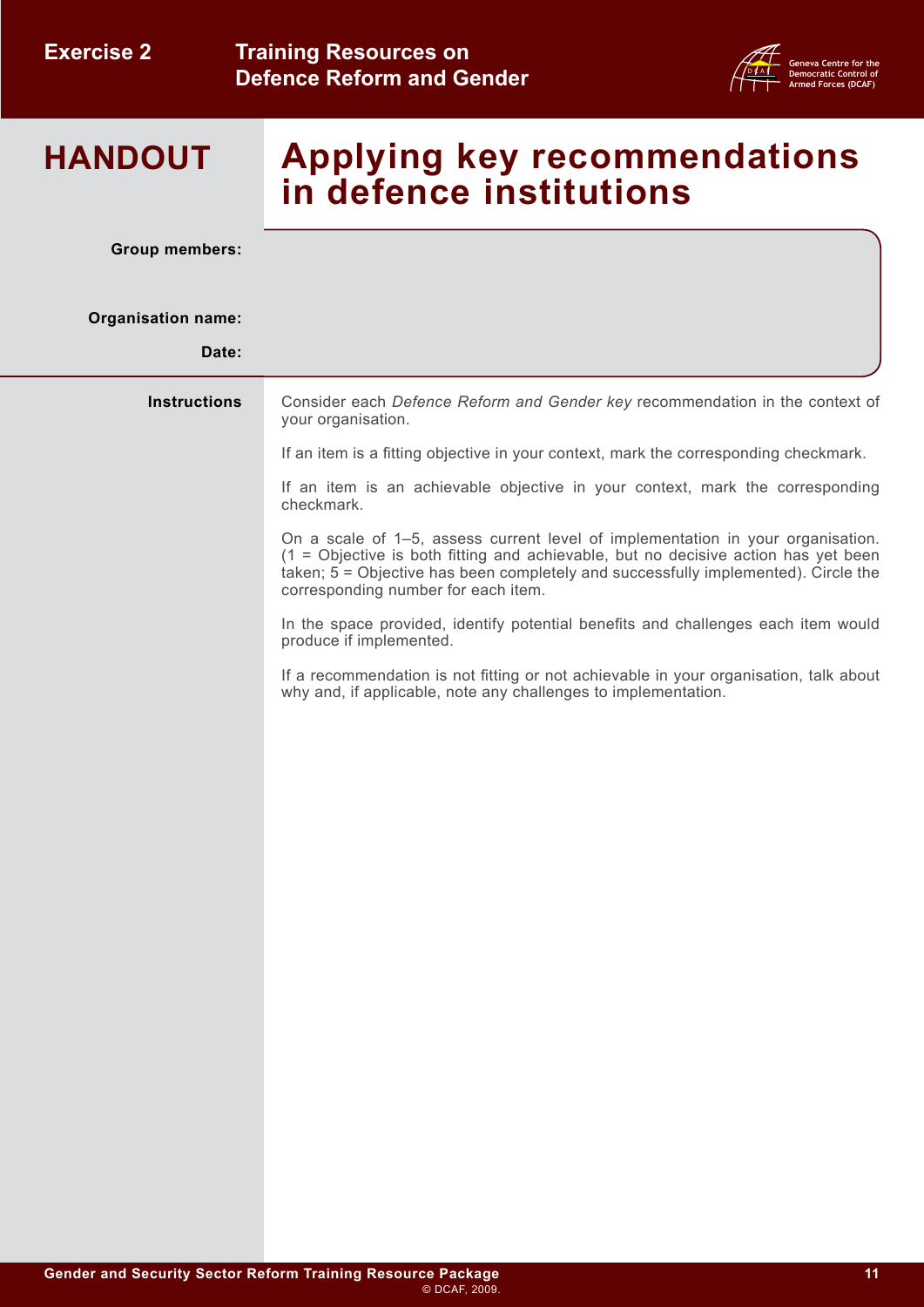# HANDOUT

# Applying key recommendations in defence institutions

**Group members:**

**Organisation name:**

**Date:**

**Instructions**

Consider each *Defence Reform and Gender key* recommendation in the context of your organisation.

If an item is a fitting objective in your context, mark the corresponding checkmark.

If an item is an achievable objective in your context, mark the corresponding checkmark.

On a scale of 1–5, assess current level of implementation in your organisation. (1 = Objective is both fitting and achievable, but no decisive action has yet been taken; 5 = Objective has been completely and successfully implemented). Circle the corresponding number for each item.

In the space provided, identify potential benefits and challenges each item would produce if implemented.

If a recommendation is not fitting or not achievable in your organisation, talk about why and, if applicable, note any challenges to implementation.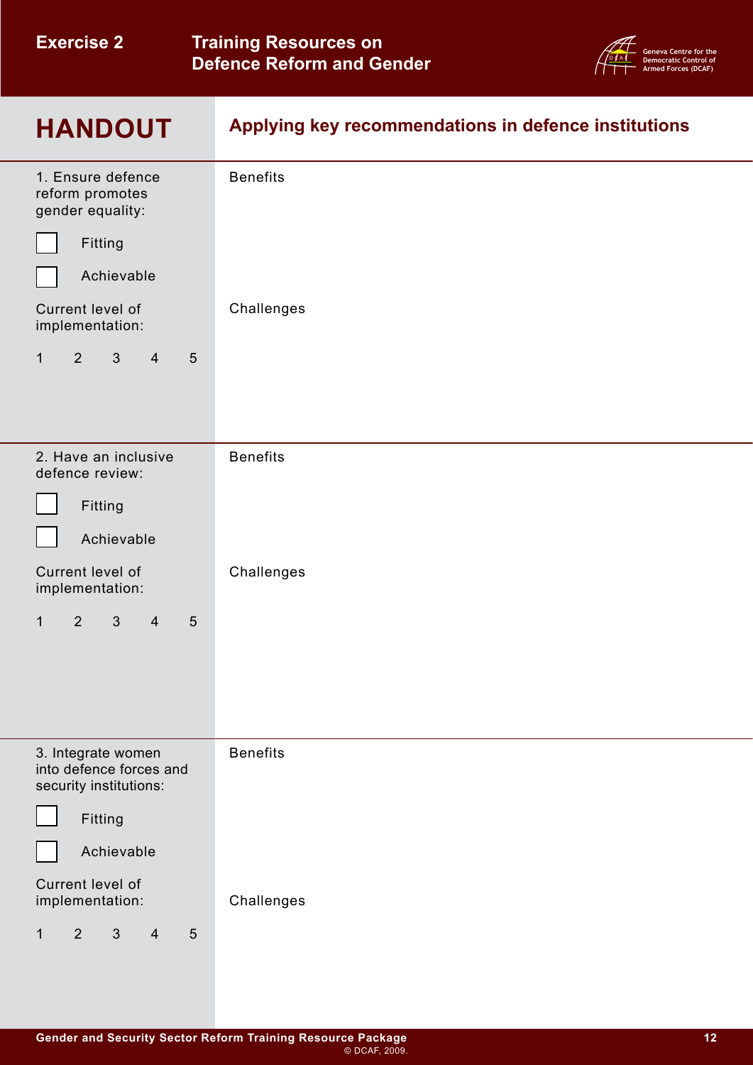# HANDOUT

## Applying key recommendations in defence institutions

1. Ensure defence reform promotes gender equality:

☐ Fitting

☐ Achievable

Current level of implementation:

1 2 3 4 5

Benefits

Challenges

2. Have an inclusive defence review:

☐ Fitting

☐ Achievable

Current level of implementation:

1 2 3 4 5

Benefits

Challenges

3. Integrate women into defence forces and security institutions:

☐ Fitting

☐ Achievable

Current level of implementation:

1 2 3 4 5

Benefits

Challenges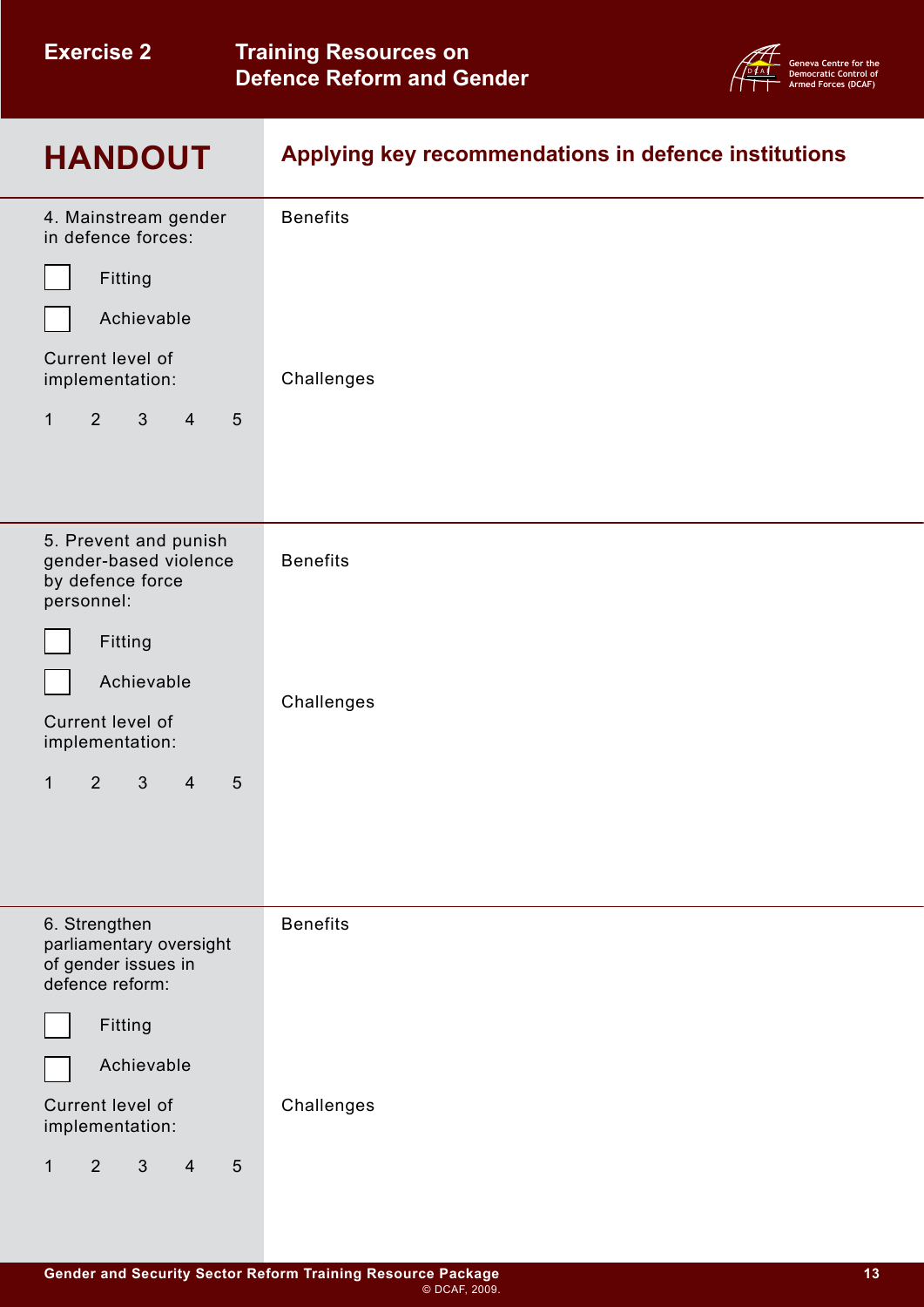# HANDOUT

## Applying key recommendations in defence institutions

| | |
|---|---|
| 4. Mainstream gender in defence forces:<br><br>☐ Fitting<br><br>☐ Achievable<br><br>Current level of implementation:<br><br>1 2 3 4 5 | Benefits<br><br><br><br>Challenges |
| 5. Prevent and punish gender-based violence by defence force personnel:<br><br>☐ Fitting<br><br>☐ Achievable<br><br>Current level of implementation:<br><br>1 2 3 4 5 | Benefits<br><br><br><br>Challenges |
| 6. Strengthen parliamentary oversight of gender issues in defence reform:<br><br>☐ Fitting<br><br>☐ Achievable<br><br>Current level of implementation:<br><br>1 2 3 4 5 | Benefits<br><br><br><br>Challenges |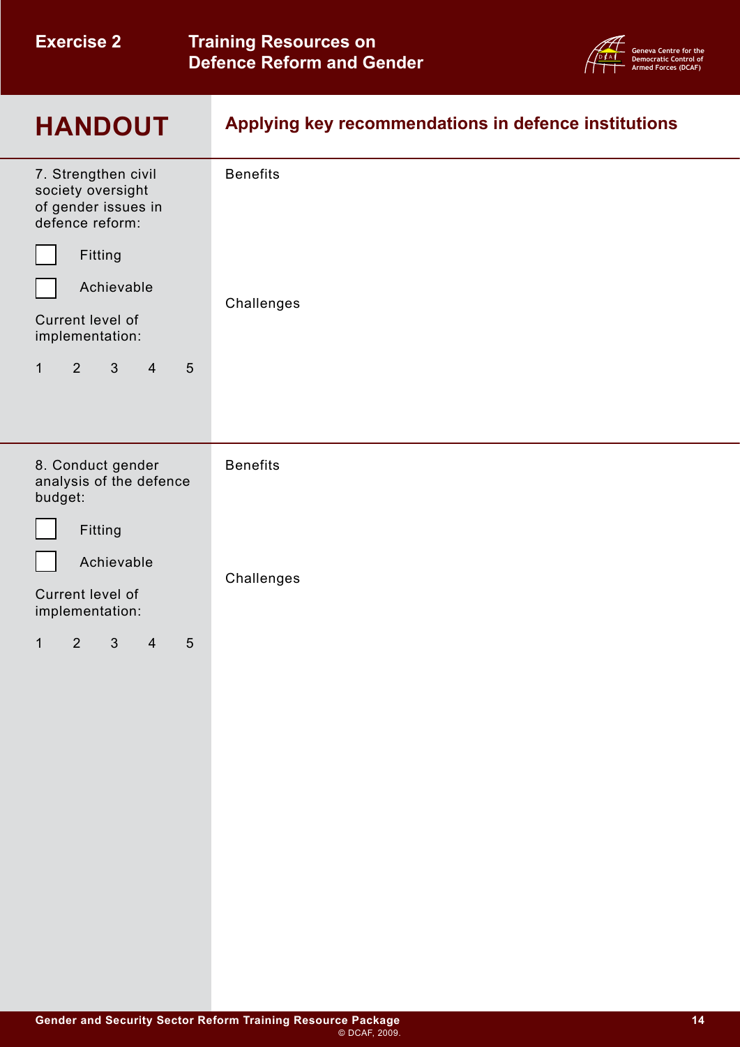# HANDOUT

## Applying key recommendations in defence institutions

7. Strengthen civil society oversight of gender issues in defence reform:

☐ Fitting

☐ Achievable

Current level of implementation:

1 2 3 4 5

Benefits

Challenges

8. Conduct gender analysis of the defence budget:

☐ Fitting

☐ Achievable

Current level of implementation:

1 2 3 4 5

Benefits

Challenges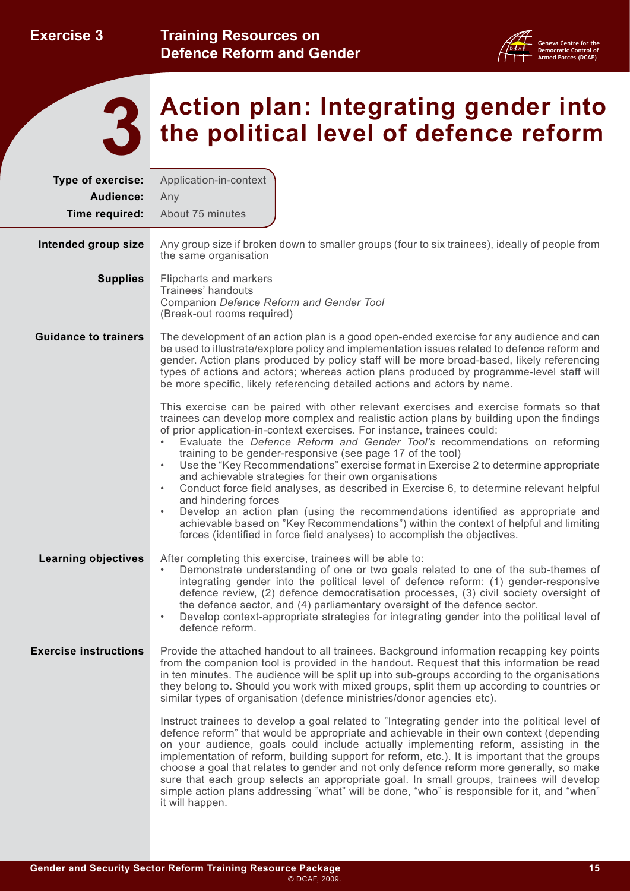# 3 Action plan: Integrating gender into the political level of defence reform

**Type of exercise:** Application-in-context
**Audience:** Any
**Time required:** About 75 minutes

**Intended group size**

Any group size if broken down to smaller groups (four to six trainees), ideally of people from the same organisation

**Supplies**

Flipcharts and markers
Trainees' handouts
Companion *Defence Reform and Gender Tool*
(Break-out rooms required)

**Guidance to trainers**

The development of an action plan is a good open-ended exercise for any audience and can be used to illustrate/explore policy and implementation issues related to defence reform and gender. Action plans produced by policy staff will be more broad-based, likely referencing types of actions and actors; whereas action plans produced by programme-level staff will be more specific, likely referencing detailed actions and actors by name.

This exercise can be paired with other relevant exercises and exercise formats so that trainees can develop more complex and realistic action plans by building upon the findings of prior application-in-context exercises. For instance, trainees could:

- Evaluate the *Defence Reform and Gender Tool's* recommendations on reforming training to be gender-responsive (see page 17 of the tool)
- Use the "Key Recommendations" exercise format in Exercise 2 to determine appropriate and achievable strategies for their own organisations
- Conduct force field analyses, as described in Exercise 6, to determine relevant helpful and hindering forces
- Develop an action plan (using the recommendations identified as appropriate and achievable based on "Key Recommendations") within the context of helpful and limiting forces (identified in force field analyses) to accomplish the objectives.

**Learning objectives**

After completing this exercise, trainees will be able to:

- Demonstrate understanding of one or two goals related to one of the sub-themes of integrating gender into the political level of defence reform: (1) gender-responsive defence review, (2) defence democratisation processes, (3) civil society oversight of the defence sector, and (4) parliamentary oversight of the defence sector.
- Develop context-appropriate strategies for integrating gender into the political level of defence reform.

**Exercise instructions**

Provide the attached handout to all trainees. Background information recapping key points from the companion tool is provided in the handout. Request that this information be read in ten minutes. The audience will be split up into sub-groups according to the organisations they belong to. Should you work with mixed groups, split them up according to countries or similar types of organisation (defence ministries/donor agencies etc).

Instruct trainees to develop a goal related to "Integrating gender into the political level of defence reform" that would be appropriate and achievable in their own context (depending on your audience, goals could include actually implementing reform, assisting in the implementation of reform, building support for reform, etc.). It is important that the groups choose a goal that relates to gender and not only defence reform more generally, so make sure that each group selects an appropriate goal. In small groups, trainees will develop simple action plans addressing "what" will be done, "who" is responsible for it, and "when" it will happen.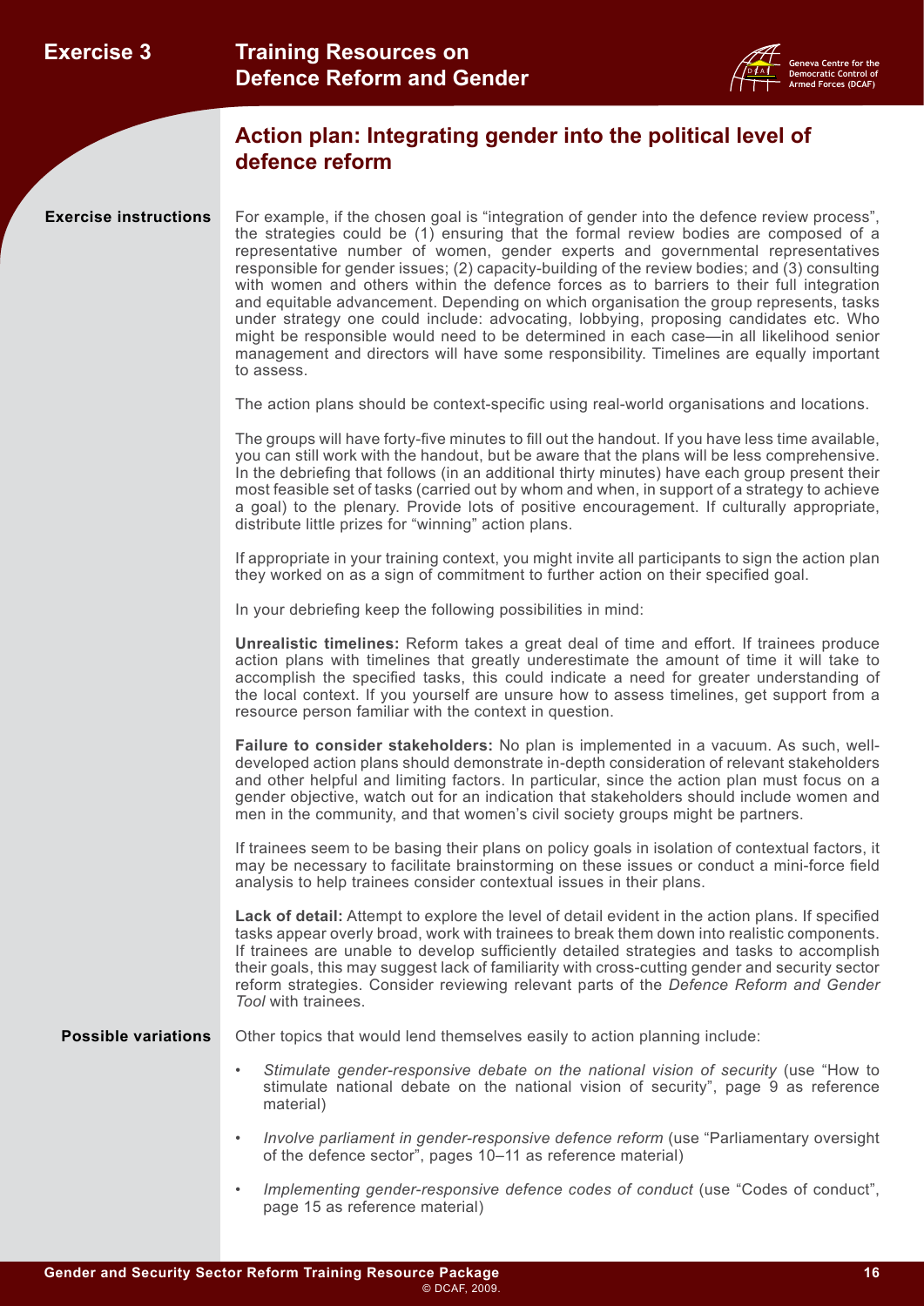## Action plan: Integrating gender into the political level of defence reform

**Exercise instructions**

For example, if the chosen goal is "integration of gender into the defence review process", the strategies could be (1) ensuring that the formal review bodies are composed of a representative number of women, gender experts and governmental representatives responsible for gender issues; (2) capacity-building of the review bodies; and (3) consulting with women and others within the defence forces as to barriers to their full integration and equitable advancement. Depending on which organisation the group represents, tasks under strategy one could include: advocating, lobbying, proposing candidates etc. Who might be responsible would need to be determined in each case—in all likelihood senior management and directors will have some responsibility. Timelines are equally important to assess.

The action plans should be context-specific using real-world organisations and locations.

The groups will have forty-five minutes to fill out the handout. If you have less time available, you can still work with the handout, but be aware that the plans will be less comprehensive. In the debriefing that follows (in an additional thirty minutes) have each group present their most feasible set of tasks (carried out by whom and when, in support of a strategy to achieve a goal) to the plenary. Provide lots of positive encouragement. If culturally appropriate, distribute little prizes for "winning" action plans.

If appropriate in your training context, you might invite all participants to sign the action plan they worked on as a sign of commitment to further action on their specified goal.

In your debriefing keep the following possibilities in mind:

**Unrealistic timelines:** Reform takes a great deal of time and effort. If trainees produce action plans with timelines that greatly underestimate the amount of time it will take to accomplish the specified tasks, this could indicate a need for greater understanding of the local context. If you yourself are unsure how to assess timelines, get support from a resource person familiar with the context in question.

**Failure to consider stakeholders:** No plan is implemented in a vacuum. As such, well-developed action plans should demonstrate in-depth consideration of relevant stakeholders and other helpful and limiting factors. In particular, since the action plan must focus on a gender objective, watch out for an indication that stakeholders should include women and men in the community, and that women's civil society groups might be partners.

If trainees seem to be basing their plans on policy goals in isolation of contextual factors, it may be necessary to facilitate brainstorming on these issues or conduct a mini-force field analysis to help trainees consider contextual issues in their plans.

**Lack of detail:** Attempt to explore the level of detail evident in the action plans. If specified tasks appear overly broad, work with trainees to break them down into realistic components. If trainees are unable to develop sufficiently detailed strategies and tasks to accomplish their goals, this may suggest lack of familiarity with cross-cutting gender and security sector reform strategies. Consider reviewing relevant parts of the *Defence Reform and Gender Tool* with trainees.

**Possible variations**

Other topics that would lend themselves easily to action planning include:

- *Stimulate gender-responsive debate on the national vision of security* (use "How to stimulate national debate on the national vision of security", page 9 as reference material)
- *Involve parliament in gender-responsive defence reform* (use "Parliamentary oversight of the defence sector", pages 10–11 as reference material)
- *Implementing gender-responsive defence codes of conduct* (use "Codes of conduct", page 15 as reference material)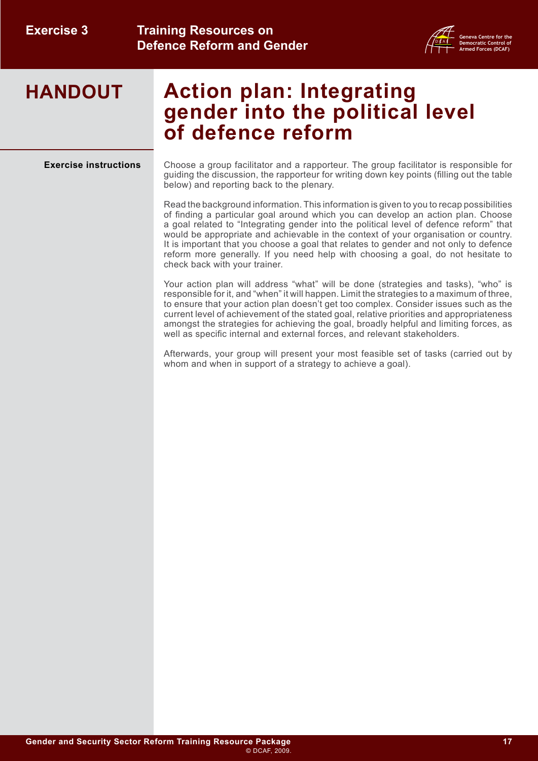# HANDOUT

# Action plan: Integrating gender into the political level of defence reform

**Exercise instructions**

Choose a group facilitator and a rapporteur. The group facilitator is responsible for guiding the discussion, the rapporteur for writing down key points (filling out the table below) and reporting back to the plenary.

Read the background information. This information is given to you to recap possibilities of finding a particular goal around which you can develop an action plan. Choose a goal related to "Integrating gender into the political level of defence reform" that would be appropriate and achievable in the context of your organisation or country. It is important that you choose a goal that relates to gender and not only to defence reform more generally. If you need help with choosing a goal, do not hesitate to check back with your trainer.

Your action plan will address "what" will be done (strategies and tasks), "who" is responsible for it, and "when" it will happen. Limit the strategies to a maximum of three, to ensure that your action plan doesn't get too complex. Consider issues such as the current level of achievement of the stated goal, relative priorities and appropriateness amongst the strategies for achieving the goal, broadly helpful and limiting forces, as well as specific internal and external forces, and relevant stakeholders.

Afterwards, your group will present your most feasible set of tasks (carried out by whom and when in support of a strategy to achieve a goal).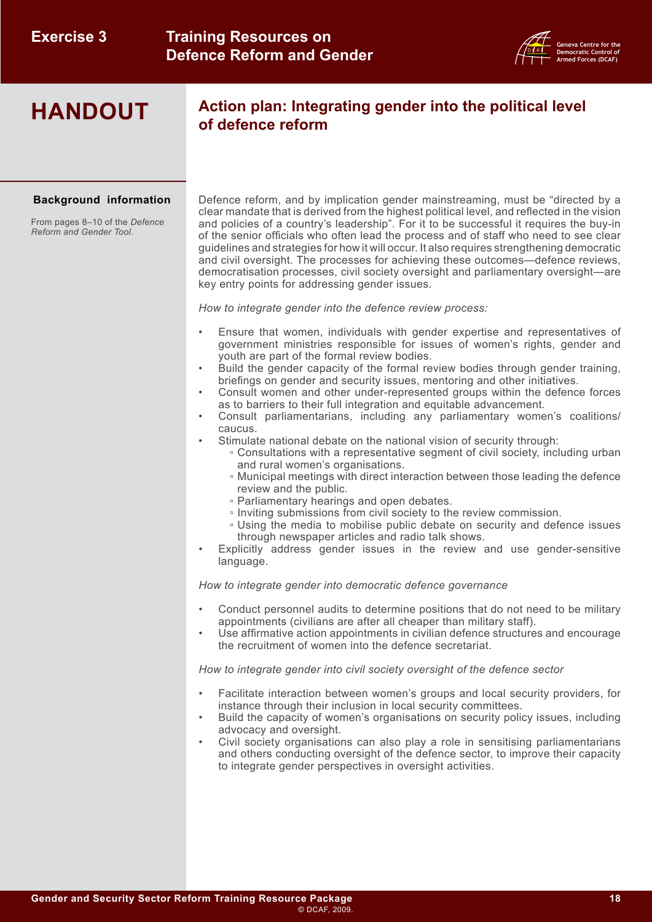# HANDOUT

## Action plan: Integrating gender into the political level of defence reform

**Background information**

From pages 8–10 of the *Defence Reform and Gender Tool.*

Defence reform, and by implication gender mainstreaming, must be "directed by a clear mandate that is derived from the highest political level, and reflected in the vision and policies of a country's leadership". For it to be successful it requires the buy-in of the senior officials who often lead the process and of staff who need to see clear guidelines and strategies for how it will occur. It also requires strengthening democratic and civil oversight. The processes for achieving these outcomes—defence reviews, democratisation processes, civil society oversight and parliamentary oversight—are key entry points for addressing gender issues.

*How to integrate gender into the defence review process:*

- Ensure that women, individuals with gender expertise and representatives of government ministries responsible for issues of women's rights, gender and youth are part of the formal review bodies.
- Build the gender capacity of the formal review bodies through gender training, briefings on gender and security issues, mentoring and other initiatives.
- Consult women and other under-represented groups within the defence forces as to barriers to their full integration and equitable advancement.
- Consult parliamentarians, including any parliamentary women's coalitions/ caucus.
- Stimulate national debate on the national vision of security through:
  - Consultations with a representative segment of civil society, including urban and rural women's organisations.
  - Municipal meetings with direct interaction between those leading the defence review and the public.
  - Parliamentary hearings and open debates.
  - Inviting submissions from civil society to the review commission.
  - Using the media to mobilise public debate on security and defence issues through newspaper articles and radio talk shows.
- Explicitly address gender issues in the review and use gender-sensitive language.

*How to integrate gender into democratic defence governance*

- Conduct personnel audits to determine positions that do not need to be military appointments (civilians are after all cheaper than military staff).
- Use affirmative action appointments in civilian defence structures and encourage the recruitment of women into the defence secretariat.

*How to integrate gender into civil society oversight of the defence sector*

- Facilitate interaction between women's groups and local security providers, for instance through their inclusion in local security committees.
- Build the capacity of women's organisations on security policy issues, including advocacy and oversight.
- Civil society organisations can also play a role in sensitising parliamentarians and others conducting oversight of the defence sector, to improve their capacity to integrate gender perspectives in oversight activities.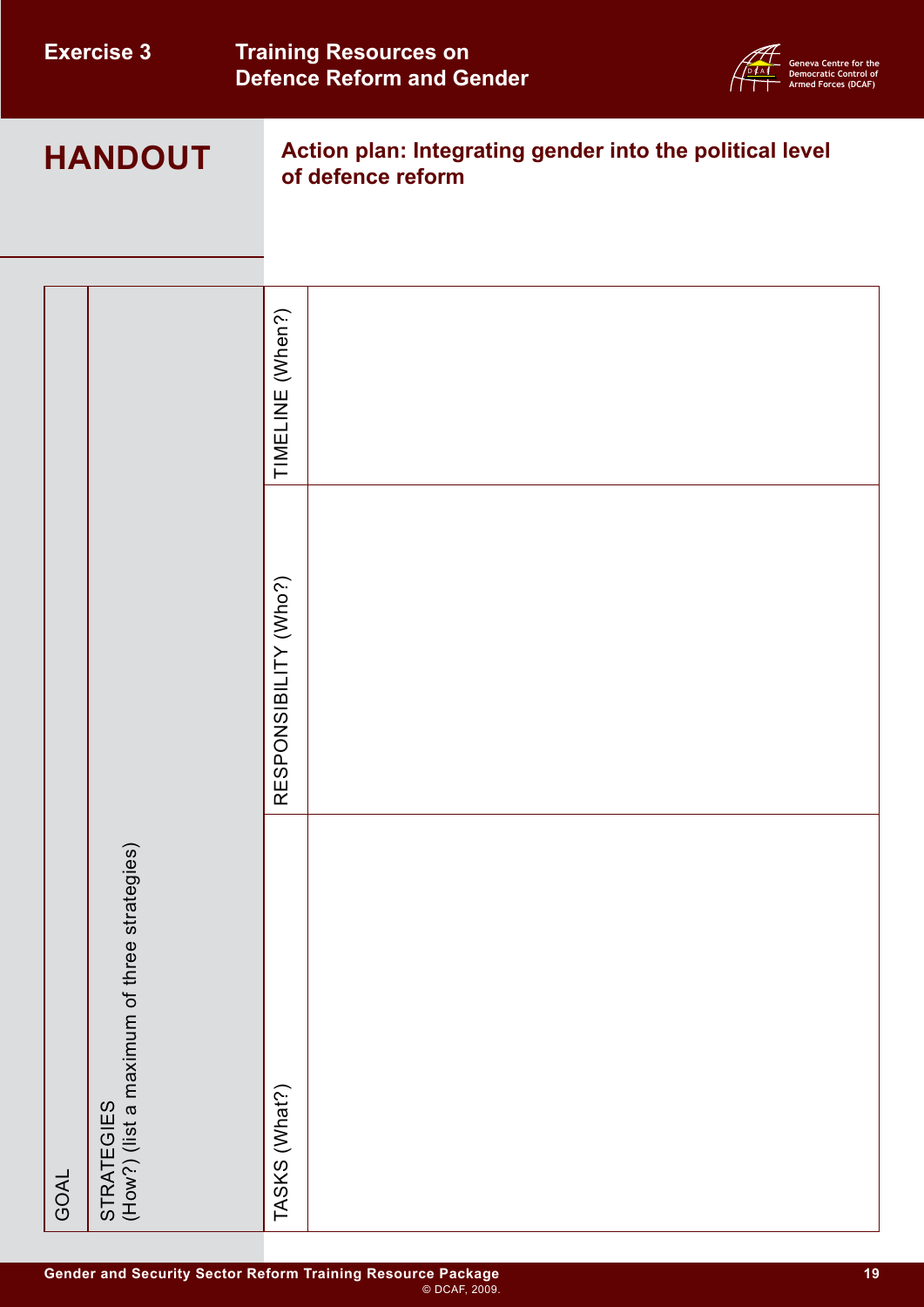# HANDOUT

## Action plan: Integrating gender into the political level of defence reform

| | |
|---|---|
| GOAL | |
| STRATEGIES (How?) (list a maximum of three strategies) | |
| TASKS (What?) | |
| RESPONSIBILITY (Who?) | |
| TIMELINE (When?) | |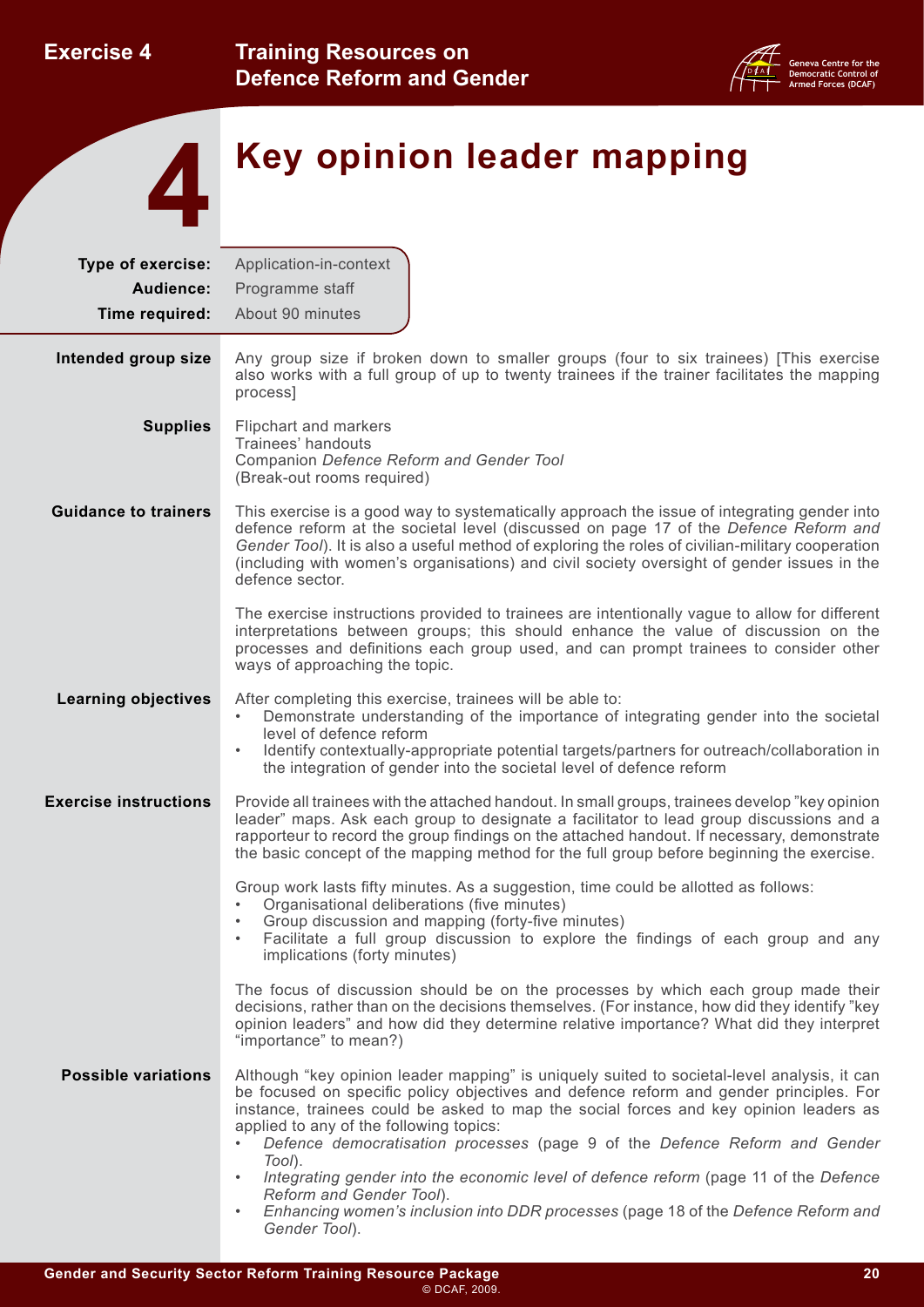# 4 Key opinion leader mapping

**Type of exercise:** Application-in-context
**Audience:** Programme staff
**Time required:** About 90 minutes

**Intended group size**

Any group size if broken down to smaller groups (four to six trainees) [This exercise also works with a full group of up to twenty trainees if the trainer facilitates the mapping process]

**Supplies**

Flipchart and markers
Trainees' handouts
Companion *Defence Reform and Gender Tool*
(Break-out rooms required)

**Guidance to trainers**

This exercise is a good way to systematically approach the issue of integrating gender into defence reform at the societal level (discussed on page 17 of the *Defence Reform and Gender Tool*). It is also a useful method of exploring the roles of civilian-military cooperation (including with women's organisations) and civil society oversight of gender issues in the defence sector.

The exercise instructions provided to trainees are intentionally vague to allow for different interpretations between groups; this should enhance the value of discussion on the processes and definitions each group used, and can prompt trainees to consider other ways of approaching the topic.

**Learning objectives**

After completing this exercise, trainees will be able to:

- Demonstrate understanding of the importance of integrating gender into the societal level of defence reform
- Identify contextually-appropriate potential targets/partners for outreach/collaboration in the integration of gender into the societal level of defence reform

**Exercise instructions**

Provide all trainees with the attached handout. In small groups, trainees develop "key opinion leader" maps. Ask each group to designate a facilitator to lead group discussions and a rapporteur to record the group findings on the attached handout. If necessary, demonstrate the basic concept of the mapping method for the full group before beginning the exercise.

Group work lasts fifty minutes. As a suggestion, time could be allotted as follows:

- Organisational deliberations (five minutes)
- Group discussion and mapping (forty-five minutes)
- Facilitate a full group discussion to explore the findings of each group and any implications (forty minutes)

The focus of discussion should be on the processes by which each group made their decisions, rather than on the decisions themselves. (For instance, how did they identify "key opinion leaders" and how did they determine relative importance? What did they interpret "importance" to mean?)

**Possible variations**

Although "key opinion leader mapping" is uniquely suited to societal-level analysis, it can be focused on specific policy objectives and defence reform and gender principles. For instance, trainees could be asked to map the social forces and key opinion leaders as applied to any of the following topics:

- *Defence democratisation processes* (page 9 of the *Defence Reform and Gender Tool*).
- *Integrating gender into the economic level of defence reform* (page 11 of the *Defence Reform and Gender Tool*).
- *Enhancing women's inclusion into DDR processes* (page 18 of the *Defence Reform and Gender Tool*).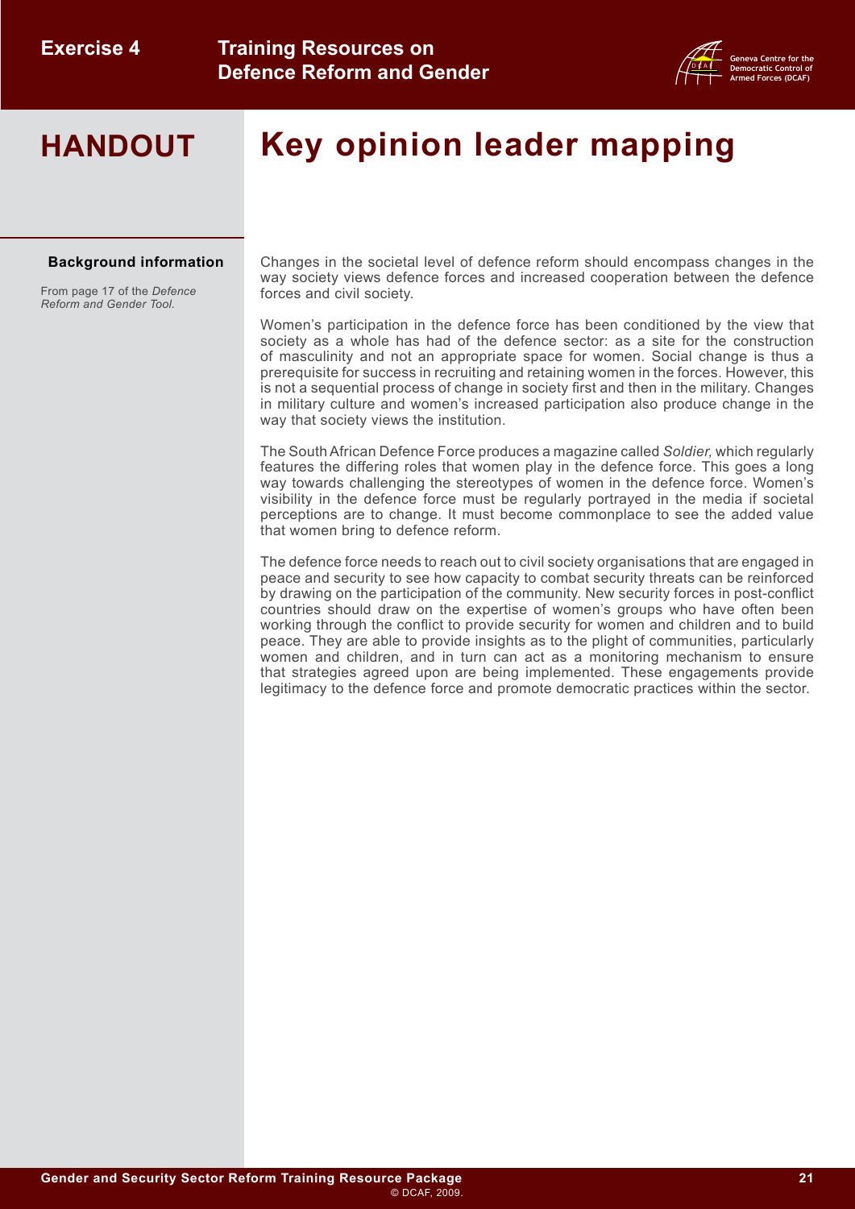# HANDOUT Key opinion leader mapping

**Background information**

From page 17 of the *Defence Reform and Gender Tool*.

Changes in the societal level of defence reform should encompass changes in the way society views defence forces and increased cooperation between the defence forces and civil society.

Women's participation in the defence force has been conditioned by the view that society as a whole has had of the defence sector: as a site for the construction of masculinity and not an appropriate space for women. Social change is thus a prerequisite for success in recruiting and retaining women in the forces. However, this is not a sequential process of change in society first and then in the military. Changes in military culture and women's increased participation also produce change in the way that society views the institution.

The South African Defence Force produces a magazine called *Soldier,* which regularly features the differing roles that women play in the defence force. This goes a long way towards challenging the stereotypes of women in the defence force. Women's visibility in the defence force must be regularly portrayed in the media if societal perceptions are to change. It must become commonplace to see the added value that women bring to defence reform.

The defence force needs to reach out to civil society organisations that are engaged in peace and security to see how capacity to combat security threats can be reinforced by drawing on the participation of the community. New security forces in post-conflict countries should draw on the expertise of women's groups who have often been working through the conflict to provide security for women and children and to build peace. They are able to provide insights as to the plight of communities, particularly women and children, and in turn can act as a monitoring mechanism to ensure that strategies agreed upon are being implemented. These engagements provide legitimacy to the defence force and promote democratic practices within the sector.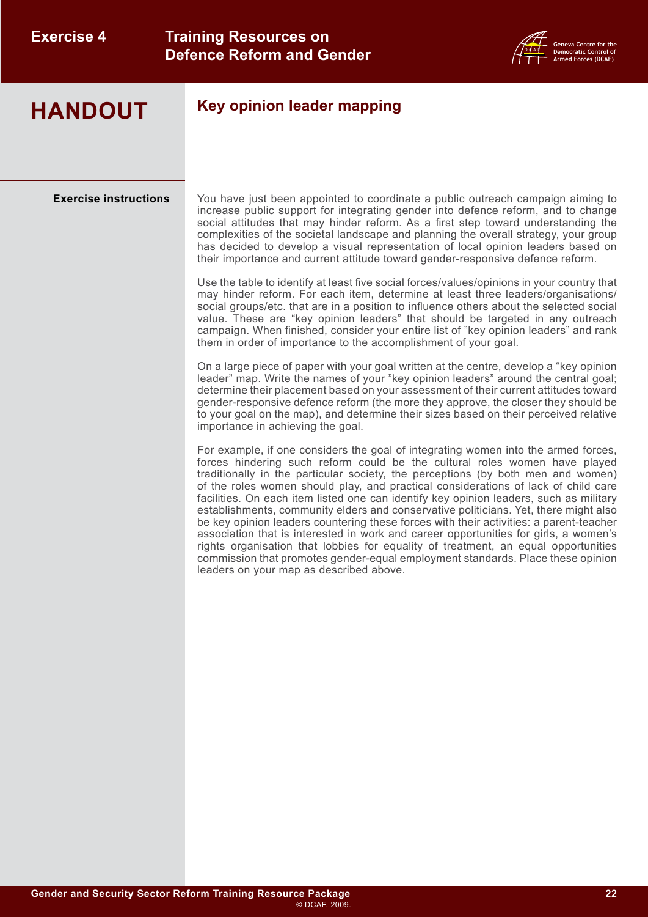# HANDOUT

## Key opinion leader mapping

**Exercise instructions**

You have just been appointed to coordinate a public outreach campaign aiming to increase public support for integrating gender into defence reform, and to change social attitudes that may hinder reform. As a first step toward understanding the complexities of the societal landscape and planning the overall strategy, your group has decided to develop a visual representation of local opinion leaders based on their importance and current attitude toward gender-responsive defence reform.

Use the table to identify at least five social forces/values/opinions in your country that may hinder reform. For each item, determine at least three leaders/organisations/social groups/etc. that are in a position to influence others about the selected social value. These are "key opinion leaders" that should be targeted in any outreach campaign. When finished, consider your entire list of "key opinion leaders" and rank them in order of importance to the accomplishment of your goal.

On a large piece of paper with your goal written at the centre, develop a "key opinion leader" map. Write the names of your "key opinion leaders" around the central goal; determine their placement based on your assessment of their current attitudes toward gender-responsive defence reform (the more they approve, the closer they should be to your goal on the map), and determine their sizes based on their perceived relative importance in achieving the goal.

For example, if one considers the goal of integrating women into the armed forces, forces hindering such reform could be the cultural roles women have played traditionally in the particular society, the perceptions (by both men and women) of the roles women should play, and practical considerations of lack of child care facilities. On each item listed one can identify key opinion leaders, such as military establishments, community elders and conservative politicians. Yet, there might also be key opinion leaders countering these forces with their activities: a parent-teacher association that is interested in work and career opportunities for girls, a women's rights organisation that lobbies for equality of treatment, an equal opportunities commission that promotes gender-equal employment standards. Place these opinion leaders on your map as described above.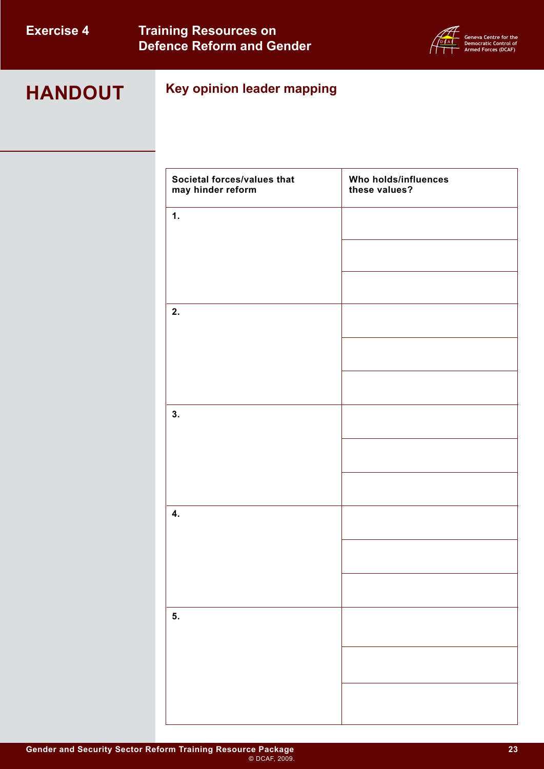Exercise 4

Training Resources on Defence Reform and Gender

# HANDOUT

## Key opinion leader mapping

| Societal forces/values that may hinder reform | Who holds/influences these values? |
|---|---|
| 1. | |
| | |
| | |
| 2. | |
| | |
| | |
| 3. | |
| | |
| | |
| 4. | |
| | |
| | |
| 5. | |
| | |
| | |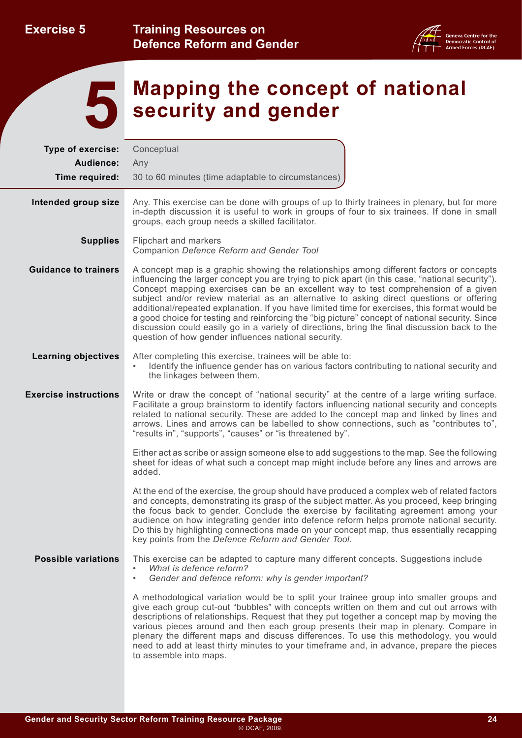# 5 Mapping the concept of national security and gender

**Type of exercise:** Conceptual

**Audience:** Any

**Time required:** 30 to 60 minutes (time adaptable to circumstances)

**Intended group size**

Any. This exercise can be done with groups of up to thirty trainees in plenary, but for more in-depth discussion it is useful to work in groups of four to six trainees. If done in small groups, each group needs a skilled facilitator.

**Supplies**

Flipchart and markers
Companion *Defence Reform and Gender Tool*

**Guidance to trainers**

A concept map is a graphic showing the relationships among different factors or concepts influencing the larger concept you are trying to pick apart (in this case, "national security"). Concept mapping exercises can be an excellent way to test comprehension of a given subject and/or review material as an alternative to asking direct questions or offering additional/repeated explanation. If you have limited time for exercises, this format would be a good choice for testing and reinforcing the "big picture" concept of national security. Since discussion could easily go in a variety of directions, bring the final discussion back to the question of how gender influences national security.

**Learning objectives**

After completing this exercise, trainees will be able to:

- Identify the influence gender has on various factors contributing to national security and the linkages between them.

**Exercise instructions**

Write or draw the concept of "national security" at the centre of a large writing surface. Facilitate a group brainstorm to identify factors influencing national security and concepts related to national security. These are added to the concept map and linked by lines and arrows. Lines and arrows can be labelled to show connections, such as "contributes to", "results in", "supports", "causes" or "is threatened by".

Either act as scribe or assign someone else to add suggestions to the map. See the following sheet for ideas of what such a concept map might include before any lines and arrows are added.

At the end of the exercise, the group should have produced a complex web of related factors and concepts, demonstrating its grasp of the subject matter. As you proceed, keep bringing the focus back to gender. Conclude the exercise by facilitating agreement among your audience on how integrating gender into defence reform helps promote national security. Do this by highlighting connections made on your concept map, thus essentially recapping key points from the *Defence Reform and Gender Tool*.

**Possible variations**

This exercise can be adapted to capture many different concepts. Suggestions include

- *What is defence reform?*
- *Gender and defence reform: why is gender important?*

A methodological variation would be to split your trainee group into smaller groups and give each group cut-out "bubbles" with concepts written on them and cut out arrows with descriptions of relationships. Request that they put together a concept map by moving the various pieces around and then each group presents their map in plenary. Compare in plenary the different maps and discuss differences. To use this methodology, you would need to add at least thirty minutes to your timeframe and, in advance, prepare the pieces to assemble into maps.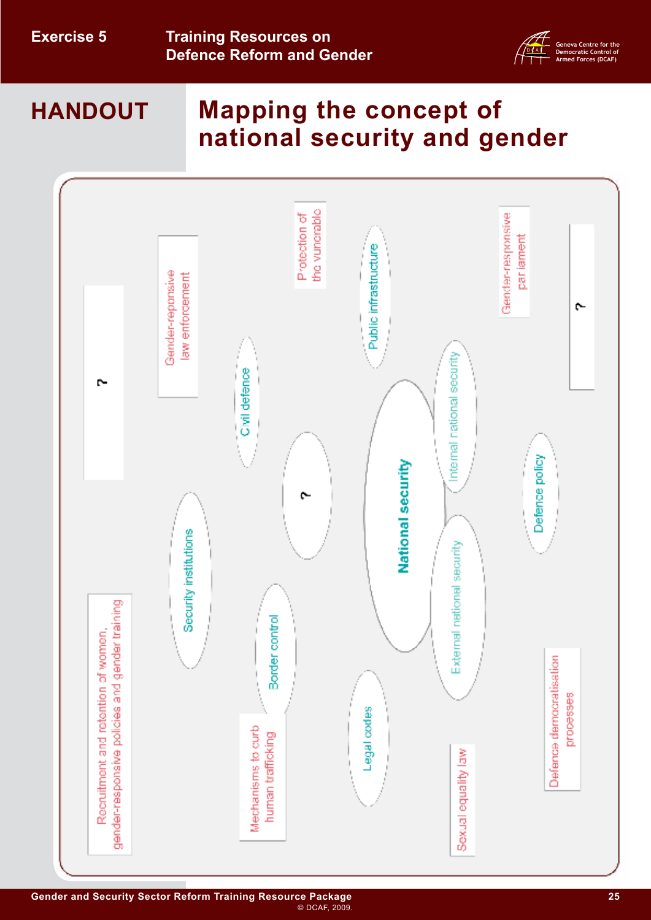# HANDOUT

## Mapping the concept of national security and gender

National security

Internal national security

External national security

Defence policy

Public infrastructure

Protection of the vulnerable

Gender-responsive parliament

?

Civil defence

Gender-responsive law enforcement

?

?

Security institutions

Border control

Legal codes

Sexual equality law

Defence democratisation processes

Mechanisms to curb human trafficking

Recruitment and retention of women, gender-responsive policies and gender training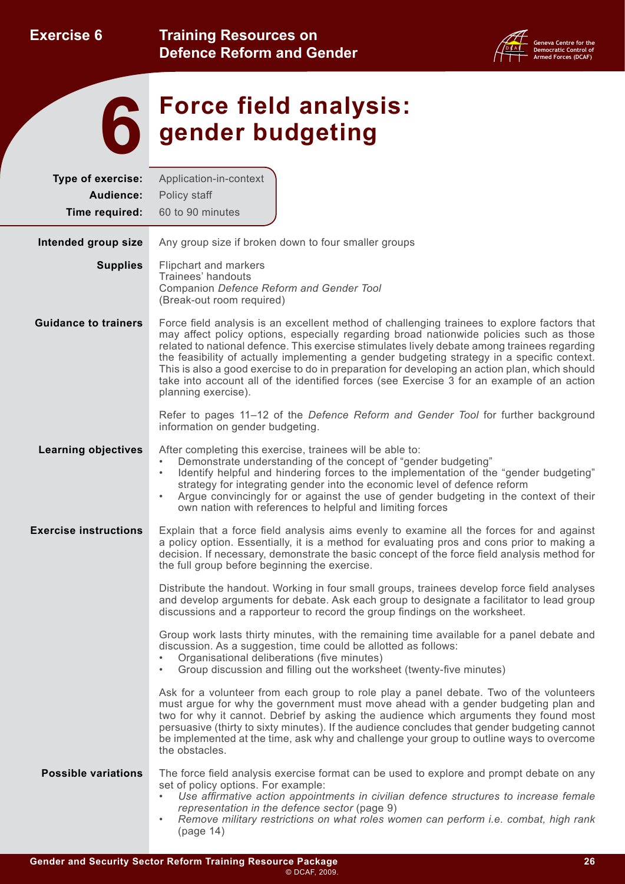# 6 Force field analysis: gender budgeting

| | |
|---|---|
| **Type of exercise:** | Application-in-context |
| **Audience:** | Policy staff |
| **Time required:** | 60 to 90 minutes |

**Intended group size**

Any group size if broken down to four smaller groups

**Supplies**

Flipchart and markers
Trainees' handouts
Companion *Defence Reform and Gender Tool*
(Break-out room required)

**Guidance to trainers**

Force field analysis is an excellent method of challenging trainees to explore factors that may affect policy options, especially regarding broad nationwide policies such as those related to national defence. This exercise stimulates lively debate among trainees regarding the feasibility of actually implementing a gender budgeting strategy in a specific context. This is also a good exercise to do in preparation for developing an action plan, which should take into account all of the identified forces (see Exercise 3 for an example of an action planning exercise).

Refer to pages 11–12 of the *Defence Reform and Gender Tool* for further background information on gender budgeting.

**Learning objectives**

After completing this exercise, trainees will be able to:

- Demonstrate understanding of the concept of "gender budgeting"
- Identify helpful and hindering forces to the implementation of the "gender budgeting" strategy for integrating gender into the economic level of defence reform
- Argue convincingly for or against the use of gender budgeting in the context of their own nation with references to helpful and limiting forces

**Exercise instructions**

Explain that a force field analysis aims evenly to examine all the forces for and against a policy option. Essentially, it is a method for evaluating pros and cons prior to making a decision. If necessary, demonstrate the basic concept of the force field analysis method for the full group before beginning the exercise.

Distribute the handout. Working in four small groups, trainees develop force field analyses and develop arguments for debate. Ask each group to designate a facilitator to lead group discussions and a rapporteur to record the group findings on the worksheet.

Group work lasts thirty minutes, with the remaining time available for a panel debate and discussion. As a suggestion, time could be allotted as follows:

- Organisational deliberations (five minutes)
- Group discussion and filling out the worksheet (twenty-five minutes)

Ask for a volunteer from each group to role play a panel debate. Two of the volunteers must argue for why the government must move ahead with a gender budgeting plan and two for why it cannot. Debrief by asking the audience which arguments they found most persuasive (thirty to sixty minutes). If the audience concludes that gender budgeting cannot be implemented at the time, ask why and challenge your group to outline ways to overcome the obstacles.

**Possible variations**

The force field analysis exercise format can be used to explore and prompt debate on any set of policy options. For example:

- *Use affirmative action appointments in civilian defence structures to increase female representation in the defence sector* (page 9)
- *Remove military restrictions on what roles women can perform i.e. combat, high rank* (page 14)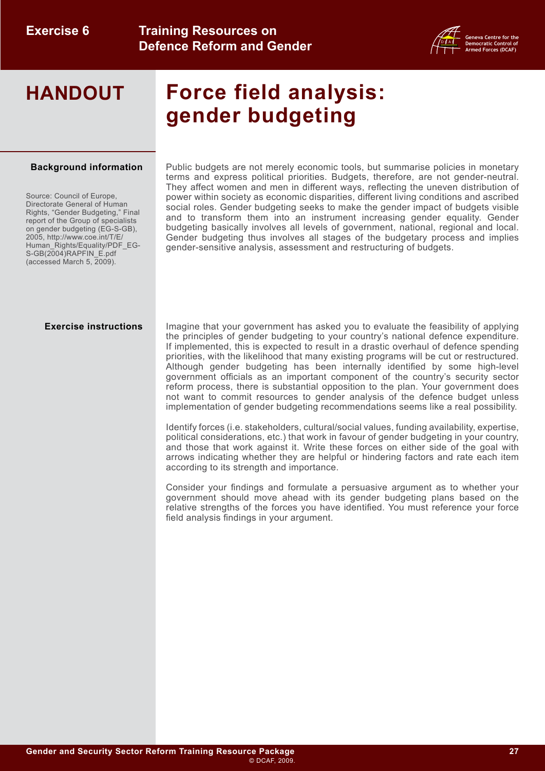# HANDOUT

# Force field analysis: gender budgeting

**Background information**

Source: Council of Europe, Directorate General of Human Rights, "Gender Budgeting," Final report of the Group of specialists on gender budgeting (EG-S-GB), 2005, http://www.coe.int/T/E/Human_Rights/Equality/PDF_EG-S-GB(2004)RAPFIN_E.pdf (accessed March 5, 2009).

Public budgets are not merely economic tools, but summarise policies in monetary terms and express political priorities. Budgets, therefore, are not gender-neutral. They affect women and men in different ways, reflecting the uneven distribution of power within society as economic disparities, different living conditions and ascribed social roles. Gender budgeting seeks to make the gender impact of budgets visible and to transform them into an instrument increasing gender equality. Gender budgeting basically involves all levels of government, national, regional and local. Gender budgeting thus involves all stages of the budgetary process and implies gender-sensitive analysis, assessment and restructuring of budgets.

**Exercise instructions**

Imagine that your government has asked you to evaluate the feasibility of applying the principles of gender budgeting to your country's national defence expenditure. If implemented, this is expected to result in a drastic overhaul of defence spending priorities, with the likelihood that many existing programs will be cut or restructured. Although gender budgeting has been internally identified by some high-level government officials as an important component of the country's security sector reform process, there is substantial opposition to the plan. Your government does not want to commit resources to gender analysis of the defence budget unless implementation of gender budgeting recommendations seems like a real possibility.

Identify forces (i.e. stakeholders, cultural/social values, funding availability, expertise, political considerations, etc.) that work in favour of gender budgeting in your country, and those that work against it. Write these forces on either side of the goal with arrows indicating whether they are helpful or hindering factors and rate each item according to its strength and importance.

Consider your findings and formulate a persuasive argument as to whether your government should move ahead with its gender budgeting plans based on the relative strengths of the forces you have identified. You must reference your force field analysis findings in your argument.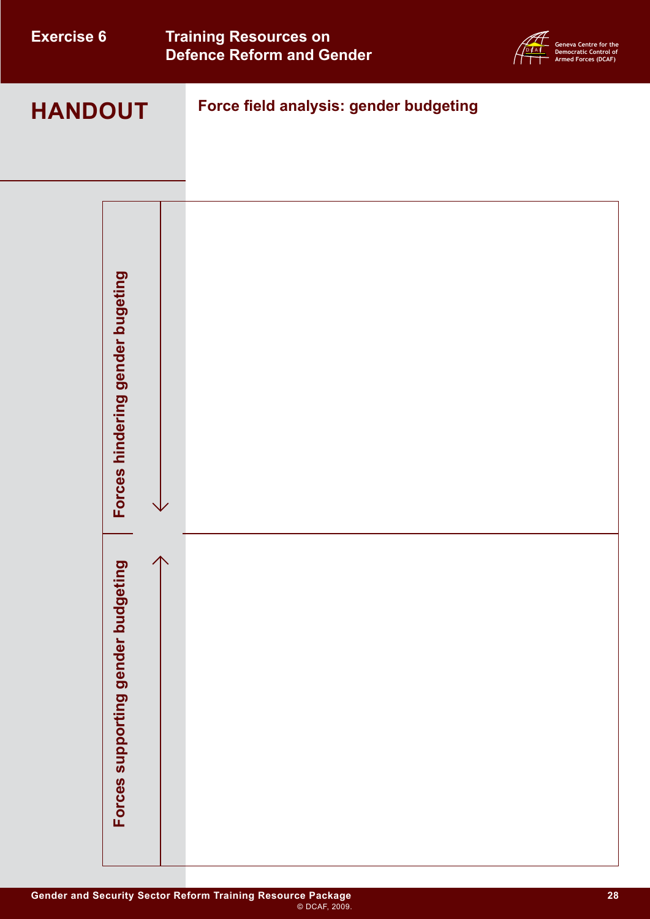# HANDOUT

## Force field analysis: gender budgeting

Forces hindering gender bugeting

Forces supporting gender budgeting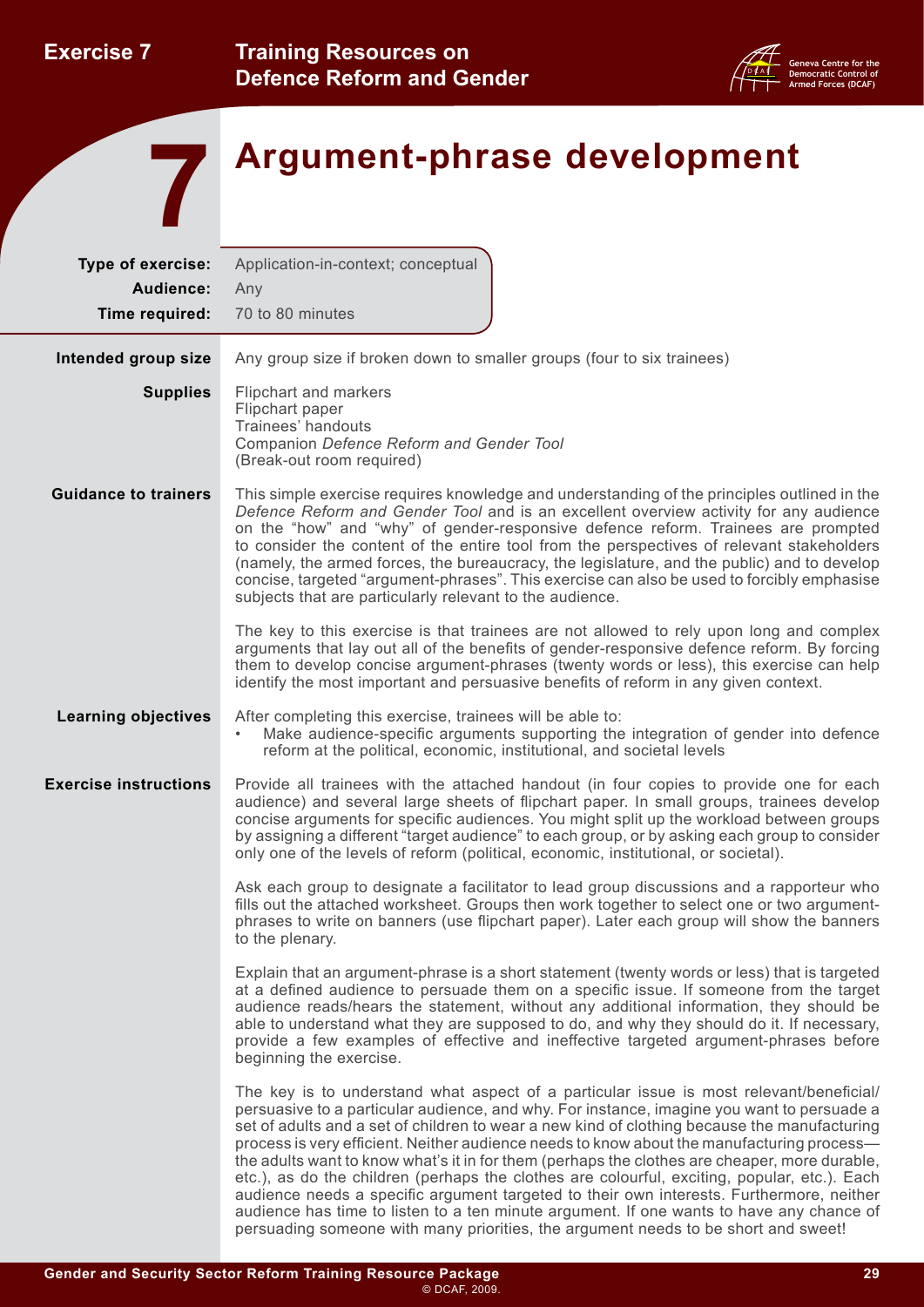# 7 Argument-phrase development

**Type of exercise:** Application-in-context; conceptual
**Audience:** Any
**Time required:** 70 to 80 minutes

**Intended group size**

Any group size if broken down to smaller groups (four to six trainees)

**Supplies**

Flipchart and markers
Flipchart paper
Trainees' handouts
Companion *Defence Reform and Gender Tool*
(Break-out room required)

**Guidance to trainers**

This simple exercise requires knowledge and understanding of the principles outlined in the *Defence Reform and Gender Tool* and is an excellent overview activity for any audience on the "how" and "why" of gender-responsive defence reform. Trainees are prompted to consider the content of the entire tool from the perspectives of relevant stakeholders (namely, the armed forces, the bureaucracy, the legislature, and the public) and to develop concise, targeted "argument-phrases". This exercise can also be used to forcibly emphasise subjects that are particularly relevant to the audience.

The key to this exercise is that trainees are not allowed to rely upon long and complex arguments that lay out all of the benefits of gender-responsive defence reform. By forcing them to develop concise argument-phrases (twenty words or less), this exercise can help identify the most important and persuasive benefits of reform in any given context.

**Learning objectives**

After completing this exercise, trainees will be able to:

- Make audience-specific arguments supporting the integration of gender into defence reform at the political, economic, institutional, and societal levels

**Exercise instructions**

Provide all trainees with the attached handout (in four copies to provide one for each audience) and several large sheets of flipchart paper. In small groups, trainees develop concise arguments for specific audiences. You might split up the workload between groups by assigning a different "target audience" to each group, or by asking each group to consider only one of the levels of reform (political, economic, institutional, or societal).

Ask each group to designate a facilitator to lead group discussions and a rapporteur who fills out the attached worksheet. Groups then work together to select one or two argument-phrases to write on banners (use flipchart paper). Later each group will show the banners to the plenary.

Explain that an argument-phrase is a short statement (twenty words or less) that is targeted at a defined audience to persuade them on a specific issue. If someone from the target audience reads/hears the statement, without any additional information, they should be able to understand what they are supposed to do, and why they should do it. If necessary, provide a few examples of effective and ineffective targeted argument-phrases before beginning the exercise.

The key is to understand what aspect of a particular issue is most relevant/beneficial/persuasive to a particular audience, and why. For instance, imagine you want to persuade a set of adults and a set of children to wear a new kind of clothing because the manufacturing process is very efficient. Neither audience needs to know about the manufacturing process—the adults want to know what's it in for them (perhaps the clothes are cheaper, more durable, etc.), as do the children (perhaps the clothes are colourful, exciting, popular, etc.). Each audience needs a specific argument targeted to their own interests. Furthermore, neither audience has time to listen to a ten minute argument. If one wants to have any chance of persuading someone with many priorities, the argument needs to be short and sweet!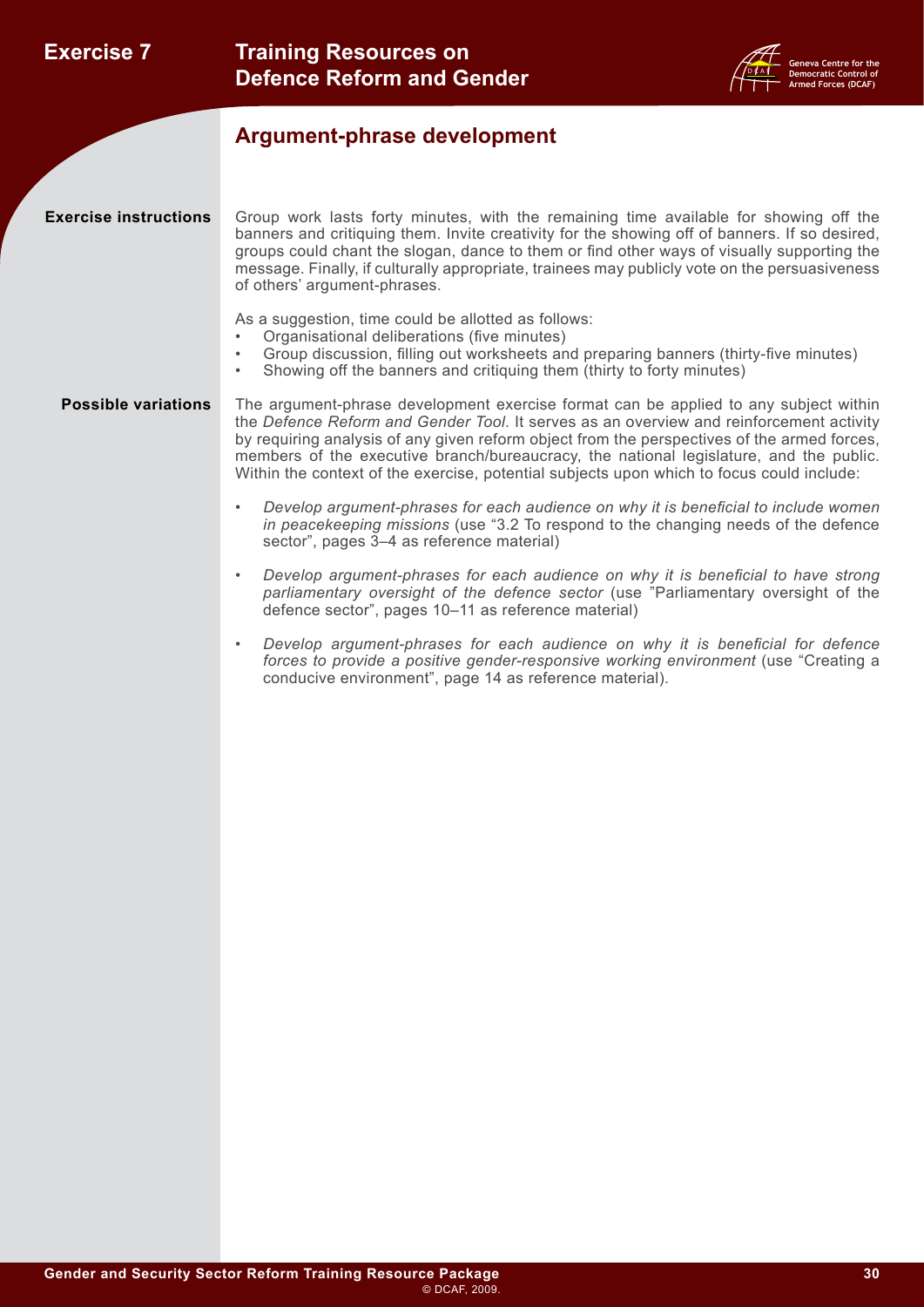## Argument-phrase development

**Exercise instructions**

Group work lasts forty minutes, with the remaining time available for showing off the banners and critiquing them. Invite creativity for the showing off of banners. If so desired, groups could chant the slogan, dance to them or find other ways of visually supporting the message. Finally, if culturally appropriate, trainees may publicly vote on the persuasiveness of others' argument-phrases.

As a suggestion, time could be allotted as follows:

- Organisational deliberations (five minutes)
- Group discussion, filling out worksheets and preparing banners (thirty-five minutes)
- Showing off the banners and critiquing them (thirty to forty minutes)

**Possible variations**

The argument-phrase development exercise format can be applied to any subject within the *Defence Reform and Gender Tool*. It serves as an overview and reinforcement activity by requiring analysis of any given reform object from the perspectives of the armed forces, members of the executive branch/bureaucracy, the national legislature, and the public. Within the context of the exercise, potential subjects upon which to focus could include:

- *Develop argument-phrases for each audience on why it is beneficial to include women in peacekeeping missions* (use "3.2 To respond to the changing needs of the defence sector", pages 3–4 as reference material)
- *Develop argument-phrases for each audience on why it is beneficial to have strong parliamentary oversight of the defence sector* (use "Parliamentary oversight of the defence sector", pages 10–11 as reference material)
- *Develop argument-phrases for each audience on why it is beneficial for defence forces to provide a positive gender-responsive working environment* (use "Creating a conducive environment", page 14 as reference material).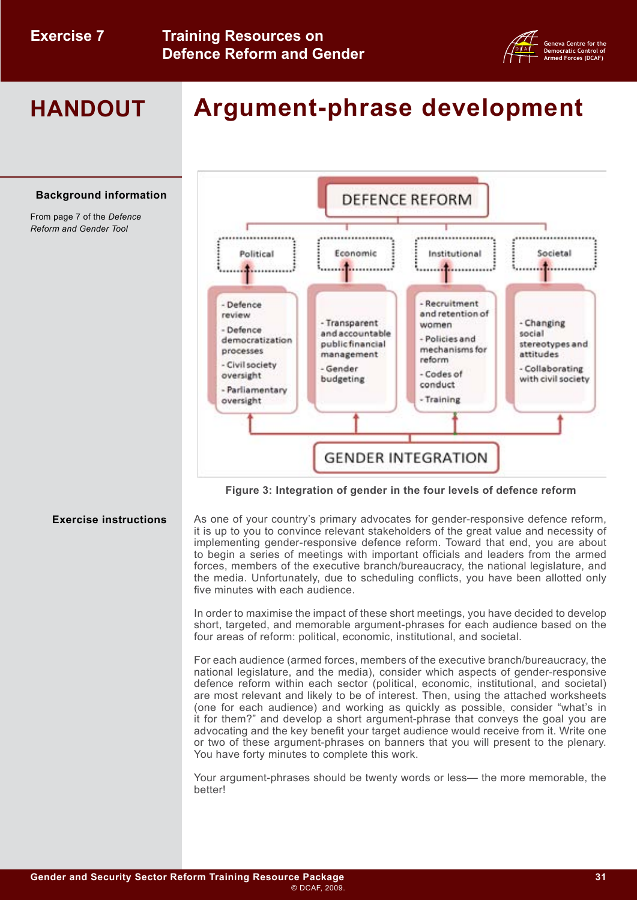# HANDOUT

# Argument-phrase development

**Background information**

From page 7 of the *Defence Reform and Gender Tool*

DEFENCE REFORM

Political

Economic

Institutional

Societal

- Defence review
- Defence democratization processes
- Civil society oversight
- Parliamentary oversight

- Transparent and accountable public financial management
- Gender budgeting

- Recruitment and retention of women
- Policies and mechanisms for reform
- Codes of conduct
- Training

- Changing social stereotypes and attitudes
- Collaborating with civil society

GENDER INTEGRATION

**Figure 3: Integration of gender in the four levels of defence reform**

**Exercise instructions**

As one of your country's primary advocates for gender-responsive defence reform, it is up to you to convince relevant stakeholders of the great value and necessity of implementing gender-responsive defence reform. Toward that end, you are about to begin a series of meetings with important officials and leaders from the armed forces, members of the executive branch/bureaucracy, the national legislature, and the media. Unfortunately, due to scheduling conflicts, you have been allotted only five minutes with each audience.

In order to maximise the impact of these short meetings, you have decided to develop short, targeted, and memorable argument-phrases for each audience based on the four areas of reform: political, economic, institutional, and societal.

For each audience (armed forces, members of the executive branch/bureaucracy, the national legislature, and the media), consider which aspects of gender-responsive defence reform within each sector (political, economic, institutional, and societal) are most relevant and likely to be of interest. Then, using the attached worksheets (one for each audience) and working as quickly as possible, consider "what's in it for them?" and develop a short argument-phrase that conveys the goal you are advocating and the key benefit your target audience would receive from it. Write one or two of these argument-phrases on banners that you will present to the plenary. You have forty minutes to complete this work.

Your argument-phrases should be twenty words or less— the more memorable, the better!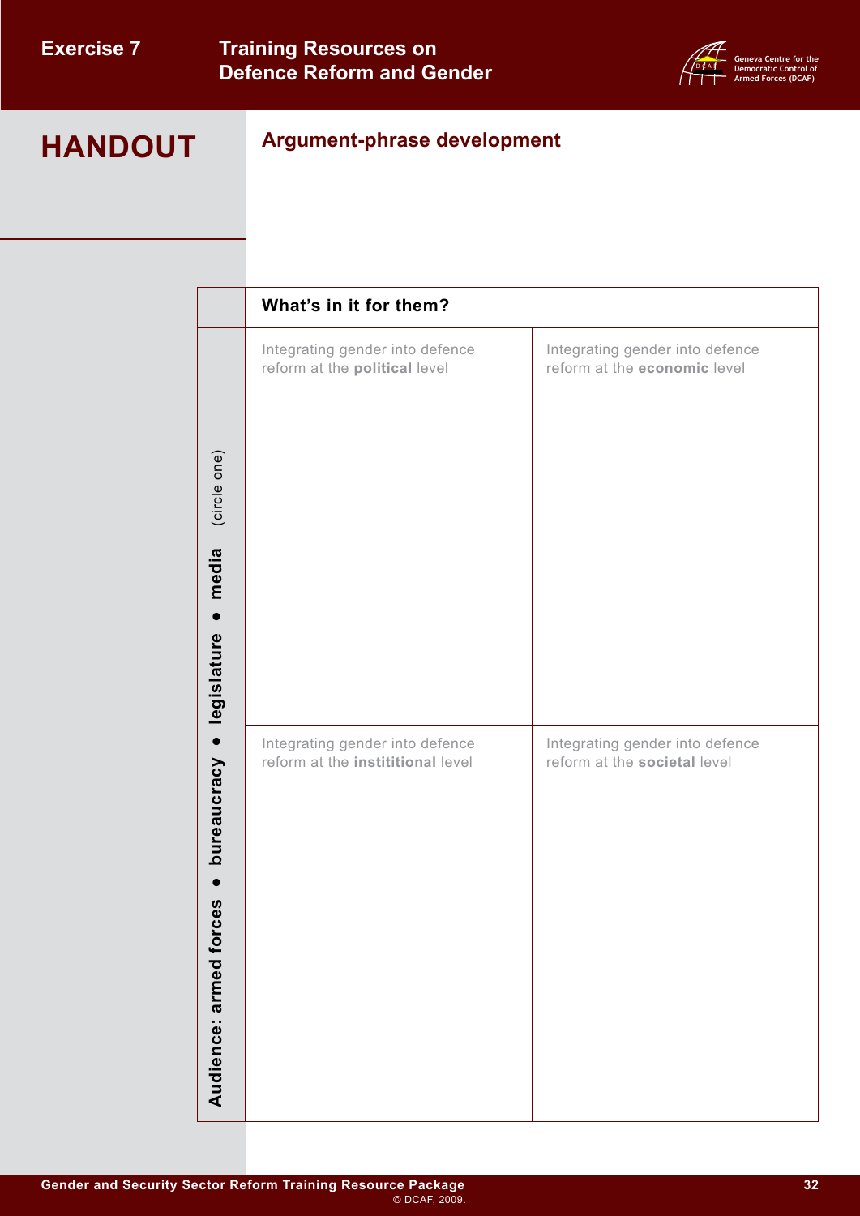# HANDOUT

## Argument-phrase development

| | What's in it for them? | |
|---|---|---|
| Audience: armed forces • bureaucracy • legislature • media (circle one) | Integrating gender into defence reform at the **political** level | Integrating gender into defence reform at the **economic** level |
| | Integrating gender into defence reform at the **instititional** level | Integrating gender into defence reform at the **societal** level |

© DCAF, 2009.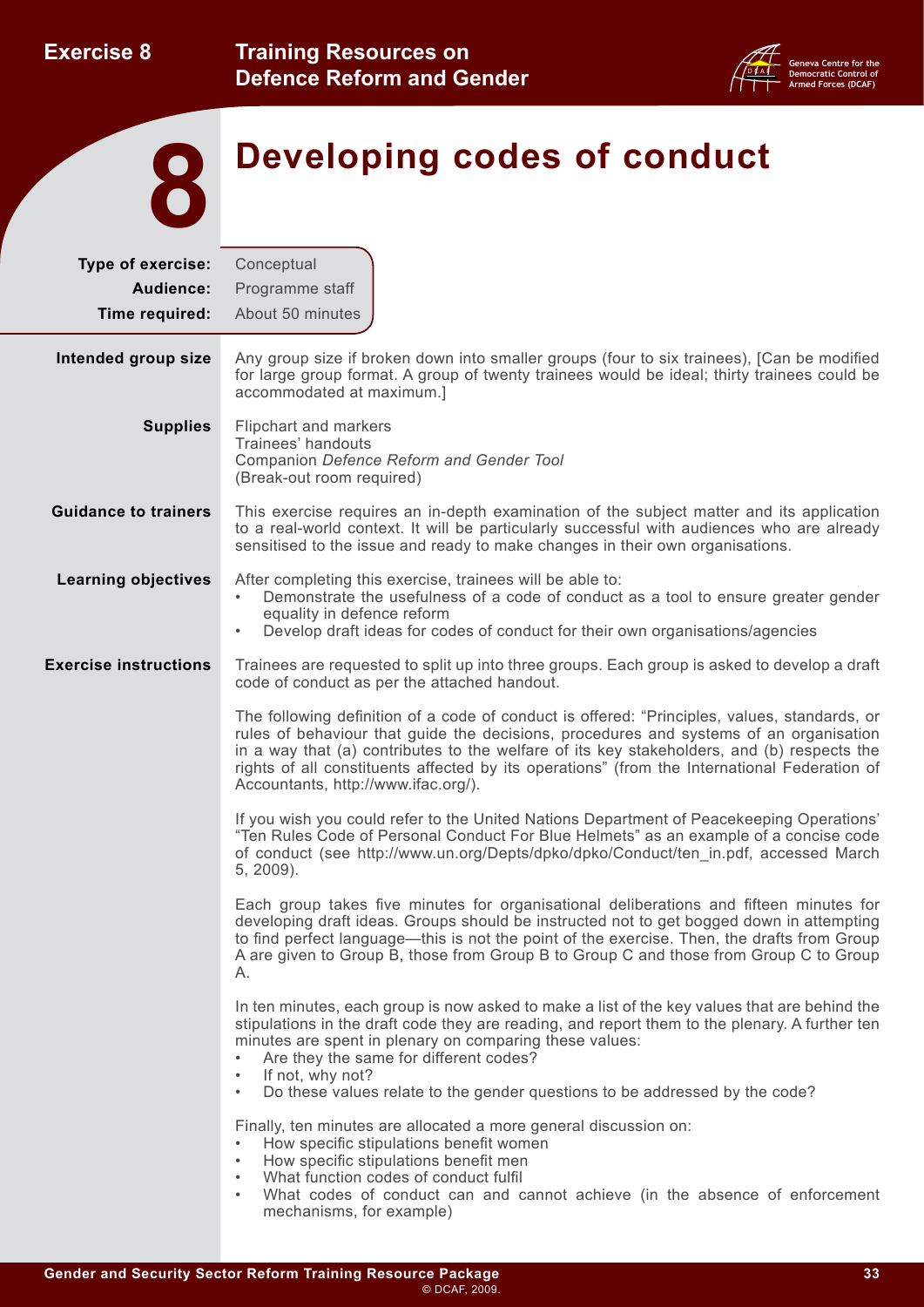# 8 Developing codes of conduct

**Type of exercise:** Conceptual
**Audience:** Programme staff
**Time required:** About 50 minutes

**Intended group size**
Any group size if broken down into smaller groups (four to six trainees), [Can be modified for large group format. A group of twenty trainees would be ideal; thirty trainees could be accommodated at maximum.]

**Supplies**
Flipchart and markers
Trainees' handouts
Companion *Defence Reform and Gender Tool*
(Break-out room required)

**Guidance to trainers**
This exercise requires an in-depth examination of the subject matter and its application to a real-world context. It will be particularly successful with audiences who are already sensitised to the issue and ready to make changes in their own organisations.

**Learning objectives**
After completing this exercise, trainees will be able to:

- Demonstrate the usefulness of a code of conduct as a tool to ensure greater gender equality in defence reform
- Develop draft ideas for codes of conduct for their own organisations/agencies

**Exercise instructions**
Trainees are requested to split up into three groups. Each group is asked to develop a draft code of conduct as per the attached handout.

The following definition of a code of conduct is offered: "Principles, values, standards, or rules of behaviour that guide the decisions, procedures and systems of an organisation in a way that (a) contributes to the welfare of its key stakeholders, and (b) respects the rights of all constituents affected by its operations" (from the International Federation of Accountants, http://www.ifac.org/).

If you wish you could refer to the United Nations Department of Peacekeeping Operations' "Ten Rules Code of Personal Conduct For Blue Helmets" as an example of a concise code of conduct (see http://www.un.org/Depts/dpko/dpko/Conduct/ten_in.pdf, accessed March 5, 2009).

Each group takes five minutes for organisational deliberations and fifteen minutes for developing draft ideas. Groups should be instructed not to get bogged down in attempting to find perfect language—this is not the point of the exercise. Then, the drafts from Group A are given to Group B, those from Group B to Group C and those from Group C to Group A.

In ten minutes, each group is now asked to make a list of the key values that are behind the stipulations in the draft code they are reading, and report them to the plenary. A further ten minutes are spent in plenary on comparing these values:

- Are they the same for different codes?
- If not, why not?
- Do these values relate to the gender questions to be addressed by the code?

Finally, ten minutes are allocated a more general discussion on:

- How specific stipulations benefit women
- How specific stipulations benefit men
- What function codes of conduct fulfil
- What codes of conduct can and cannot achieve (in the absence of enforcement mechanisms, for example)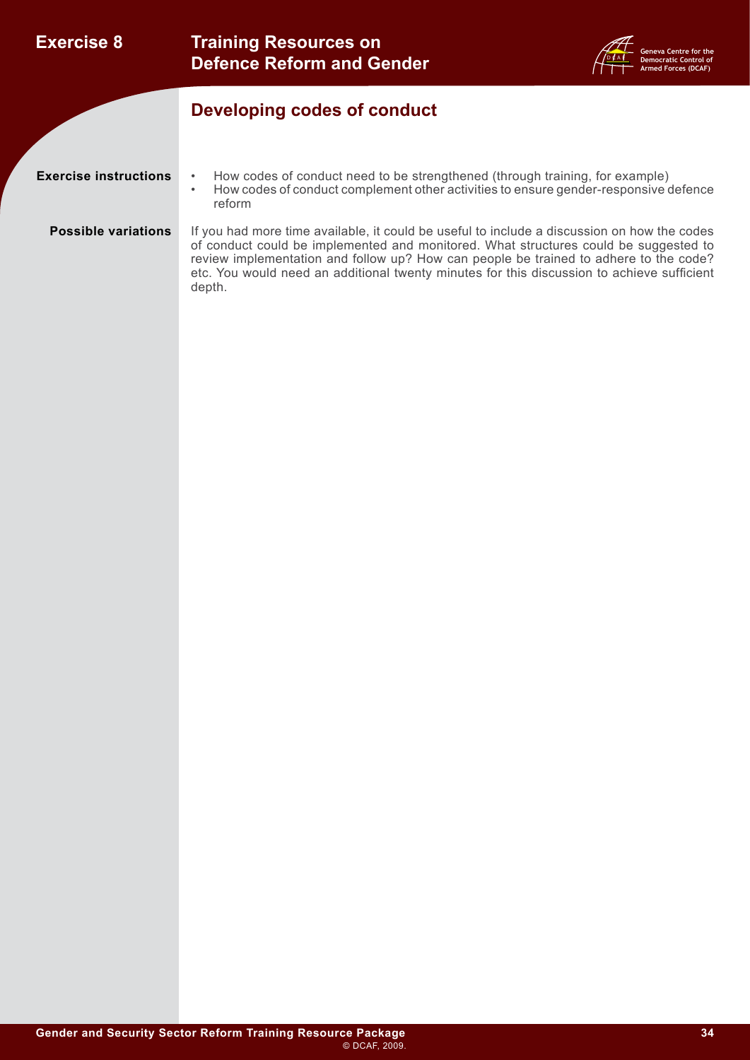## Developing codes of conduct

**Exercise instructions**

- How codes of conduct need to be strengthened (through training, for example)
- How codes of conduct complement other activities to ensure gender-responsive defence reform

**Possible variations**

If you had more time available, it could be useful to include a discussion on how the codes of conduct could be implemented and monitored. What structures could be suggested to review implementation and follow up? How can people be trained to adhere to the code? etc. You would need an additional twenty minutes for this discussion to achieve sufficient depth.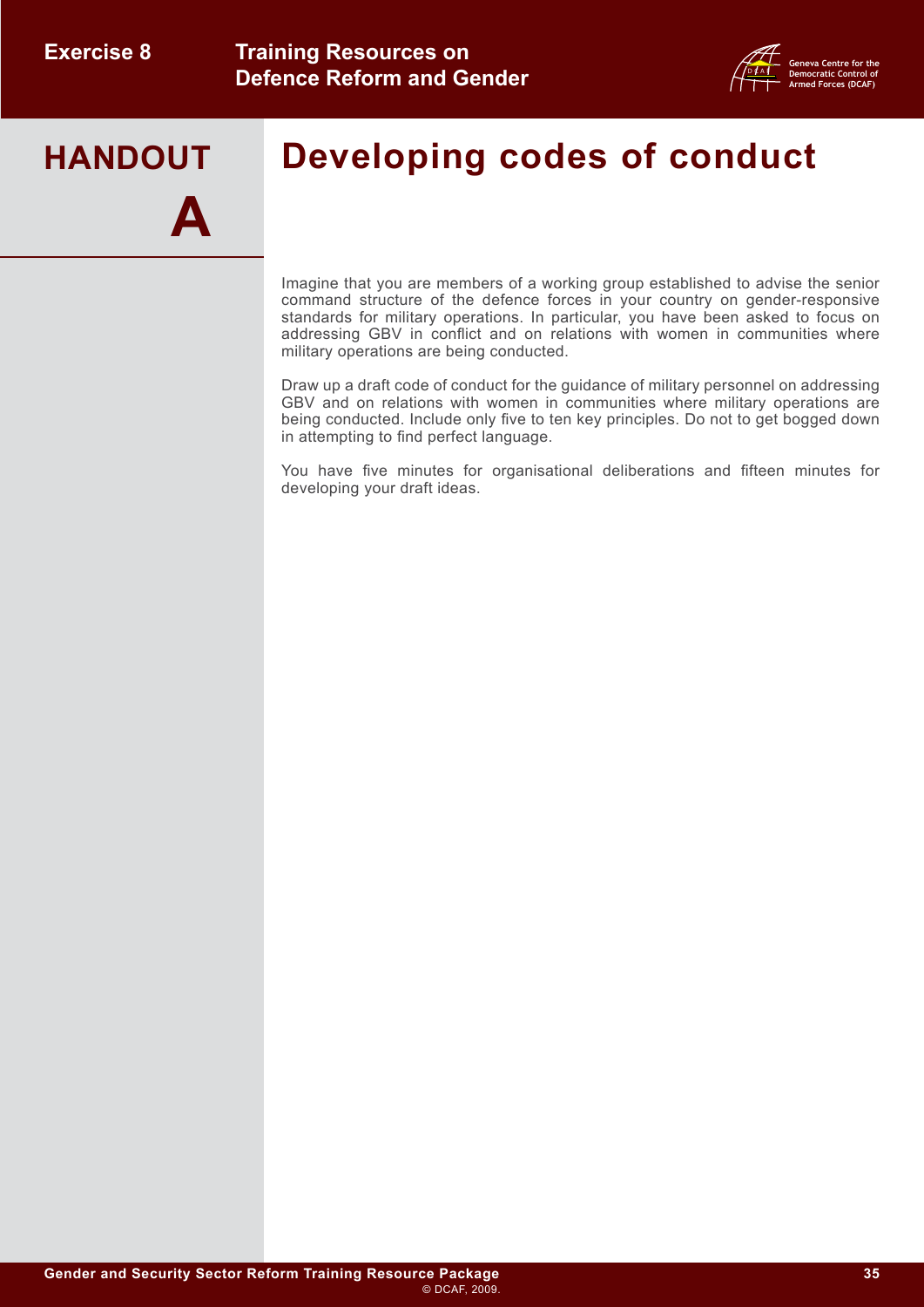# HANDOUT A

## Developing codes of conduct

Imagine that you are members of a working group established to advise the senior command structure of the defence forces in your country on gender-responsive standards for military operations. In particular, you have been asked to focus on addressing GBV in conflict and on relations with women in communities where military operations are being conducted.

Draw up a draft code of conduct for the guidance of military personnel on addressing GBV and on relations with women in communities where military operations are being conducted. Include only five to ten key principles. Do not to get bogged down in attempting to find perfect language.

You have five minutes for organisational deliberations and fifteen minutes for developing your draft ideas.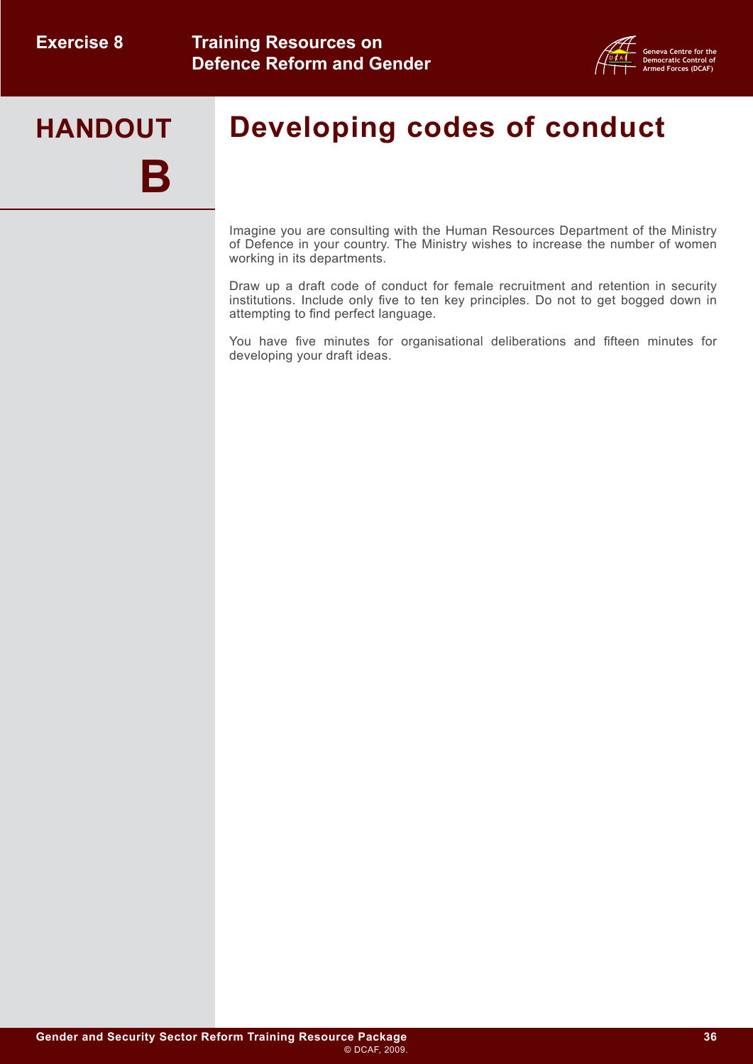# HANDOUT B

# Developing codes of conduct

Imagine you are consulting with the Human Resources Department of the Ministry of Defence in your country. The Ministry wishes to increase the number of women working in its departments.

Draw up a draft code of conduct for female recruitment and retention in security institutions. Include only five to ten key principles. Do not to get bogged down in attempting to find perfect language.

You have five minutes for organisational deliberations and fifteen minutes for developing your draft ideas.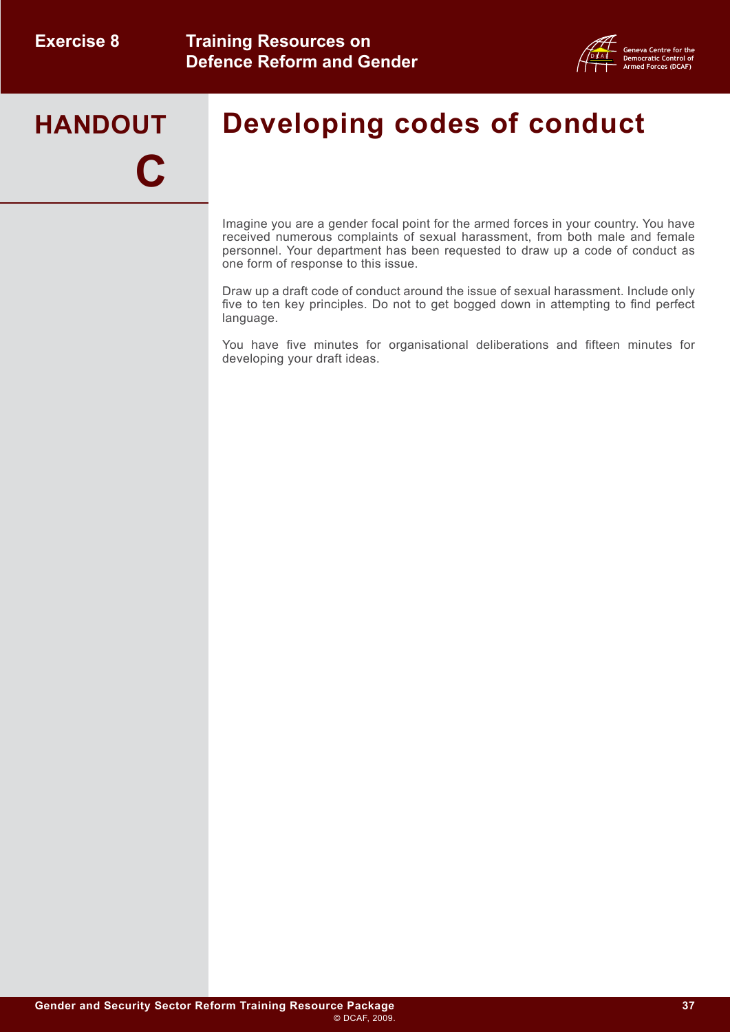# HANDOUT C

# Developing codes of conduct

Imagine you are a gender focal point for the armed forces in your country. You have received numerous complaints of sexual harassment, from both male and female personnel. Your department has been requested to draw up a code of conduct as one form of response to this issue.

Draw up a draft code of conduct around the issue of sexual harassment. Include only five to ten key principles. Do not to get bogged down in attempting to find perfect language.

You have five minutes for organisational deliberations and fifteen minutes for developing your draft ideas.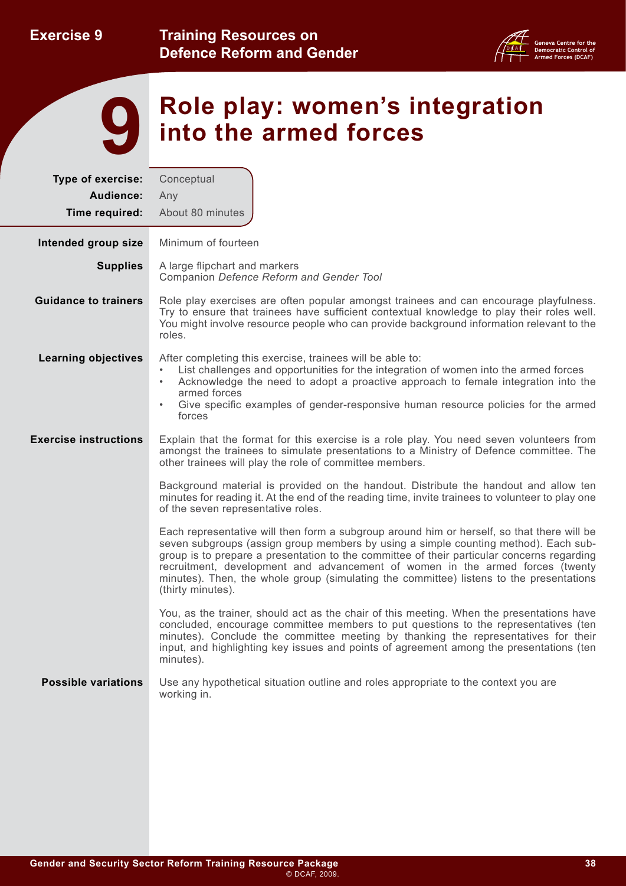# 9 Role play: women's integration into the armed forces

**Type of exercise:** Conceptual
**Audience:** Any
**Time required:** About 80 minutes

**Intended group size**
Minimum of fourteen

**Supplies**
A large flipchart and markers
Companion *Defence Reform and Gender Tool*

**Guidance to trainers**
Role play exercises are often popular amongst trainees and can encourage playfulness. Try to ensure that trainees have sufficient contextual knowledge to play their roles well. You might involve resource people who can provide background information relevant to the roles.

**Learning objectives**
After completing this exercise, trainees will be able to:

- List challenges and opportunities for the integration of women into the armed forces
- Acknowledge the need to adopt a proactive approach to female integration into the armed forces
- Give specific examples of gender-responsive human resource policies for the armed forces

**Exercise instructions**
Explain that the format for this exercise is a role play. You need seven volunteers from amongst the trainees to simulate presentations to a Ministry of Defence committee. The other trainees will play the role of committee members.

Background material is provided on the handout. Distribute the handout and allow ten minutes for reading it. At the end of the reading time, invite trainees to volunteer to play one of the seven representative roles.

Each representative will then form a subgroup around him or herself, so that there will be seven subgroups (assign group members by using a simple counting method). Each subgroup is to prepare a presentation to the committee of their particular concerns regarding recruitment, development and advancement of women in the armed forces (twenty minutes). Then, the whole group (simulating the committee) listens to the presentations (thirty minutes).

You, as the trainer, should act as the chair of this meeting. When the presentations have concluded, encourage committee members to put questions to the representatives (ten minutes). Conclude the committee meeting by thanking the representatives for their input, and highlighting key issues and points of agreement among the presentations (ten minutes).

**Possible variations**
Use any hypothetical situation outline and roles appropriate to the context you are working in.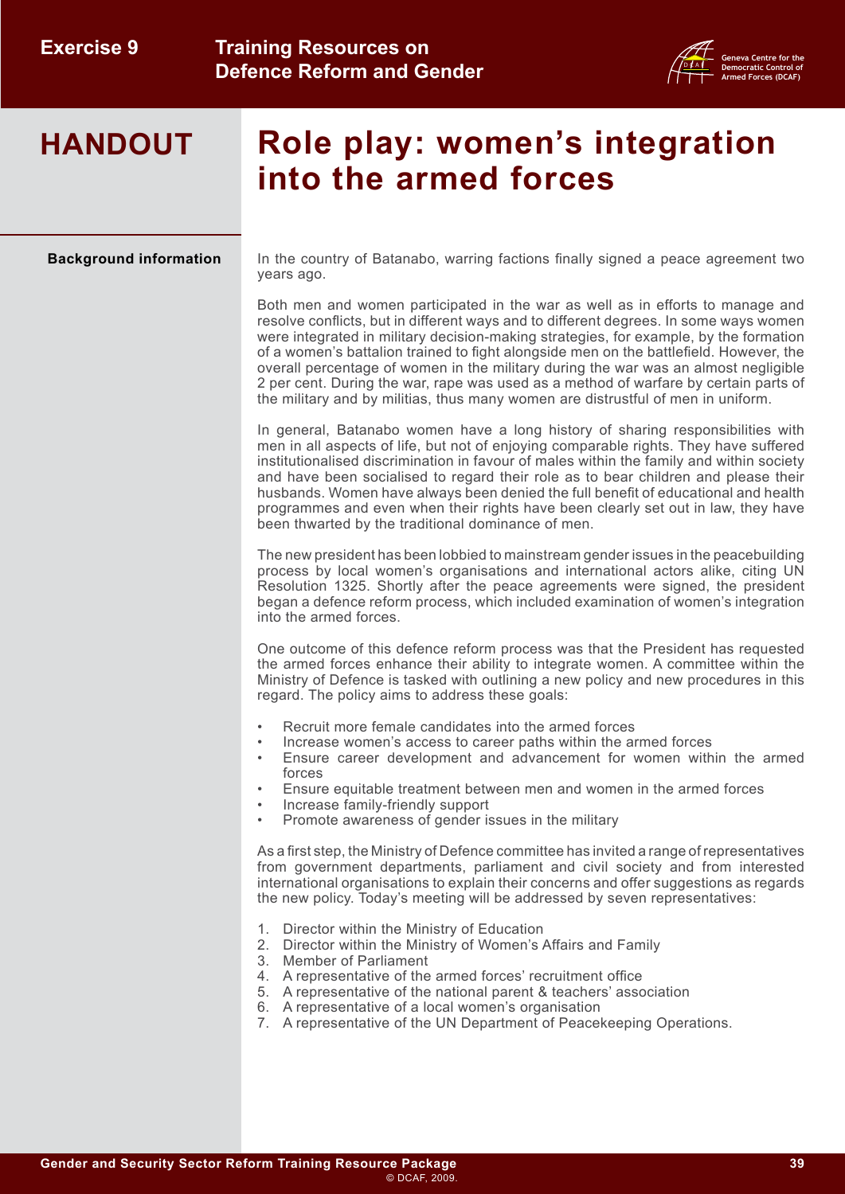# HANDOUT

# Role play: women's integration into the armed forces

**Background information**

In the country of Batanabo, warring factions finally signed a peace agreement two years ago.

Both men and women participated in the war as well as in efforts to manage and resolve conflicts, but in different ways and to different degrees. In some ways women were integrated in military decision-making strategies, for example, by the formation of a women's battalion trained to fight alongside men on the battlefield. However, the overall percentage of women in the military during the war was an almost negligible 2 per cent. During the war, rape was used as a method of warfare by certain parts of the military and by militias, thus many women are distrustful of men in uniform.

In general, Batanabo women have a long history of sharing responsibilities with men in all aspects of life, but not of enjoying comparable rights. They have suffered institutionalised discrimination in favour of males within the family and within society and have been socialised to regard their role as to bear children and please their husbands. Women have always been denied the full benefit of educational and health programmes and even when their rights have been clearly set out in law, they have been thwarted by the traditional dominance of men.

The new president has been lobbied to mainstream gender issues in the peacebuilding process by local women's organisations and international actors alike, citing UN Resolution 1325. Shortly after the peace agreements were signed, the president began a defence reform process, which included examination of women's integration into the armed forces.

One outcome of this defence reform process was that the President has requested the armed forces enhance their ability to integrate women. A committee within the Ministry of Defence is tasked with outlining a new policy and new procedures in this regard. The policy aims to address these goals:

- Recruit more female candidates into the armed forces
- Increase women's access to career paths within the armed forces
- Ensure career development and advancement for women within the armed forces
- Ensure equitable treatment between men and women in the armed forces
- Increase family-friendly support
- Promote awareness of gender issues in the military

As a first step, the Ministry of Defence committee has invited a range of representatives from government departments, parliament and civil society and from interested international organisations to explain their concerns and offer suggestions as regards the new policy. Today's meeting will be addressed by seven representatives:

1. Director within the Ministry of Education
2. Director within the Ministry of Women's Affairs and Family
3. Member of Parliament
4. A representative of the armed forces' recruitment office
5. A representative of the national parent & teachers' association
6. A representative of a local women's organisation
7. A representative of the UN Department of Peacekeeping Operations.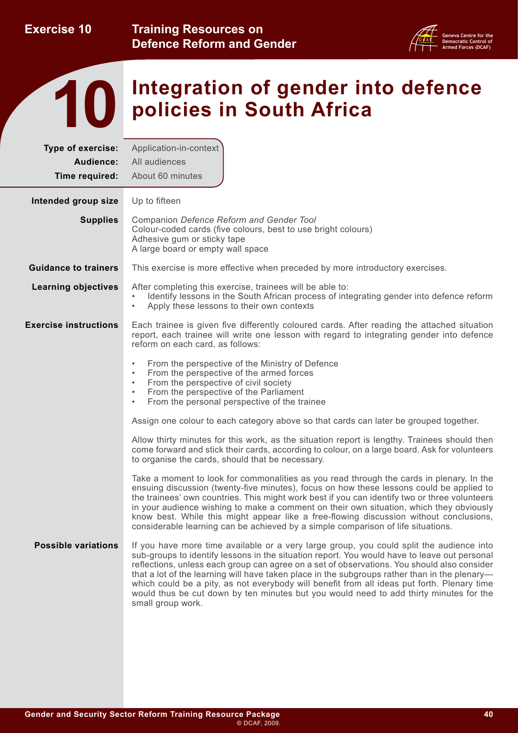# 10 Integration of gender into defence policies in South Africa

**Type of exercise:** Application-in-context
**Audience:** All audiences
**Time required:** About 60 minutes

**Intended group size** Up to fifteen

**Supplies**
Companion *Defence Reform and Gender Tool*
Colour-coded cards (five colours, best to use bright colours)
Adhesive gum or sticky tape
A large board or empty wall space

**Guidance to trainers** This exercise is more effective when preceded by more introductory exercises.

**Learning objectives**
After completing this exercise, trainees will be able to:

- Identify lessons in the South African process of integrating gender into defence reform
- Apply these lessons to their own contexts

**Exercise instructions**
Each trainee is given five differently coloured cards. After reading the attached situation report, each trainee will write one lesson with regard to integrating gender into defence reform on each card, as follows:

- From the perspective of the Ministry of Defence
- From the perspective of the armed forces
- From the perspective of civil society
- From the perspective of the Parliament
- From the personal perspective of the trainee

Assign one colour to each category above so that cards can later be grouped together.

Allow thirty minutes for this work, as the situation report is lengthy. Trainees should then come forward and stick their cards, according to colour, on a large board. Ask for volunteers to organise the cards, should that be necessary.

Take a moment to look for commonalities as you read through the cards in plenary. In the ensuing discussion (twenty-five minutes), focus on how these lessons could be applied to the trainees' own countries. This might work best if you can identify two or three volunteers in your audience wishing to make a comment on their own situation, which they obviously know best. While this might appear like a free-flowing discussion without conclusions, considerable learning can be achieved by a simple comparison of life situations.

**Possible variations**
If you have more time available or a very large group, you could split the audience into sub-groups to identify lessons in the situation report. You would have to leave out personal reflections, unless each group can agree on a set of observations. You should also consider that a lot of the learning will have taken place in the subgroups rather than in the plenary—which could be a pity, as not everybody will benefit from all ideas put forth. Plenary time would thus be cut down by ten minutes but you would need to add thirty minutes for the small group work.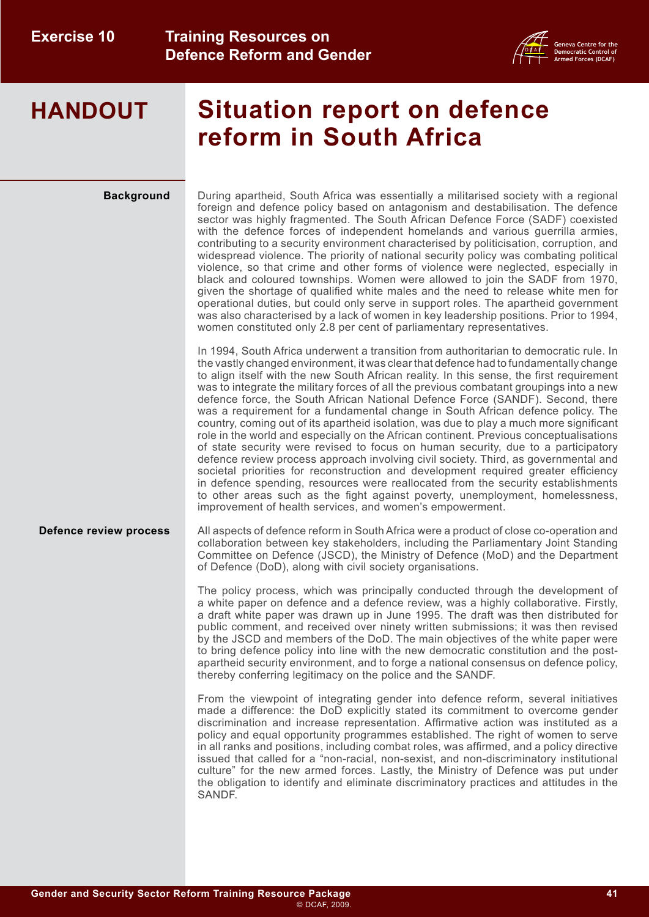# HANDOUT

# Situation report on defence reform in South Africa

## Background

During apartheid, South Africa was essentially a militarised society with a regional foreign and defence policy based on antagonism and destabilisation. The defence sector was highly fragmented. The South African Defence Force (SADF) coexisted with the defence forces of independent homelands and various guerrilla armies, contributing to a security environment characterised by politicisation, corruption, and widespread violence. The priority of national security policy was combating political violence, so that crime and other forms of violence were neglected, especially in black and coloured townships. Women were allowed to join the SADF from 1970, given the shortage of qualified white males and the need to release white men for operational duties, but could only serve in support roles. The apartheid government was also characterised by a lack of women in key leadership positions. Prior to 1994, women constituted only 2.8 per cent of parliamentary representatives.

In 1994, South Africa underwent a transition from authoritarian to democratic rule. In the vastly changed environment, it was clear that defence had to fundamentally change to align itself with the new South African reality. In this sense, the first requirement was to integrate the military forces of all the previous combatant groupings into a new defence force, the South African National Defence Force (SANDF). Second, there was a requirement for a fundamental change in South African defence policy. The country, coming out of its apartheid isolation, was due to play a much more significant role in the world and especially on the African continent. Previous conceptualisations of state security were revised to focus on human security, due to a participatory defence review process approach involving civil society. Third, as governmental and societal priorities for reconstruction and development required greater efficiency in defence spending, resources were reallocated from the security establishments to other areas such as the fight against poverty, unemployment, homelessness, improvement of health services, and women's empowerment.

## Defence review process

All aspects of defence reform in South Africa were a product of close co-operation and collaboration between key stakeholders, including the Parliamentary Joint Standing Committee on Defence (JSCD), the Ministry of Defence (MoD) and the Department of Defence (DoD), along with civil society organisations.

The policy process, which was principally conducted through the development of a white paper on defence and a defence review, was a highly collaborative. Firstly, a draft white paper was drawn up in June 1995. The draft was then distributed for public comment, and received over ninety written submissions; it was then revised by the JSCD and members of the DoD. The main objectives of the white paper were to bring defence policy into line with the new democratic constitution and the post-apartheid security environment, and to forge a national consensus on defence policy, thereby conferring legitimacy on the police and the SANDF.

From the viewpoint of integrating gender into defence reform, several initiatives made a difference: the DoD explicitly stated its commitment to overcome gender discrimination and increase representation. Affirmative action was instituted as a policy and equal opportunity programmes established. The right of women to serve in all ranks and positions, including combat roles, was affirmed, and a policy directive issued that called for a "non-racial, non-sexist, and non-discriminatory institutional culture" for the new armed forces. Lastly, the Ministry of Defence was put under the obligation to identify and eliminate discriminatory practices and attitudes in the SANDF.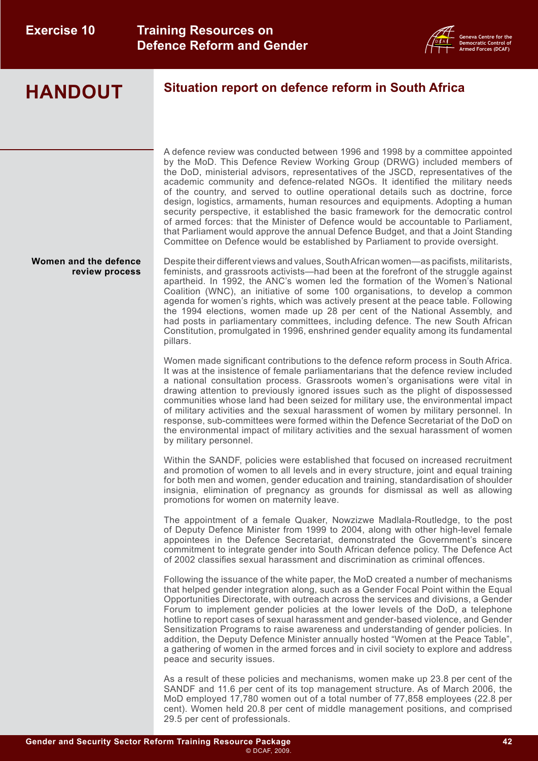# HANDOUT

## Situation report on defence reform in South Africa

A defence review was conducted between 1996 and 1998 by a committee appointed by the MoD. This Defence Review Working Group (DRWG) included members of the DoD, ministerial advisors, representatives of the JSCD, representatives of the academic community and defence-related NGOs. It identified the military needs of the country, and served to outline operational details such as doctrine, force design, logistics, armaments, human resources and equipments. Adopting a human security perspective, it established the basic framework for the democratic control of armed forces: that the Minister of Defence would be accountable to Parliament, that Parliament would approve the annual Defence Budget, and that a Joint Standing Committee on Defence would be established by Parliament to provide oversight.

**Women and the defence review process**

Despite their different views and values, South African women—as pacifists, militarists, feminists, and grassroots activists—had been at the forefront of the struggle against apartheid. In 1992, the ANC's women led the formation of the Women's National Coalition (WNC), an initiative of some 100 organisations, to develop a common agenda for women's rights, which was actively present at the peace table. Following the 1994 elections, women made up 28 per cent of the National Assembly, and had posts in parliamentary committees, including defence. The new South African Constitution, promulgated in 1996, enshrined gender equality among its fundamental pillars.

Women made significant contributions to the defence reform process in South Africa. It was at the insistence of female parliamentarians that the defence review included a national consultation process. Grassroots women's organisations were vital in drawing attention to previously ignored issues such as the plight of dispossessed communities whose land had been seized for military use, the environmental impact of military activities and the sexual harassment of women by military personnel. In response, sub-committees were formed within the Defence Secretariat of the DoD on the environmental impact of military activities and the sexual harassment of women by military personnel.

Within the SANDF, policies were established that focused on increased recruitment and promotion of women to all levels and in every structure, joint and equal training for both men and women, gender education and training, standardisation of shoulder insignia, elimination of pregnancy as grounds for dismissal as well as allowing promotions for women on maternity leave.

The appointment of a female Quaker, Nowzizwe Madlala-Routledge, to the post of Deputy Defence Minister from 1999 to 2004, along with other high-level female appointees in the Defence Secretariat, demonstrated the Government's sincere commitment to integrate gender into South African defence policy. The Defence Act of 2002 classifies sexual harassment and discrimination as criminal offences.

Following the issuance of the white paper, the MoD created a number of mechanisms that helped gender integration along, such as a Gender Focal Point within the Equal Opportunities Directorate, with outreach across the services and divisions, a Gender Forum to implement gender policies at the lower levels of the DoD, a telephone hotline to report cases of sexual harassment and gender-based violence, and Gender Sensitization Programs to raise awareness and understanding of gender policies. In addition, the Deputy Defence Minister annually hosted "Women at the Peace Table", a gathering of women in the armed forces and in civil society to explore and address peace and security issues.

As a result of these policies and mechanisms, women make up 23.8 per cent of the SANDF and 11.6 per cent of its top management structure. As of March 2006, the MoD employed 17,780 women out of a total number of 77,858 employees (22.8 per cent). Women held 20.8 per cent of middle management positions, and comprised 29.5 per cent of professionals.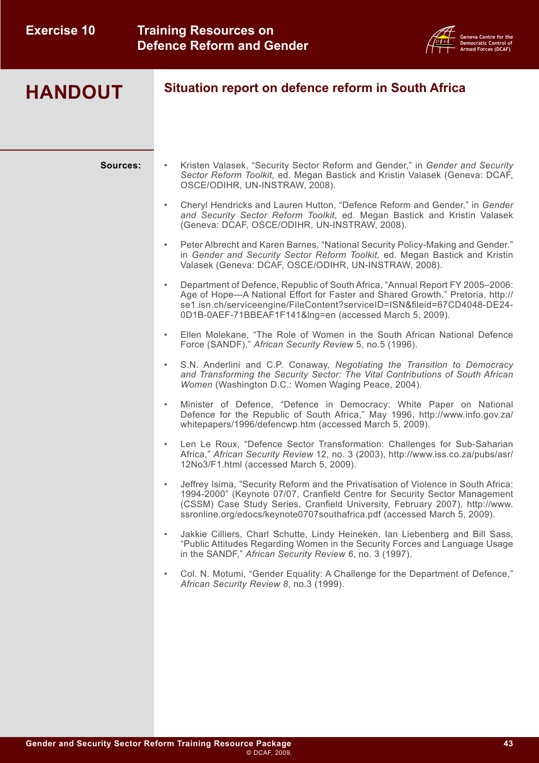# HANDOUT

## Situation report on defence reform in South Africa

**Sources:**

- Kristen Valasek, "Security Sector Reform and Gender," in *Gender and Security Sector Reform Toolkit,* ed. Megan Bastick and Kristin Valasek (Geneva: DCAF, OSCE/ODIHR, UN-INSTRAW, 2008).
- Cheryl Hendricks and Lauren Hutton, "Defence Reform and Gender," in *Gender and Security Sector Reform Toolkit,* ed. Megan Bastick and Kristin Valasek (Geneva: DCAF, OSCE/ODIHR, UN-INSTRAW, 2008).
- Peter Albrecht and Karen Barnes, "National Security Policy-Making and Gender." in *Gender and Security Sector Reform Toolkit,* ed. Megan Bastick and Kristin Valasek (Geneva: DCAF, OSCE/ODIHR, UN-INSTRAW, 2008).
- Department of Defence, Republic of South Africa, "Annual Report FY 2005–2006: Age of Hope—A National Effort for Faster and Shared Growth," Pretoria, http://se1.isn.ch/serviceengine/FileContent?serviceID=ISN&fileid=67CD4048-DE24-0D1B-0AEF-71BBEAF1F141&lng=en (accessed March 5, 2009).
- Ellen Molekane, "The Role of Women in the South African National Defence Force (SANDF)," *African Security Review* 5, no.5 (1996).
- S.N. Anderlini and C.P. Conaway, *Negotiating the Transition to Democracy and Transforming the Security Sector: The Vital Contributions of South African Women* (Washington D.C.: Women Waging Peace, 2004).
- Minister of Defence, "Defence in Democracy: White Paper on National Defence for the Republic of South Africa," May 1996, http://www.info.gov.za/whitepapers/1996/defencwp.htm (accessed March 5, 2009).
- Len Le Roux, "Defence Sector Transformation: Challenges for Sub-Saharian Africa," *African Security Review* 12, no. 3 (2003), http://www.iss.co.za/pubs/asr/12No3/F1.html (accessed March 5, 2009).
- Jeffrey Isima, "Security Reform and the Privatisation of Violence in South Africa: 1994-2000" (Keynote 07/07, Cranfield Centre for Security Sector Management (CSSM) Case Study Series, Cranfield University, February 2007), http://www.ssronline.org/edocs/keynote0707southafrica.pdf (accessed March 5, 2009).
- Jakkie Cilliers, Charl Schutte, Lindy Heineken, Ian Liebenberg and Bill Sass, "Public Attitudes Regarding Women in the Security Forces and Language Usage in the SANDF," *African Security Review 6*, no. 3 (1997).
- Col. N. Motumi, "Gender Equality: A Challenge for the Department of Defence," *African Security Review 8*, no.3 (1999).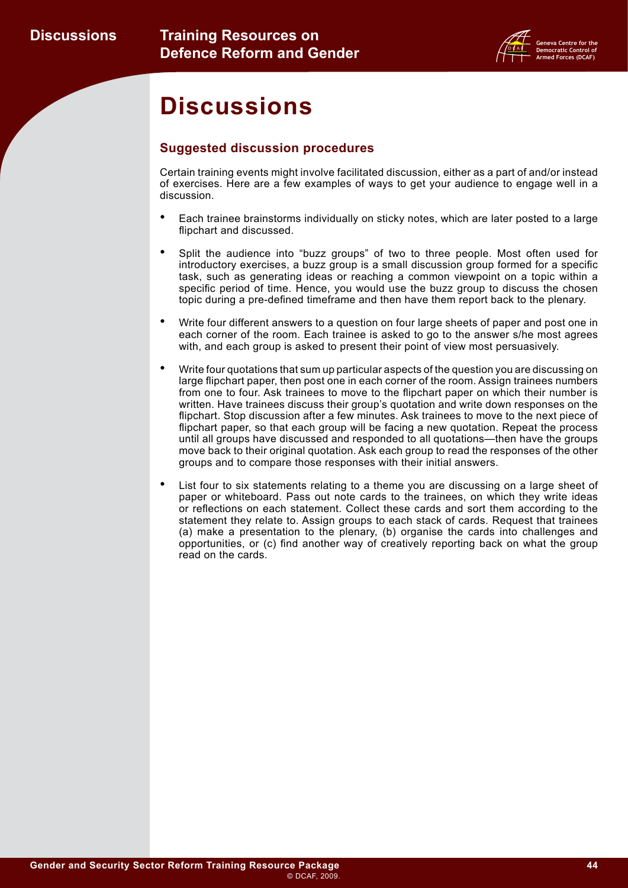# Discussions

## Suggested discussion procedures

Certain training events might involve facilitated discussion, either as a part of and/or instead of exercises. Here are a few examples of ways to get your audience to engage well in a discussion.

- Each trainee brainstorms individually on sticky notes, which are later posted to a large flipchart and discussed.
- Split the audience into "buzz groups" of two to three people. Most often used for introductory exercises, a buzz group is a small discussion group formed for a specific task, such as generating ideas or reaching a common viewpoint on a topic within a specific period of time. Hence, you would use the buzz group to discuss the chosen topic during a pre-defined timeframe and then have them report back to the plenary.
- Write four different answers to a question on four large sheets of paper and post one in each corner of the room. Each trainee is asked to go to the answer s/he most agrees with, and each group is asked to present their point of view most persuasively.
- Write four quotations that sum up particular aspects of the question you are discussing on large flipchart paper, then post one in each corner of the room. Assign trainees numbers from one to four. Ask trainees to move to the flipchart paper on which their number is written. Have trainees discuss their group's quotation and write down responses on the flipchart. Stop discussion after a few minutes. Ask trainees to move to the next piece of flipchart paper, so that each group will be facing a new quotation. Repeat the process until all groups have discussed and responded to all quotations—then have the groups move back to their original quotation. Ask each group to read the responses of the other groups and to compare those responses with their initial answers.
- List four to six statements relating to a theme you are discussing on a large sheet of paper or whiteboard. Pass out note cards to the trainees, on which they write ideas or reflections on each statement. Collect these cards and sort them according to the statement they relate to. Assign groups to each stack of cards. Request that trainees (a) make a presentation to the plenary, (b) organise the cards into challenges and opportunities, or (c) find another way of creatively reporting back on what the group read on the cards.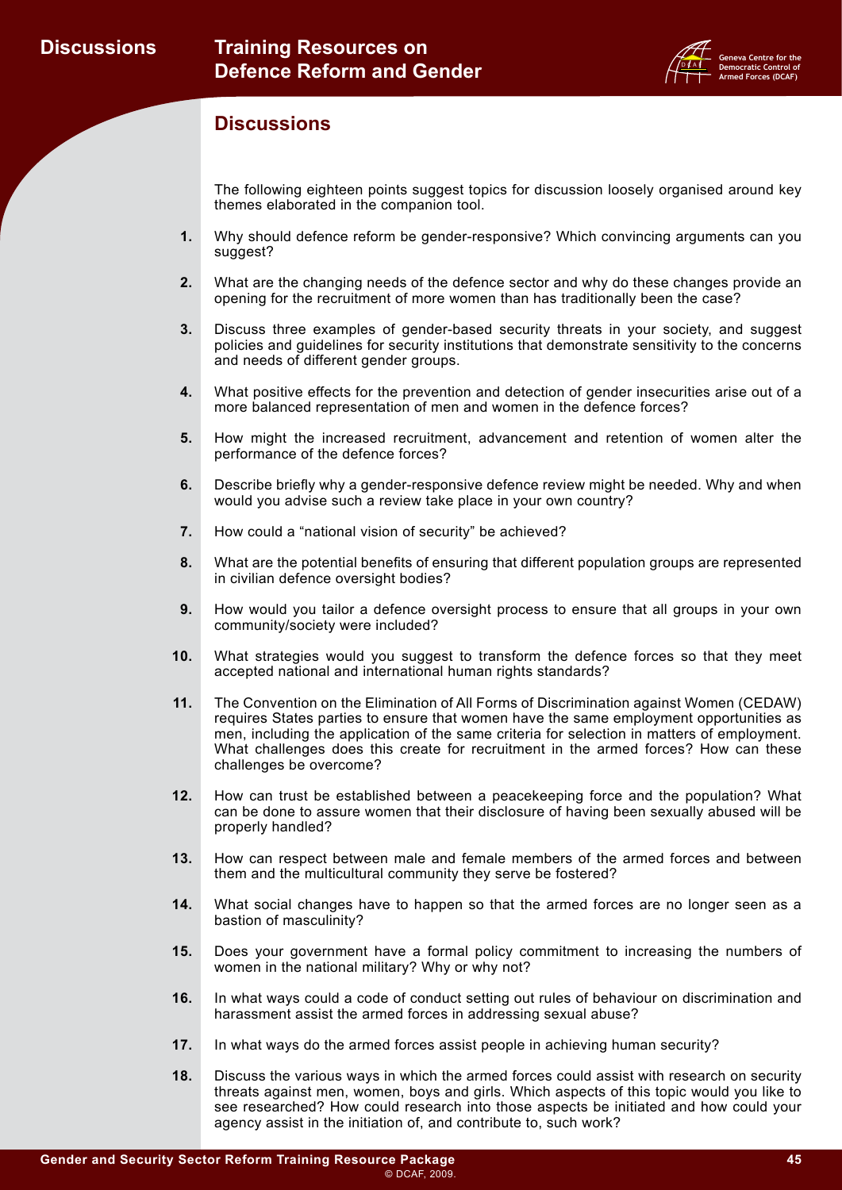## Discussions

The following eighteen points suggest topics for discussion loosely organised around key themes elaborated in the companion tool.

1. Why should defence reform be gender-responsive? Which convincing arguments can you suggest?

2. What are the changing needs of the defence sector and why do these changes provide an opening for the recruitment of more women than has traditionally been the case?

3. Discuss three examples of gender-based security threats in your society, and suggest policies and guidelines for security institutions that demonstrate sensitivity to the concerns and needs of different gender groups.

4. What positive effects for the prevention and detection of gender insecurities arise out of a more balanced representation of men and women in the defence forces?

5. How might the increased recruitment, advancement and retention of women alter the performance of the defence forces?

6. Describe briefly why a gender-responsive defence review might be needed. Why and when would you advise such a review take place in your own country?

7. How could a "national vision of security" be achieved?

8. What are the potential benefits of ensuring that different population groups are represented in civilian defence oversight bodies?

9. How would you tailor a defence oversight process to ensure that all groups in your own community/society were included?

10. What strategies would you suggest to transform the defence forces so that they meet accepted national and international human rights standards?

11. The Convention on the Elimination of All Forms of Discrimination against Women (CEDAW) requires States parties to ensure that women have the same employment opportunities as men, including the application of the same criteria for selection in matters of employment. What challenges does this create for recruitment in the armed forces? How can these challenges be overcome?

12. How can trust be established between a peacekeeping force and the population? What can be done to assure women that their disclosure of having been sexually abused will be properly handled?

13. How can respect between male and female members of the armed forces and between them and the multicultural community they serve be fostered?

14. What social changes have to happen so that the armed forces are no longer seen as a bastion of masculinity?

15. Does your government have a formal policy commitment to increasing the numbers of women in the national military? Why or why not?

16. In what ways could a code of conduct setting out rules of behaviour on discrimination and harassment assist the armed forces in addressing sexual abuse?

17. In what ways do the armed forces assist people in achieving human security?

18. Discuss the various ways in which the armed forces could assist with research on security threats against men, women, boys and girls. Which aspects of this topic would you like to see researched? How could research into those aspects be initiated and how could your agency assist in the initiation of, and contribute to, such work?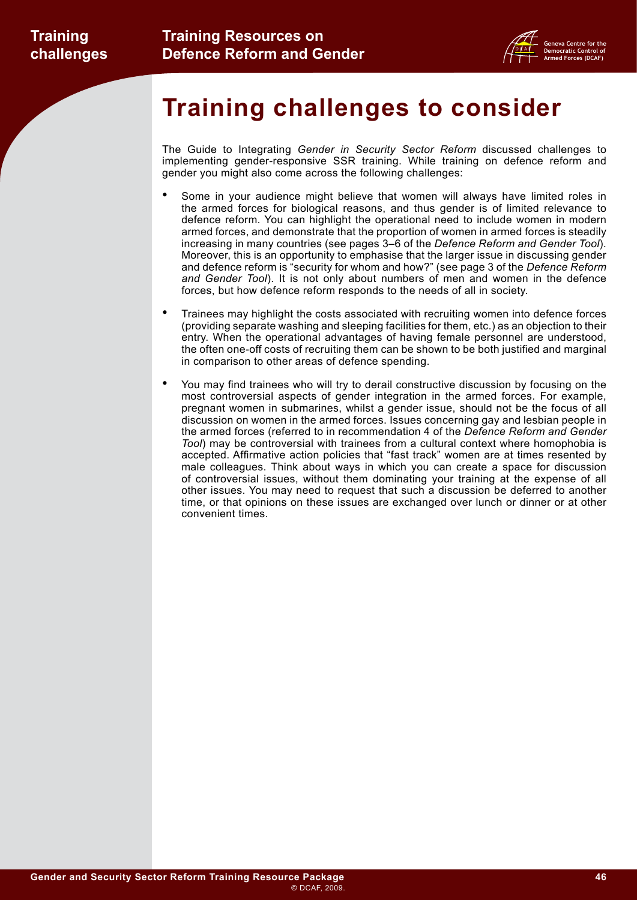# Training challenges to consider

The Guide to Integrating *Gender in Security Sector Reform* discussed challenges to implementing gender-responsive SSR training. While training on defence reform and gender you might also come across the following challenges:

- Some in your audience might believe that women will always have limited roles in the armed forces for biological reasons, and thus gender is of limited relevance to defence reform. You can highlight the operational need to include women in modern armed forces, and demonstrate that the proportion of women in armed forces is steadily increasing in many countries (see pages 3–6 of the *Defence Reform and Gender Tool*). Moreover, this is an opportunity to emphasise that the larger issue in discussing gender and defence reform is "security for whom and how?" (see page 3 of the *Defence Reform and Gender Tool*). It is not only about numbers of men and women in the defence forces, but how defence reform responds to the needs of all in society.

- Trainees may highlight the costs associated with recruiting women into defence forces (providing separate washing and sleeping facilities for them, etc.) as an objection to their entry. When the operational advantages of having female personnel are understood, the often one-off costs of recruiting them can be shown to be both justified and marginal in comparison to other areas of defence spending.

- You may find trainees who will try to derail constructive discussion by focusing on the most controversial aspects of gender integration in the armed forces. For example, pregnant women in submarines, whilst a gender issue, should not be the focus of all discussion on women in the armed forces. Issues concerning gay and lesbian people in the armed forces (referred to in recommendation 4 of the *Defence Reform and Gender Tool*) may be controversial with trainees from a cultural context where homophobia is accepted. Affirmative action policies that "fast track" women are at times resented by male colleagues. Think about ways in which you can create a space for discussion of controversial issues, without them dominating your training at the expense of all other issues. You may need to request that such a discussion be deferred to another time, or that opinions on these issues are exchanged over lunch or dinner or at other convenient times.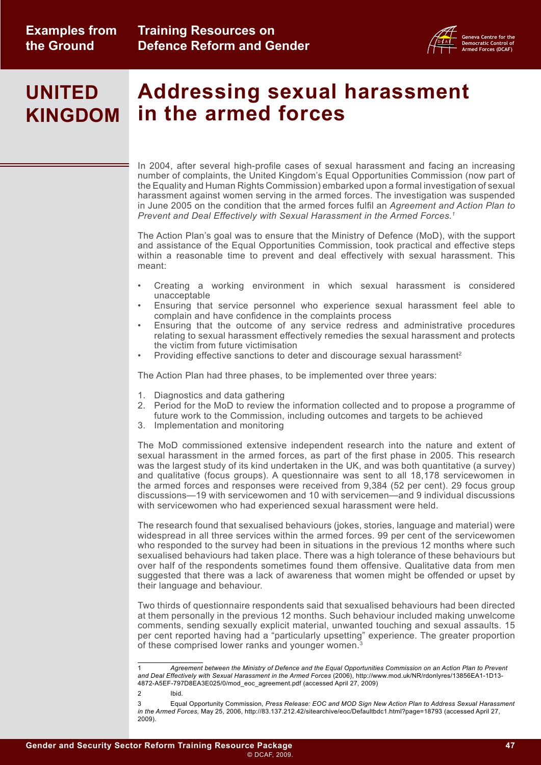# UNITED KINGDOM

# Addressing sexual harassment in the armed forces

In 2004, after several high-profile cases of sexual harassment and facing an increasing number of complaints, the United Kingdom's Equal Opportunities Commission (now part of the Equality and Human Rights Commission) embarked upon a formal investigation of sexual harassment against women serving in the armed forces. The investigation was suspended in June 2005 on the condition that the armed forces fulfil an *Agreement and Action Plan to Prevent and Deal Effectively with Sexual Harassment in the Armed Forces.*[1]

The Action Plan's goal was to ensure that the Ministry of Defence (MoD), with the support and assistance of the Equal Opportunities Commission, took practical and effective steps within a reasonable time to prevent and deal effectively with sexual harassment. This meant:

- Creating a working environment in which sexual harassment is considered unacceptable
- Ensuring that service personnel who experience sexual harassment feel able to complain and have confidence in the complaints process
- Ensuring that the outcome of any service redress and administrative procedures relating to sexual harassment effectively remedies the sexual harassment and protects the victim from future victimisation
- Providing effective sanctions to deter and discourage sexual harassment[2]

The Action Plan had three phases, to be implemented over three years:

1. Diagnostics and data gathering
2. Period for the MoD to review the information collected and to propose a programme of future work to the Commission, including outcomes and targets to be achieved
3. Implementation and monitoring

The MoD commissioned extensive independent research into the nature and extent of sexual harassment in the armed forces, as part of the first phase in 2005. This research was the largest study of its kind undertaken in the UK, and was both quantitative (a survey) and qualitative (focus groups). A questionnaire was sent to all 18,178 servicewomen in the armed forces and responses were received from 9,384 (52 per cent). 29 focus group discussions—19 with servicewomen and 10 with servicemen—and 9 individual discussions with servicewomen who had experienced sexual harassment were held.

The research found that sexualised behaviours (jokes, stories, language and material) were widespread in all three services within the armed forces. 99 per cent of the servicewomen who responded to the survey had been in situations in the previous 12 months where such sexualised behaviours had taken place. There was a high tolerance of these behaviours but over half of the respondents sometimes found them offensive. Qualitative data from men suggested that there was a lack of awareness that women might be offended or upset by their language and behaviour.

Two thirds of questionnaire respondents said that sexualised behaviours had been directed at them personally in the previous 12 months. Such behaviour included making unwelcome comments, sending sexually explicit material, unwanted touching and sexual assaults. 15 per cent reported having had a "particularly upsetting" experience. The greater proportion of these comprised lower ranks and younger women.[3]

---

1 *Agreement between the Ministry of Defence and the Equal Opportunities Commission on an Action Plan to Prevent and Deal Effectively with Sexual Harassment in the Armed Forces* (2006), http://www.mod.uk/NR/rdonlyres/13856EA1-1D13-4872-A5EF-797D8EA3E025/0/mod_eoc_agreement.pdf (accessed April 27, 2009)

2 Ibid.

3 Equal Opportunity Commission, *Press Release: EOC and MOD Sign New Action Plan to Address Sexual Harassment in the Armed Forces*, May 25, 2006, http://83.137.212.42/sitearchive/eoc/Defaultbdc1.html?page=18793 (accessed April 27, 2009).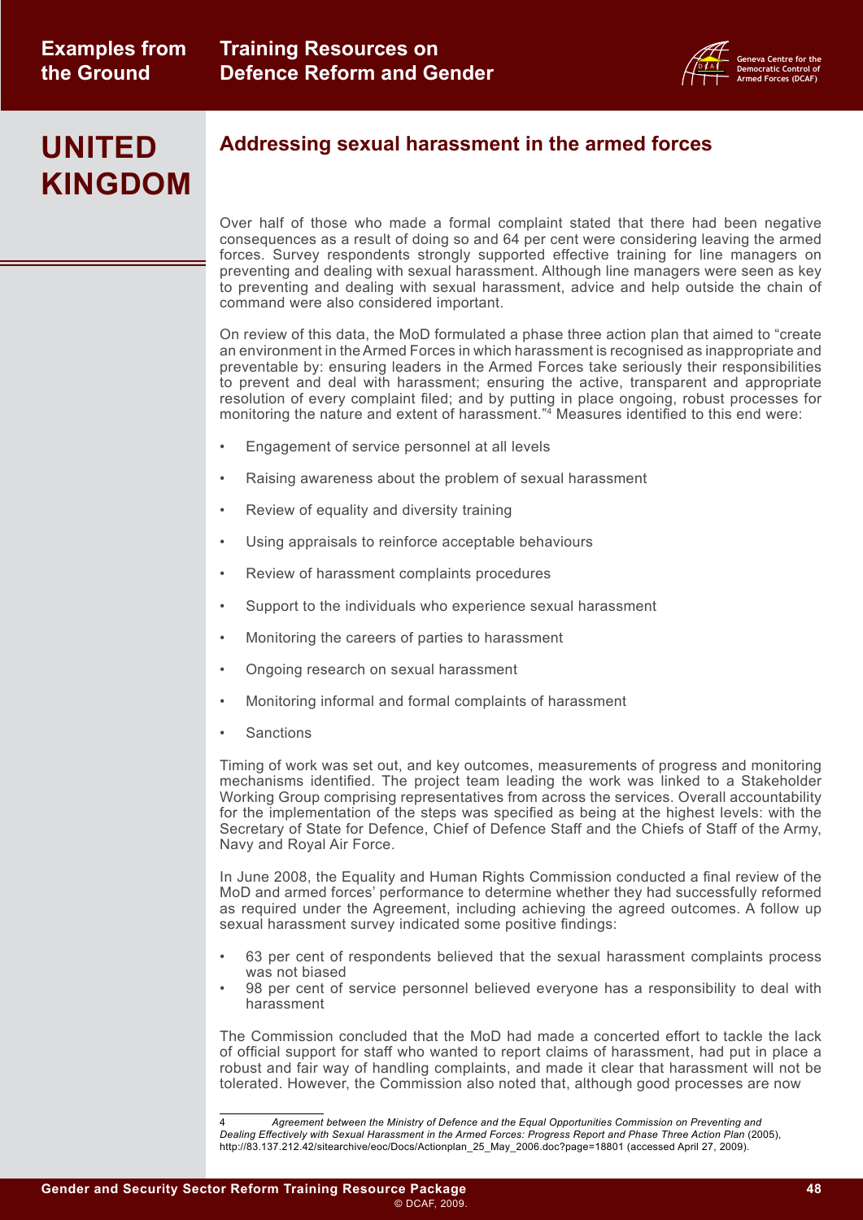# UNITED KINGDOM

## Addressing sexual harassment in the armed forces

Over half of those who made a formal complaint stated that there had been negative consequences as a result of doing so and 64 per cent were considering leaving the armed forces. Survey respondents strongly supported effective training for line managers on preventing and dealing with sexual harassment. Although line managers were seen as key to preventing and dealing with sexual harassment, advice and help outside the chain of command were also considered important.

On review of this data, the MoD formulated a phase three action plan that aimed to "create an environment in the Armed Forces in which harassment is recognised as inappropriate and preventable by: ensuring leaders in the Armed Forces take seriously their responsibilities to prevent and deal with harassment; ensuring the active, transparent and appropriate resolution of every complaint filed; and by putting in place ongoing, robust processes for monitoring the nature and extent of harassment."[4] Measures identified to this end were:

- Engagement of service personnel at all levels
- Raising awareness about the problem of sexual harassment
- Review of equality and diversity training
- Using appraisals to reinforce acceptable behaviours
- Review of harassment complaints procedures
- Support to the individuals who experience sexual harassment
- Monitoring the careers of parties to harassment
- Ongoing research on sexual harassment
- Monitoring informal and formal complaints of harassment
- Sanctions

Timing of work was set out, and key outcomes, measurements of progress and monitoring mechanisms identified. The project team leading the work was linked to a Stakeholder Working Group comprising representatives from across the services. Overall accountability for the implementation of the steps was specified as being at the highest levels: with the Secretary of State for Defence, Chief of Defence Staff and the Chiefs of Staff of the Army, Navy and Royal Air Force.

In June 2008, the Equality and Human Rights Commission conducted a final review of the MoD and armed forces' performance to determine whether they had successfully reformed as required under the Agreement, including achieving the agreed outcomes. A follow up sexual harassment survey indicated some positive findings:

- 63 per cent of respondents believed that the sexual harassment complaints process was not biased
- 98 per cent of service personnel believed everyone has a responsibility to deal with harassment

The Commission concluded that the MoD had made a concerted effort to tackle the lack of official support for staff who wanted to report claims of harassment, had put in place a robust and fair way of handling complaints, and made it clear that harassment will not be tolerated. However, the Commission also noted that, although good processes are now

---

4 *Agreement between the Ministry of Defence and the Equal Opportunities Commission on Preventing and Dealing Effectively with Sexual Harassment in the Armed Forces: Progress Report and Phase Three Action Plan* (2005), http://83.137.212.42/sitearchive/eoc/Docs/Actionplan_25_May_2006.doc?page=18801 (accessed April 27, 2009).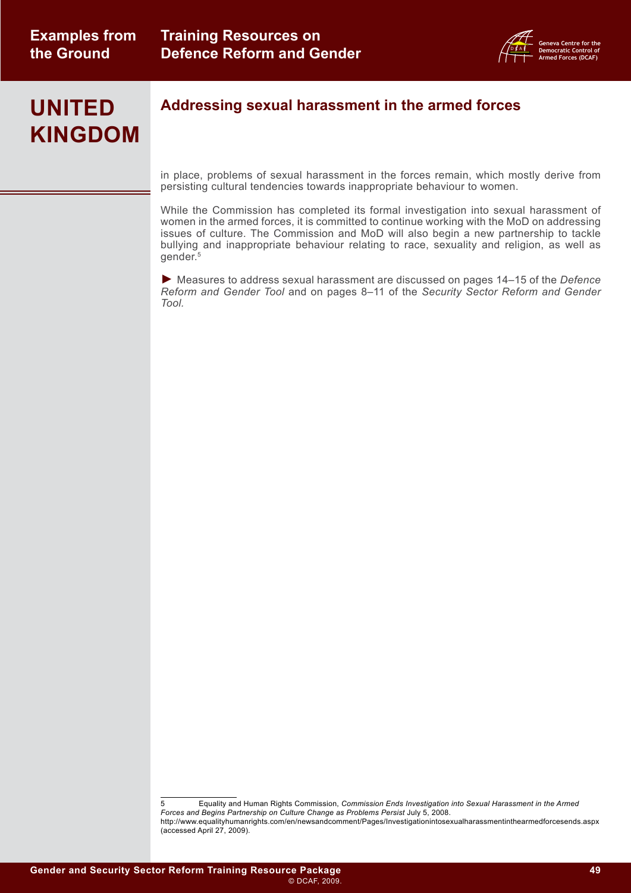# UNITED KINGDOM

## Addressing sexual harassment in the armed forces

in place, problems of sexual harassment in the forces remain, which mostly derive from persisting cultural tendencies towards inappropriate behaviour to women.

While the Commission has completed its formal investigation into sexual harassment of women in the armed forces, it is committed to continue working with the MoD on addressing issues of culture. The Commission and MoD will also begin a new partnership to tackle bullying and inappropriate behaviour relating to race, sexuality and religion, as well as gender.[5]

► Measures to address sexual harassment are discussed on pages 14–15 of the *Defence Reform and Gender Tool* and on pages 8–11 of the *Security Sector Reform and Gender Tool.*

---

5 Equality and Human Rights Commission, *Commission Ends Investigation into Sexual Harassment in the Armed Forces and Begins Partnership on Culture Change as Problems Persist* July 5, 2008. http://www.equalityhumanrights.com/en/newsandcomment/Pages/Investigationintosexualharassmentinthearmedforcesends.aspx (accessed April 27, 2009).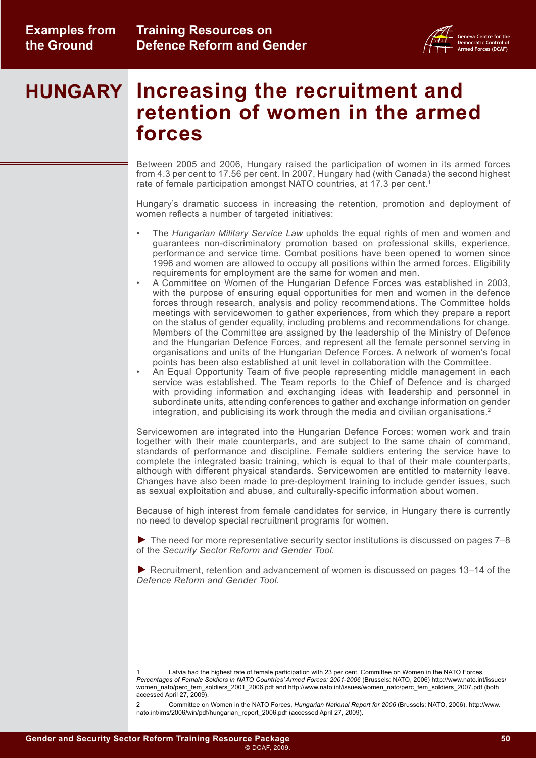# HUNGARY Increasing the recruitment and retention of women in the armed forces

Between 2005 and 2006, Hungary raised the participation of women in its armed forces from 4.3 per cent to 17.56 per cent. In 2007, Hungary had (with Canada) the second highest rate of female participation amongst NATO countries, at 17.3 per cent.[1]

Hungary's dramatic success in increasing the retention, promotion and deployment of women reflects a number of targeted initiatives:

- The *Hungarian Military Service Law* upholds the equal rights of men and women and guarantees non-discriminatory promotion based on professional skills, experience, performance and service time. Combat positions have been opened to women since 1996 and women are allowed to occupy all positions within the armed forces. Eligibility requirements for employment are the same for women and men.
- A Committee on Women of the Hungarian Defence Forces was established in 2003, with the purpose of ensuring equal opportunities for men and women in the defence forces through research, analysis and policy recommendations. The Committee holds meetings with servicewomen to gather experiences, from which they prepare a report on the status of gender equality, including problems and recommendations for change. Members of the Committee are assigned by the leadership of the Ministry of Defence and the Hungarian Defence Forces, and represent all the female personnel serving in organisations and units of the Hungarian Defence Forces. A network of women's focal points has been also established at unit level in collaboration with the Committee.
- An Equal Opportunity Team of five people representing middle management in each service was established. The Team reports to the Chief of Defence and is charged with providing information and exchanging ideas with leadership and personnel in subordinate units, attending conferences to gather and exchange information on gender integration, and publicising its work through the media and civilian organisations.[2]

Servicewomen are integrated into the Hungarian Defence Forces: women work and train together with their male counterparts, and are subject to the same chain of command, standards of performance and discipline. Female soldiers entering the service have to complete the integrated basic training, which is equal to that of their male counterparts, although with different physical standards. Servicewomen are entitled to maternity leave. Changes have also been made to pre-deployment training to include gender issues, such as sexual exploitation and abuse, and culturally-specific information about women.

Because of high interest from female candidates for service, in Hungary there is currently no need to develop special recruitment programs for women.

► The need for more representative security sector institutions is discussed on pages 7–8 of the *Security Sector Reform and Gender Tool.*

► Recruitment, retention and advancement of women is discussed on pages 13–14 of the *Defence Reform and Gender Tool.*

---

1 Latvia had the highest rate of female participation with 23 per cent. Committee on Women in the NATO Forces, *Percentages of Female Soldiers in NATO Countries' Armed Forces: 2001-2006* (Brussels: NATO, 2006) http://www.nato.int/issues/women_nato/perc_fem_soldiers_2001_2006.pdf and http://www.nato.int/issues/women_nato/perc_fem_soldiers_2007.pdf (both accessed April 27, 2009).

2 Committee on Women in the NATO Forces, *Hungarian National Report for 2006* (Brussels: NATO, 2006), http://www.nato.int/ims/2006/win/pdf/hungarian_report_2006.pdf (accessed April 27, 2009).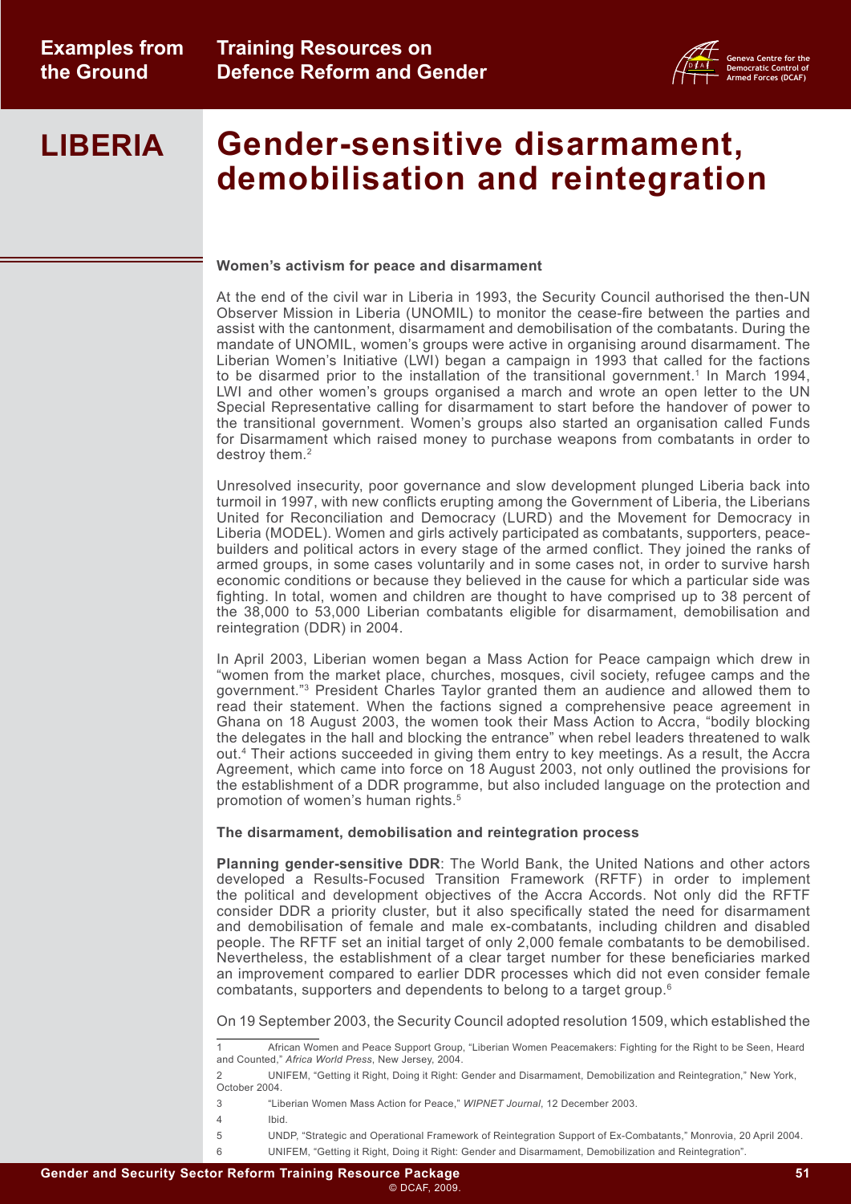# LIBERIA

# Gender-sensitive disarmament, demobilisation and reintegration

### Women's activism for peace and disarmament

At the end of the civil war in Liberia in 1993, the Security Council authorised the then-UN Observer Mission in Liberia (UNOMIL) to monitor the cease-fire between the parties and assist with the cantonment, disarmament and demobilisation of the combatants. During the mandate of UNOMIL, women's groups were active in organising around disarmament. The Liberian Women's Initiative (LWI) began a campaign in 1993 that called for the factions to be disarmed prior to the installation of the transitional government.[1] In March 1994, LWI and other women's groups organised a march and wrote an open letter to the UN Special Representative calling for disarmament to start before the handover of power to the transitional government. Women's groups also started an organisation called Funds for Disarmament which raised money to purchase weapons from combatants in order to destroy them.[2]

Unresolved insecurity, poor governance and slow development plunged Liberia back into turmoil in 1997, with new conflicts erupting among the Government of Liberia, the Liberians United for Reconciliation and Democracy (LURD) and the Movement for Democracy in Liberia (MODEL). Women and girls actively participated as combatants, supporters, peace-builders and political actors in every stage of the armed conflict. They joined the ranks of armed groups, in some cases voluntarily and in some cases not, in order to survive harsh economic conditions or because they believed in the cause for which a particular side was fighting. In total, women and children are thought to have comprised up to 38 percent of the 38,000 to 53,000 Liberian combatants eligible for disarmament, demobilisation and reintegration (DDR) in 2004.

In April 2003, Liberian women began a Mass Action for Peace campaign which drew in "women from the market place, churches, mosques, civil society, refugee camps and the government."[3] President Charles Taylor granted them an audience and allowed them to read their statement. When the factions signed a comprehensive peace agreement in Ghana on 18 August 2003, the women took their Mass Action to Accra, "bodily blocking the delegates in the hall and blocking the entrance" when rebel leaders threatened to walk out.[4] Their actions succeeded in giving them entry to key meetings. As a result, the Accra Agreement, which came into force on 18 August 2003, not only outlined the provisions for the establishment of a DDR programme, but also included language on the protection and promotion of women's human rights.[5]

### The disarmament, demobilisation and reintegration process

**Planning gender-sensitive DDR**: The World Bank, the United Nations and other actors developed a Results-Focused Transition Framework (RFTF) in order to implement the political and development objectives of the Accra Accords. Not only did the RFTF consider DDR a priority cluster, but it also specifically stated the need for disarmament and demobilisation of female and male ex-combatants, including children and disabled people. The RFTF set an initial target of only 2,000 female combatants to be demobilised. Nevertheless, the establishment of a clear target number for these beneficiaries marked an improvement compared to earlier DDR processes which did not even consider female combatants, supporters and dependents to belong to a target group.[6]

On 19 September 2003, the Security Council adopted resolution 1509, which established the

---

1 African Women and Peace Support Group, "Liberian Women Peacemakers: Fighting for the Right to be Seen, Heard and Counted," *Africa World Press*, New Jersey, 2004.

2 UNIFEM, "Getting it Right, Doing it Right: Gender and Disarmament, Demobilization and Reintegration," New York, October 2004.

3 "Liberian Women Mass Action for Peace," *WIPNET Journal*, 12 December 2003.

4 Ibid.

5 UNDP, "Strategic and Operational Framework of Reintegration Support of Ex-Combatants," Monrovia, 20 April 2004.

6 UNIFEM, "Getting it Right, Doing it Right: Gender and Disarmament, Demobilization and Reintegration".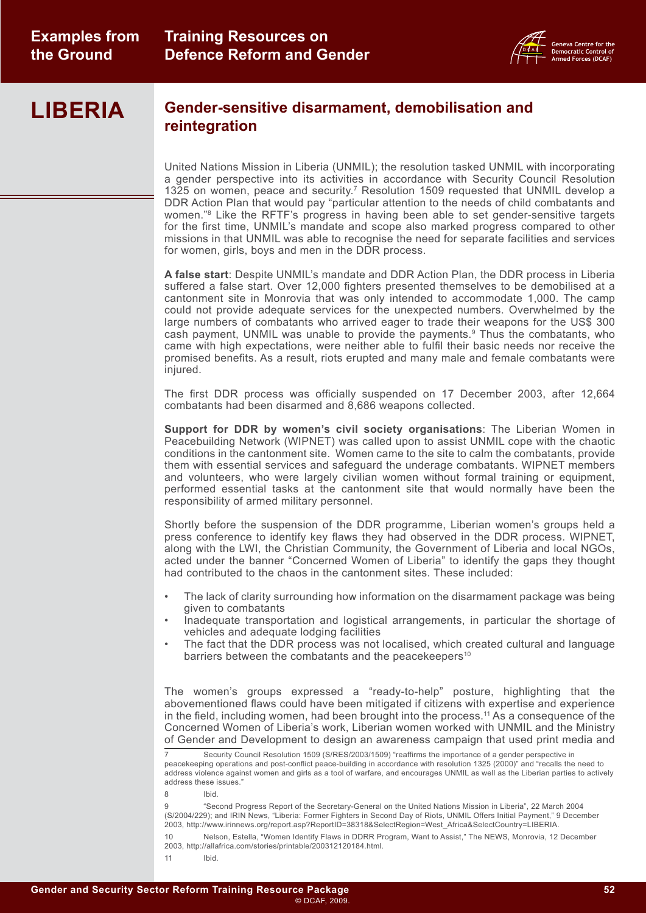# LIBERIA

## Gender-sensitive disarmament, demobilisation and reintegration

United Nations Mission in Liberia (UNMIL); the resolution tasked UNMIL with incorporating a gender perspective into its activities in accordance with Security Council Resolution 1325 on women, peace and security.[7] Resolution 1509 requested that UNMIL develop a DDR Action Plan that would pay "particular attention to the needs of child combatants and women."[8] Like the RFTF's progress in having been able to set gender-sensitive targets for the first time, UNMIL's mandate and scope also marked progress compared to other missions in that UNMIL was able to recognise the need for separate facilities and services for women, girls, boys and men in the DDR process.

**A false start**: Despite UNMIL's mandate and DDR Action Plan, the DDR process in Liberia suffered a false start. Over 12,000 fighters presented themselves to be demobilised at a cantonment site in Monrovia that was only intended to accommodate 1,000. The camp could not provide adequate services for the unexpected numbers. Overwhelmed by the large numbers of combatants who arrived eager to trade their weapons for the US$ 300 cash payment, UNMIL was unable to provide the payments.[9] Thus the combatants, who came with high expectations, were neither able to fulfil their basic needs nor receive the promised benefits. As a result, riots erupted and many male and female combatants were injured.

The first DDR process was officially suspended on 17 December 2003, after 12,664 combatants had been disarmed and 8,686 weapons collected.

**Support for DDR by women's civil society organisations**: The Liberian Women in Peacebuilding Network (WIPNET) was called upon to assist UNMIL cope with the chaotic conditions in the cantonment site. Women came to the site to calm the combatants, provide them with essential services and safeguard the underage combatants. WIPNET members and volunteers, who were largely civilian women without formal training or equipment, performed essential tasks at the cantonment site that would normally have been the responsibility of armed military personnel.

Shortly before the suspension of the DDR programme, Liberian women's groups held a press conference to identify key flaws they had observed in the DDR process. WIPNET, along with the LWI, the Christian Community, the Government of Liberia and local NGOs, acted under the banner "Concerned Women of Liberia" to identify the gaps they thought had contributed to the chaos in the cantonment sites. These included:

- The lack of clarity surrounding how information on the disarmament package was being given to combatants
- Inadequate transportation and logistical arrangements, in particular the shortage of vehicles and adequate lodging facilities
- The fact that the DDR process was not localised, which created cultural and language barriers between the combatants and the peacekeepers[10]

The women's groups expressed a "ready-to-help" posture, highlighting that the abovementioned flaws could have been mitigated if citizens with expertise and experience in the field, including women, had been brought into the process.[11] As a consequence of the Concerned Women of Liberia's work, Liberian women worked with UNMIL and the Ministry of Gender and Development to design an awareness campaign that used print media and

---

7 Security Council Resolution 1509 (S/RES/2003/1509) "reaffirms the importance of a gender perspective in peacekeeping operations and post-conflict peace-building in accordance with resolution 1325 (2000)" and "recalls the need to address violence against women and girls as a tool of warfare, and encourages UNMIL as well as the Liberian parties to actively address these issues."

8 Ibid.

9 "Second Progress Report of the Secretary-General on the United Nations Mission in Liberia", 22 March 2004 (S/2004/229); and IRIN News, "Liberia: Former Fighters in Second Day of Riots, UNMIL Offers Initial Payment," 9 December 2003, http://www.irinnews.org/report.asp?ReportID=38318&SelectRegion=West_Africa&SelectCountry=LIBERIA.

10 Nelson, Estella, "Women Identify Flaws in DDRR Program, Want to Assist," The NEWS, Monrovia, 12 December 2003, http://allafrica.com/stories/printable/200312120184.html.

11 Ibid.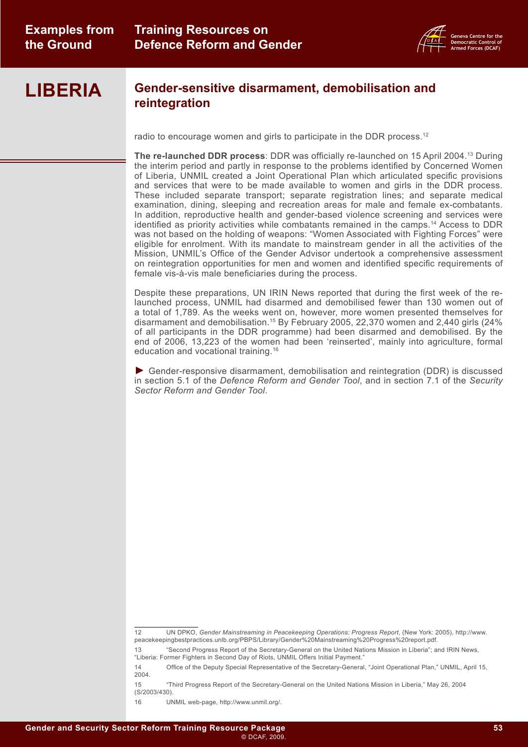# LIBERIA

## Gender-sensitive disarmament, demobilisation and reintegration

radio to encourage women and girls to participate in the DDR process.[12]

**The re-launched DDR process**: DDR was officially re-launched on 15 April 2004.[13] During the interim period and partly in response to the problems identified by Concerned Women of Liberia, UNMIL created a Joint Operational Plan which articulated specific provisions and services that were to be made available to women and girls in the DDR process. These included separate transport; separate registration lines; and separate medical examination, dining, sleeping and recreation areas for male and female ex-combatants. In addition, reproductive health and gender-based violence screening and services were identified as priority activities while combatants remained in the camps.[14] Access to DDR was not based on the holding of weapons: "Women Associated with Fighting Forces" were eligible for enrolment. With its mandate to mainstream gender in all the activities of the Mission, UNMIL's Office of the Gender Advisor undertook a comprehensive assessment on reintegration opportunities for men and women and identified specific requirements of female vis-à-vis male beneficiaries during the process.

Despite these preparations, UN IRIN News reported that during the first week of the re-launched process, UNMIL had disarmed and demobilised fewer than 130 women out of a total of 1,789. As the weeks went on, however, more women presented themselves for disarmament and demobilisation.[15] By February 2005, 22,370 women and 2,440 girls (24% of all participants in the DDR programme) had been disarmed and demobilised. By the end of 2006, 13,223 of the women had been 'reinserted', mainly into agriculture, formal education and vocational training.[16]

► Gender-responsive disarmament, demobilisation and reintegration (DDR) is discussed in section 5.1 of the *Defence Reform and Gender Tool*, and in section 7.1 of the *Security Sector Reform and Gender Tool*.

---

12 UN DPKO, *Gender Mainstreaming in Peacekeeping Operations: Progress Report*, (New York: 2005), http://www.peacekeepingbestpractices.unlb.org/PBPS/Library/Gender%20Mainstreaming%20Progress%20report.pdf.

13 "Second Progress Report of the Secretary-General on the United Nations Mission in Liberia"; and IRIN News, "Liberia: Former Fighters in Second Day of Riots, UNMIL Offers Initial Payment."

14 Office of the Deputy Special Representative of the Secretary-General, "Joint Operational Plan," UNMIL, April 15, 2004.

15 "Third Progress Report of the Secretary-General on the United Nations Mission in Liberia," May 26, 2004 (S/2003/430).

16 UNMIL web-page, http://www.unmil.org/.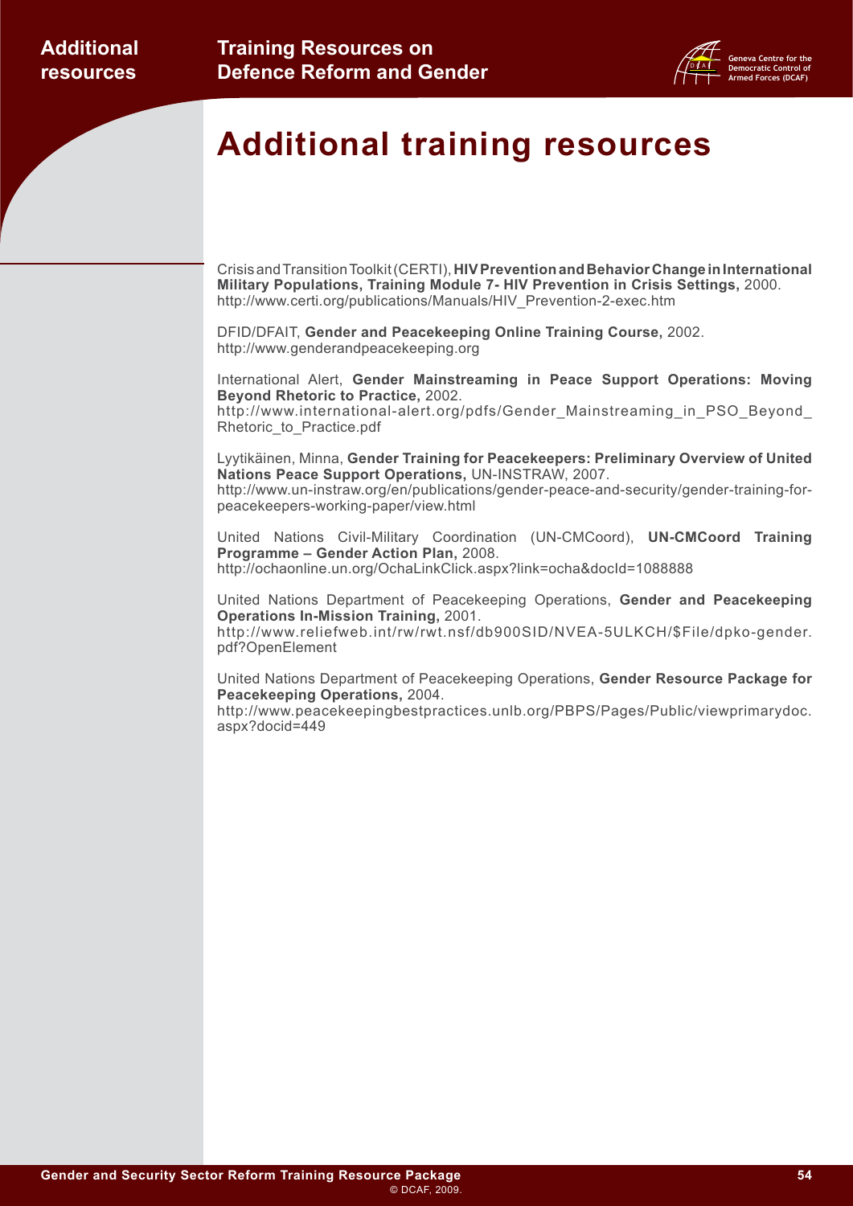# Additional training resources

Crisis and Transition Toolkit (CERTI), **HIV Prevention and Behavior Change in International Military Populations, Training Module 7- HIV Prevention in Crisis Settings,** 2000.
http://www.certi.org/publications/Manuals/HIV_Prevention-2-exec.htm

DFID/DFAIT, **Gender and Peacekeeping Online Training Course,** 2002.
http://www.genderandpeacekeeping.org

International Alert, **Gender Mainstreaming in Peace Support Operations: Moving Beyond Rhetoric to Practice,** 2002.
http://www.international-alert.org/pdfs/Gender_Mainstreaming_in_PSO_Beyond_Rhetoric_to_Practice.pdf

Lyytikäinen, Minna, **Gender Training for Peacekeepers: Preliminary Overview of United Nations Peace Support Operations,** UN-INSTRAW, 2007.
http://www.un-instraw.org/en/publications/gender-peace-and-security/gender-training-for-peacekeepers-working-paper/view.html

United Nations Civil-Military Coordination (UN-CMCoord), **UN-CMCoord Training Programme – Gender Action Plan,** 2008.
http://ochaonline.un.org/OchaLinkClick.aspx?link=ocha&docId=1088888

United Nations Department of Peacekeeping Operations, **Gender and Peacekeeping Operations In-Mission Training,** 2001.
http://www.reliefweb.int/rw/rwt.nsf/db900SID/NVEA-5ULKCH/$File/dpko-gender.pdf?OpenElement

United Nations Department of Peacekeeping Operations, **Gender Resource Package for Peacekeeping Operations,** 2004.
http://www.peacekeepingbestpractices.unlb.org/PBPS/Pages/Public/viewprimarydoc.aspx?docid=449